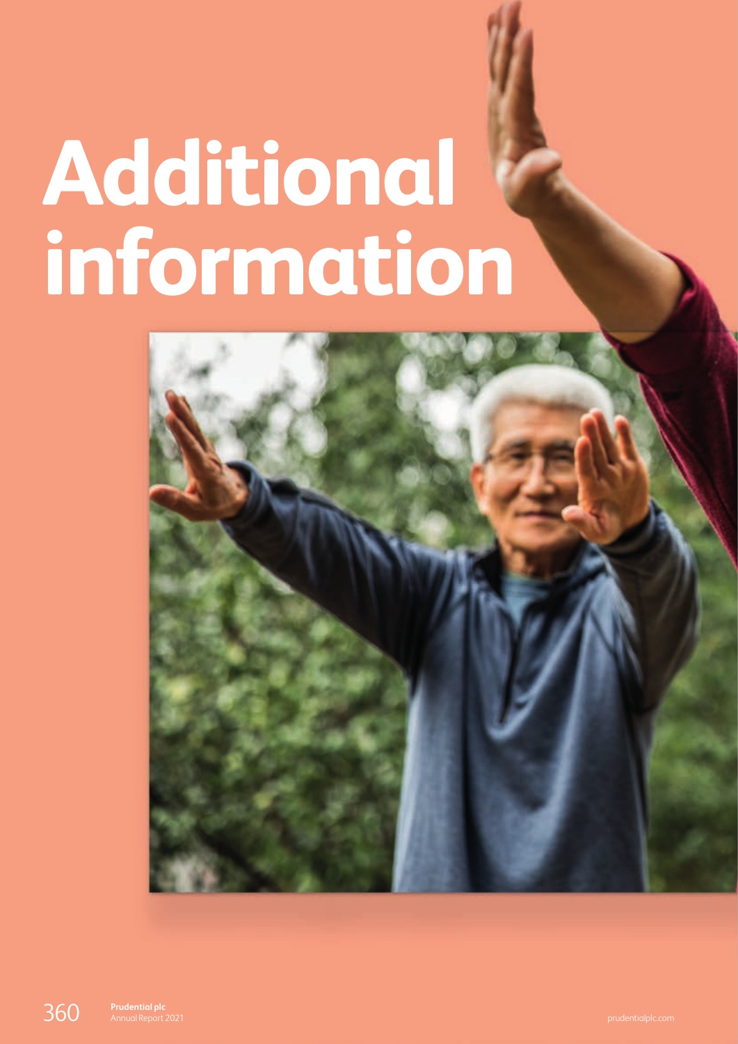# Additional information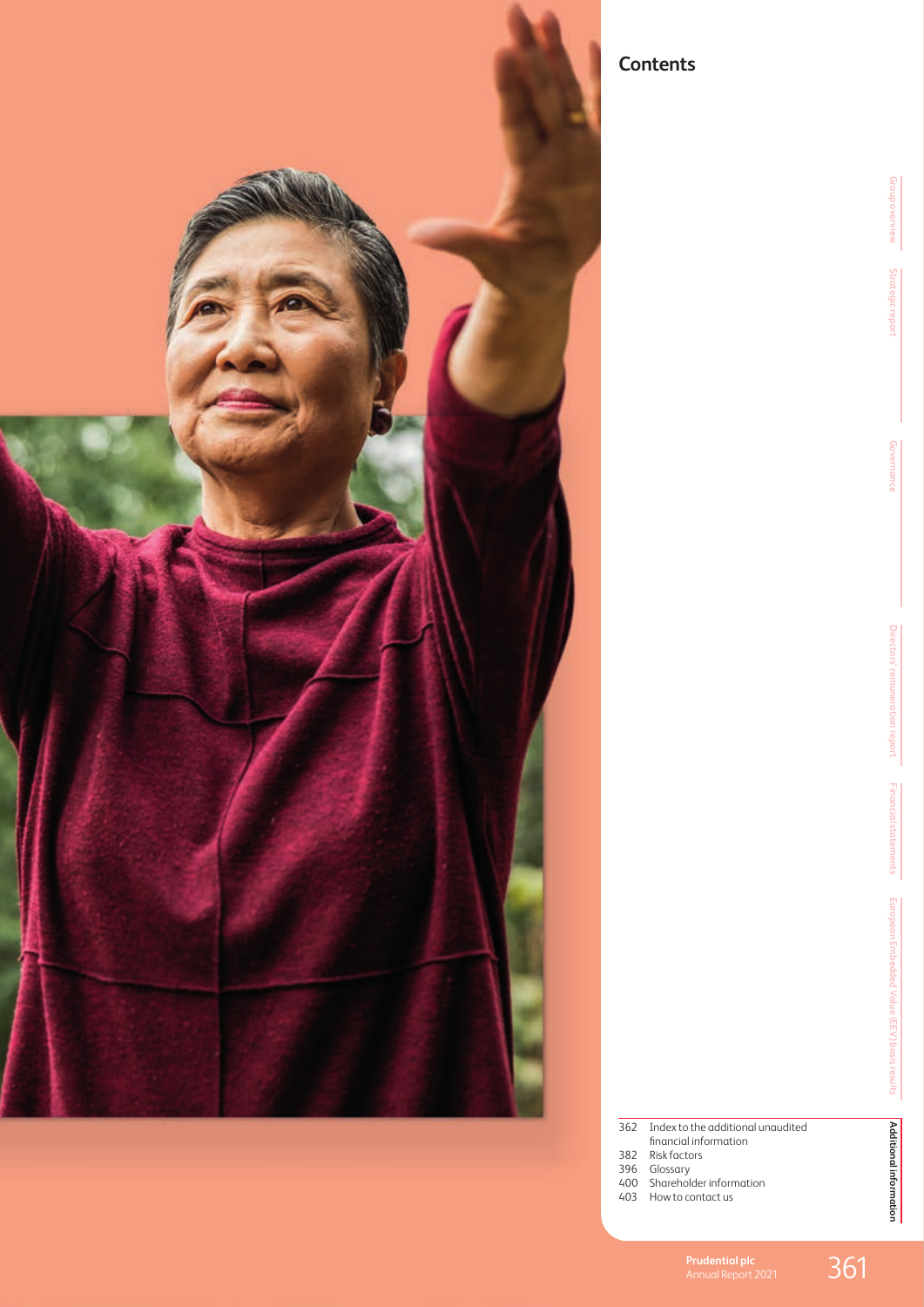## Contents

| | |
|---|---|
| 362 | Index to the additional unaudited financial information |
| 382 | Risk factors |
| 396 | Glossary |
| 400 | Shareholder information |
| 403 | How to contact us |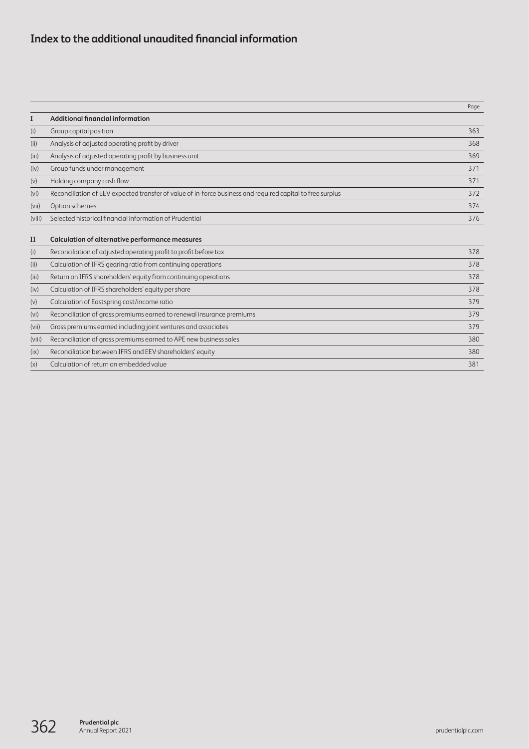# Index to the additional unaudited financial information

| | | Page |
|---|---|---|
| **I** | **Additional financial information** | |
| (i) | Group capital position | 363 |
| (ii) | Analysis of adjusted operating profit by driver | 368 |
| (iii) | Analysis of adjusted operating profit by business unit | 369 |
| (iv) | Group funds under management | 371 |
| (v) | Holding company cash flow | 371 |
| (vi) | Reconciliation of EEV expected transfer of value of in-force business and required capital to free surplus | 372 |
| (vii) | Option schemes | 374 |
| (viii) | Selected historical financial information of Prudential | 376 |
| **II** | **Calculation of alternative performance measures** | |
| (i) | Reconciliation of adjusted operating profit to profit before tax | 378 |
| (ii) | Calculation of IFRS gearing ratio from continuing operations | 378 |
| (iii) | Return on IFRS shareholders' equity from continuing operations | 378 |
| (iv) | Calculation of IFRS shareholders' equity per share | 378 |
| (v) | Calculation of Eastspring cost/income ratio | 379 |
| (vi) | Reconciliation of gross premiums earned to renewal insurance premiums | 379 |
| (vii) | Gross premiums earned including joint ventures and associates | 379 |
| (viii) | Reconciliation of gross premiums earned to APE new business sales | 380 |
| (ix) | Reconciliation between IFRS and EEV shareholders' equity | 380 |
| (x) | Calculation of return on embedded value | 381 |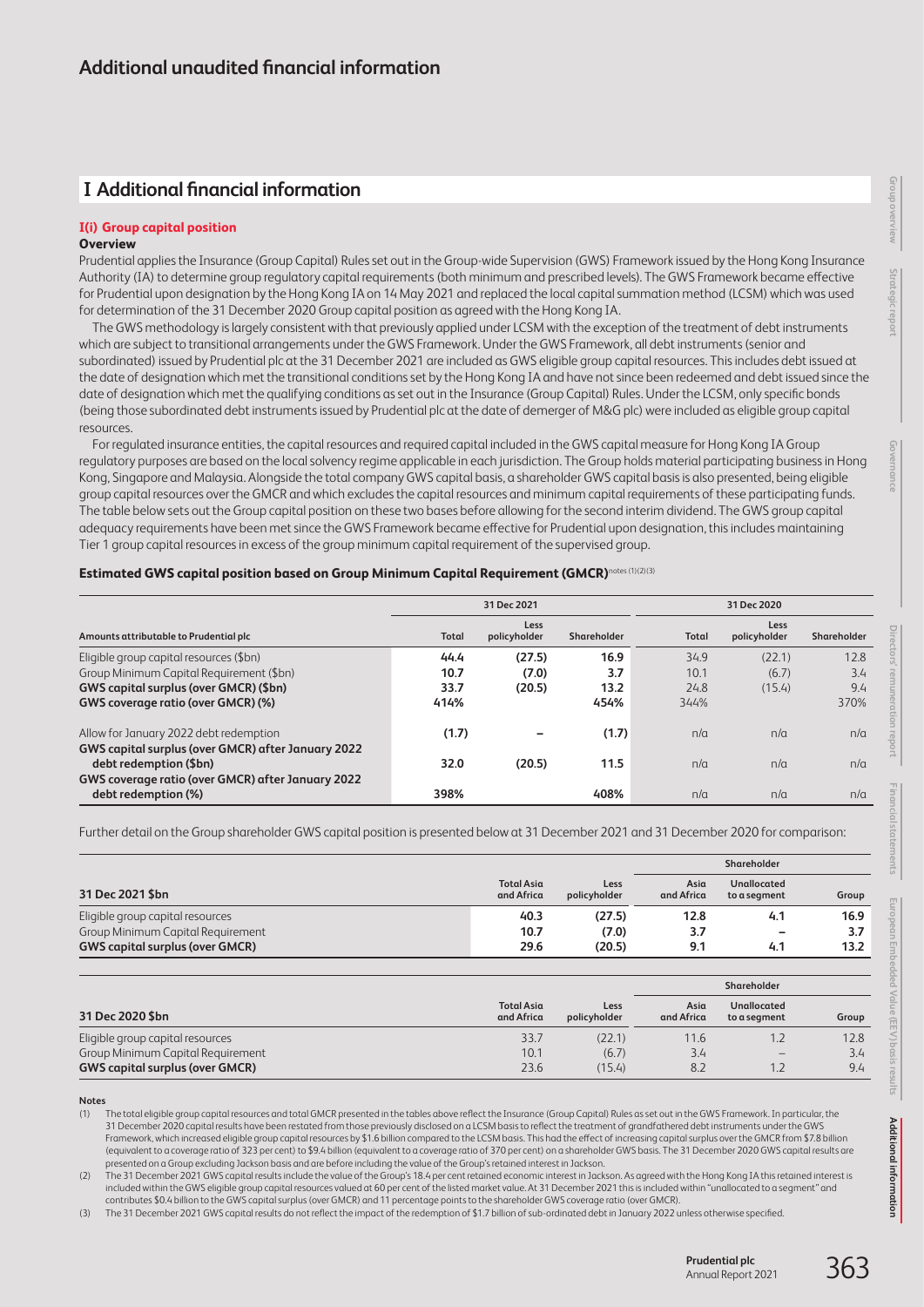# Additional unaudited financial information

## I Additional financial information

### I(i) Group capital position

**Overview**

Prudential applies the Insurance (Group Capital) Rules set out in the Group-wide Supervision (GWS) Framework issued by the Hong Kong Insurance Authority (IA) to determine group regulatory capital requirements (both minimum and prescribed levels). The GWS Framework became effective for Prudential upon designation by the Hong Kong IA on 14 May 2021 and replaced the local capital summation method (LCSM) which was used for determination of the 31 December 2020 Group capital position as agreed with the Hong Kong IA.

The GWS methodology is largely consistent with that previously applied under LCSM with the exception of the treatment of debt instruments which are subject to transitional arrangements under the GWS Framework. Under the GWS Framework, all debt instruments (senior and subordinated) issued by Prudential plc at the 31 December 2021 are included as GWS eligible group capital resources. This includes debt issued at the date of designation which met the transitional conditions set by the Hong Kong IA and have not since been redeemed and debt issued since the date of designation which met the qualifying conditions as set out in the Insurance (Group Capital) Rules. Under the LCSM, only specific bonds (being those subordinated debt instruments issued by Prudential plc at the date of demerger of M&G plc) were included as eligible group capital resources.

For regulated insurance entities, the capital resources and required capital included in the GWS capital measure for Hong Kong IA Group regulatory purposes are based on the local solvency regime applicable in each jurisdiction. The Group holds material participating business in Hong Kong, Singapore and Malaysia. Alongside the total company GWS capital basis, a shareholder GWS capital basis is also presented, being eligible group capital resources over the GMCR and which excludes the capital resources and minimum capital requirements of these participating funds. The table below sets out the Group capital position on these two bases before allowing for the second interim dividend. The GWS group capital adequacy requirements have been met since the GWS Framework became effective for Prudential upon designation, this includes maintaining Tier 1 group capital resources in excess of the group minimum capital requirement of the supervised group.

**Estimated GWS capital position based on Group Minimum Capital Requirement (GMCR)** notes (1)(2)(3)

| Amounts attributable to Prudential plc | 31 Dec 2021 | | | 31 Dec 2020 | | |
|---|---|---|---|---|---|---|
| | Total | Less policyholder | Shareholder | Total | Less policyholder | Shareholder |
| Eligible group capital resources ($bn) | **44.4** | **(27.5)** | **16.9** | 34.9 | (22.1) | 12.8 |
| Group Minimum Capital Requirement ($bn) | **10.7** | **(7.0)** | **3.7** | 10.1 | (6.7) | 3.4 |
| **GWS capital surplus (over GMCR) ($bn)** | **33.7** | **(20.5)** | **13.2** | 24.8 | (15.4) | 9.4 |
| **GWS coverage ratio (over GMCR) (%)** | **414%** | | **454%** | 344% | | 370% |
| Allow for January 2022 debt redemption | **(1.7)** | **–** | **(1.7)** | n/a | n/a | n/a |
| **GWS capital surplus (over GMCR) after January 2022 debt redemption ($bn)** | **32.0** | **(20.5)** | **11.5** | n/a | n/a | n/a |
| **GWS coverage ratio (over GMCR) after January 2022 debt redemption (%)** | **398%** | | **408%** | n/a | n/a | n/a |

Further detail on the Group shareholder GWS capital position is presented below at 31 December 2021 and 31 December 2020 for comparison:

| | | | Shareholder | | |
|---|---|---|---|---|---|
| **31 Dec 2021 $bn** | Total Asia and Africa | Less policyholder | Asia and Africa | Unallocated to a segment | Group |
| Eligible group capital resources | **40.3** | **(27.5)** | **12.8** | **4.1** | **16.9** |
| Group Minimum Capital Requirement | **10.7** | **(7.0)** | **3.7** | **–** | **3.7** |
| **GWS capital surplus (over GMCR)** | **29.6** | **(20.5)** | **9.1** | **4.1** | **13.2** |

| | | | Shareholder | | |
|---|---|---|---|---|---|
| **31 Dec 2020 $bn** | Total Asia and Africa | Less policyholder | Asia and Africa | Unallocated to a segment | Group |
| Eligible group capital resources | 33.7 | (22.1) | 11.6 | 1.2 | 12.8 |
| Group Minimum Capital Requirement | 10.1 | (6.7) | 3.4 | – | 3.4 |
| **GWS capital surplus (over GMCR)** | 23.6 | (15.4) | 8.2 | 1.2 | 9.4 |

**Notes**

(1) The total eligible group capital resources and total GMCR presented in the tables above reflect the Insurance (Group Capital) Rules as set out in the GWS Framework. In particular, the 31 December 2020 capital results have been restated from those previously disclosed on a LCSM basis to reflect the treatment of grandfathered debt instruments under the GWS Framework, which increased eligible group capital resources by $1.6 billion compared to the LCSM basis. This had the effect of increasing capital surplus over the GMCR from $7.8 billion (equivalent to a coverage ratio of 323 per cent) to $9.4 billion (equivalent to a coverage ratio of 370 per cent) on a shareholder GWS basis. The 31 December 2020 GWS capital results are presented on a Group excluding Jackson basis and are before including the value of the Group's retained interest in Jackson.

(2) The 31 December 2021 GWS capital results include the value of the Group's 18.4 per cent retained economic interest in Jackson. As agreed with the Hong Kong IA this retained interest is included within the GWS eligible group capital resources valued at 60 per cent of the listed market value. At 31 December 2021 this is included within "unallocated to a segment" and contributes $0.4 billion to the GWS capital surplus (over GMCR) and 11 percentage points to the shareholder GWS coverage ratio (over GMCR).

(3) The 31 December 2021 GWS capital results do not reflect the impact of the redemption of $1.7 billion of sub-ordinated debt in January 2022 unless otherwise specified.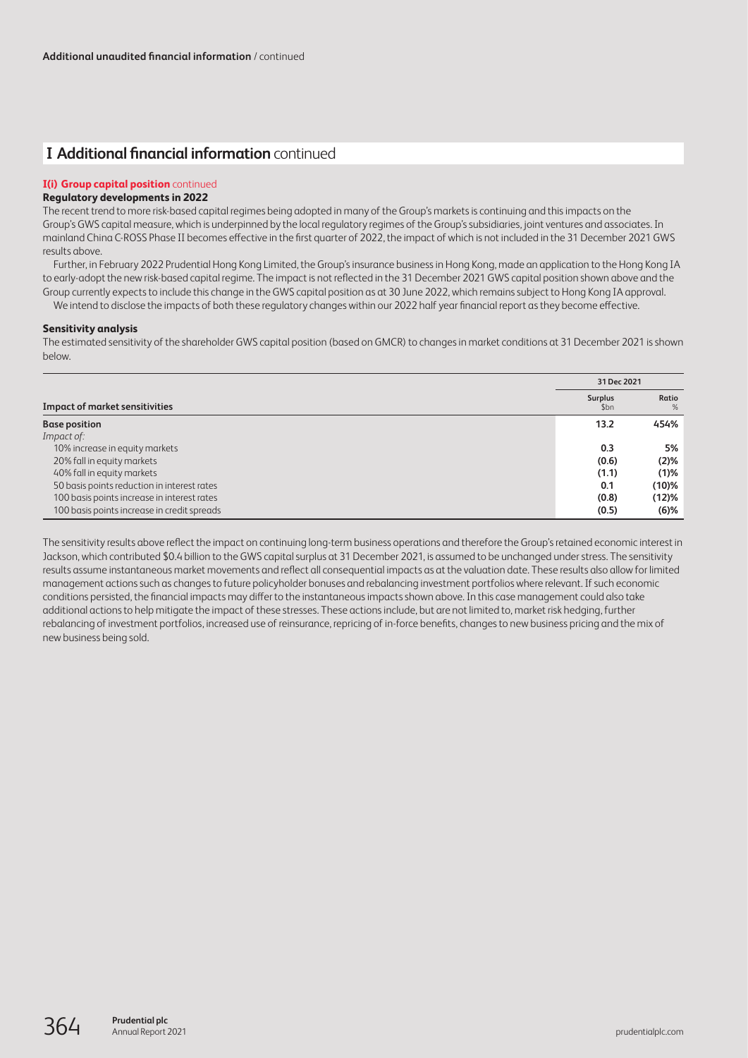## I Additional financial information continued

### I(i) Group capital position continued

**Regulatory developments in 2022**

The recent trend to more risk-based capital regimes being adopted in many of the Group's markets is continuing and this impacts on the Group's GWS capital measure, which is underpinned by the local regulatory regimes of the Group's subsidiaries, joint ventures and associates. In mainland China C-ROSS Phase II becomes effective in the first quarter of 2022, the impact of which is not included in the 31 December 2021 GWS results above.

Further, in February 2022 Prudential Hong Kong Limited, the Group's insurance business in Hong Kong, made an application to the Hong Kong IA to early-adopt the new risk-based capital regime. The impact is not reflected in the 31 December 2021 GWS capital position shown above and the Group currently expects to include this change in the GWS capital position as at 30 June 2022, which remains subject to Hong Kong IA approval.

We intend to disclose the impacts of both these regulatory changes within our 2022 half year financial report as they become effective.

**Sensitivity analysis**

The estimated sensitivity of the shareholder GWS capital position (based on GMCR) to changes in market conditions at 31 December 2021 is shown below.

| | 31 Dec 2021 | |
|---|---|---|
| **Impact of market sensitivities** | Surplus $bn | Ratio % |
| **Base position** | **13.2** | **454%** |
| *Impact of:* | | |
| 10% increase in equity markets | **0.3** | **5%** |
| 20% fall in equity markets | **(0.6)** | **(2)%** |
| 40% fall in equity markets | **(1.1)** | **(1)%** |
| 50 basis points reduction in interest rates | **0.1** | **(10)%** |
| 100 basis points increase in interest rates | **(0.8)** | **(12)%** |
| 100 basis points increase in credit spreads | **(0.5)** | **(6)%** |

The sensitivity results above reflect the impact on continuing long-term business operations and therefore the Group's retained economic interest in Jackson, which contributed $0.4 billion to the GWS capital surplus at 31 December 2021, is assumed to be unchanged under stress. The sensitivity results assume instantaneous market movements and reflect all consequential impacts as at the valuation date. These results also allow for limited management actions such as changes to future policyholder bonuses and rebalancing investment portfolios where relevant. If such economic conditions persisted, the financial impacts may differ to the instantaneous impacts shown above. In this case management could also take additional actions to help mitigate the impact of these stresses. These actions include, but are not limited to, market risk hedging, further rebalancing of investment portfolios, increased use of reinsurance, repricing of in-force benefits, changes to new business pricing and the mix of new business being sold.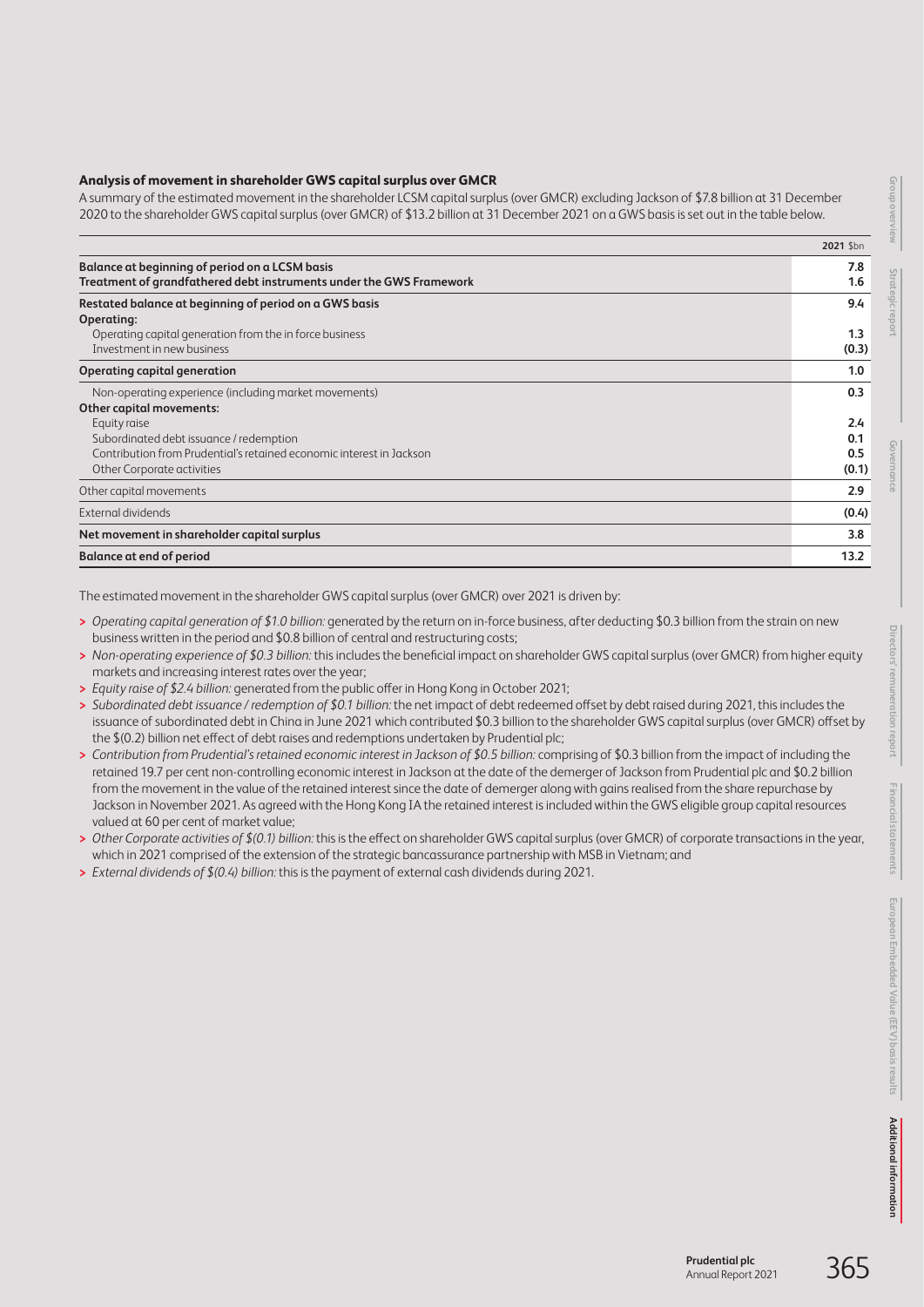### Analysis of movement in shareholder GWS capital surplus over GMCR

A summary of the estimated movement in the shareholder LCSM capital surplus (over GMCR) excluding Jackson of $7.8 billion at 31 December 2020 to the shareholder GWS capital surplus (over GMCR) of $13.2 billion at 31 December 2021 on a GWS basis is set out in the table below.

| | 2021 $bn |
|---|---|
| **Balance at beginning of period on a LCSM basis** | **7.8** |
| **Treatment of grandfathered debt instruments under the GWS Framework** | **1.6** |
| **Restated balance at beginning of period on a GWS basis** | **9.4** |
| **Operating:** | |
| Operating capital generation from the in force business | 1.3 |
| Investment in new business | (0.3) |
| **Operating capital generation** | **1.0** |
| Non-operating experience (including market movements) | 0.3 |
| **Other capital movements:** | |
| Equity raise | 2.4 |
| Subordinated debt issuance / redemption | 0.1 |
| Contribution from Prudential's retained economic interest in Jackson | 0.5 |
| Other Corporate activities | (0.1) |
| Other capital movements | 2.9 |
| External dividends | (0.4) |
| **Net movement in shareholder capital surplus** | **3.8** |
| **Balance at end of period** | **13.2** |

The estimated movement in the shareholder GWS capital surplus (over GMCR) over 2021 is driven by:

- *Operating capital generation of $1.0 billion:* generated by the return on in-force business, after deducting $0.3 billion from the strain on new business written in the period and $0.8 billion of central and restructuring costs;
- *Non-operating experience of $0.3 billion:* this includes the beneficial impact on shareholder GWS capital surplus (over GMCR) from higher equity markets and increasing interest rates over the year;
- *Equity raise of $2.4 billion:* generated from the public offer in Hong Kong in October 2021;
- *Subordinated debt issuance / redemption of $0.1 billion:* the net impact of debt redeemed offset by debt raised during 2021, this includes the issuance of subordinated debt in China in June 2021 which contributed $0.3 billion to the shareholder GWS capital surplus (over GMCR) offset by the $(0.2) billion net effect of debt raises and redemptions undertaken by Prudential plc;
- *Contribution from Prudential's retained economic interest in Jackson of $0.5 billion:* comprising of $0.3 billion from the impact of including the retained 19.7 per cent non-controlling economic interest in Jackson at the date of the demerger of Jackson from Prudential plc and $0.2 billion from the movement in the value of the retained interest since the date of demerger along with gains realised from the share repurchase by Jackson in November 2021. As agreed with the Hong Kong IA the retained interest is included within the GWS eligible group capital resources valued at 60 per cent of market value;
- *Other Corporate activities of $(0.1) billion:* this is the effect on shareholder GWS capital surplus (over GMCR) of corporate transactions in the year, which in 2021 comprised of the extension of the strategic bancassurance partnership with MSB in Vietnam; and
- *External dividends of $(0.4) billion:* this is the payment of external cash dividends during 2021.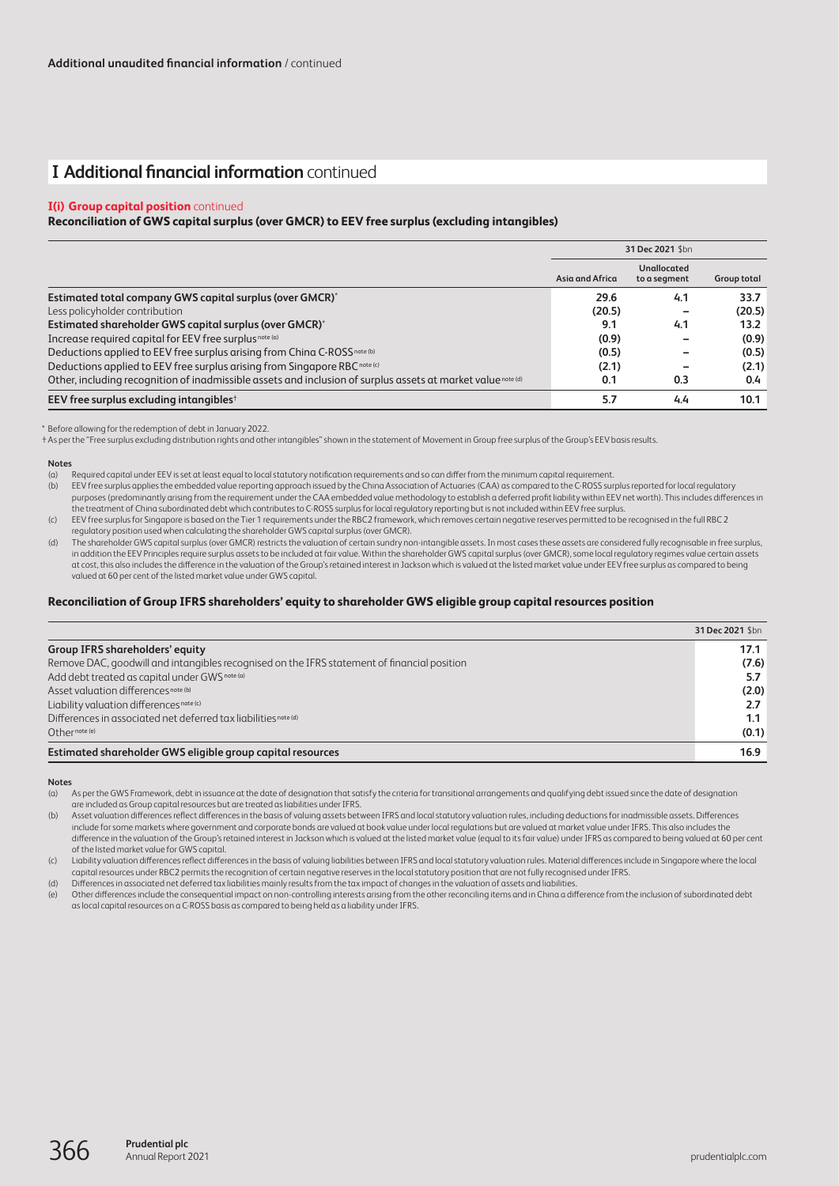## I Additional financial information continued

### I(i) Group capital position continued

**Reconciliation of GWS capital surplus (over GMCR) to EEV free surplus (excluding intangibles)**

| | 31 Dec 2021 $bn | | |
|---|---|---|---|
| | Asia and Africa | Unallocated to a segment | Group total |
| **Estimated total company GWS capital surplus (over GMCR)*** | **29.6** | **4.1** | **33.7** |
| Less policyholder contribution | (20.5) | – | (20.5) |
| **Estimated shareholder GWS capital surplus (over GMCR)*** | **9.1** | **4.1** | **13.2** |
| Increase required capital for EEV free surplus note (a) | (0.9) | – | (0.9) |
| Deductions applied to EEV free surplus arising from China C-ROSS note (b) | (0.5) | – | (0.5) |
| Deductions applied to EEV free surplus arising from Singapore RBC note (c) | (2.1) | – | (2.1) |
| Other, including recognition of inadmissible assets and inclusion of surplus assets at market value note (d) | 0.1 | 0.3 | 0.4 |
| **EEV free surplus excluding intangibles†** | **5.7** | **4.4** | **10.1** |

\* Before allowing for the redemption of debt in January 2022.
† As per the "Free surplus excluding distribution rights and other intangibles" shown in the statement of Movement in Group free surplus of the Group's EEV basis results.

**Notes**

(a) Required capital under EEV is set at least equal to local statutory notification requirements and so can differ from the minimum capital requirement.

(b) EEV free surplus applies the embedded value reporting approach issued by the China Association of Actuaries (CAA) as compared to the C-ROSS surplus reported for local regulatory purposes (predominantly arising from the requirement under the CAA embedded value methodology to establish a deferred profit liability within EEV net worth). This includes differences in the treatment of China subordinated debt which contributes to C-ROSS surplus for local regulatory reporting but is not included within EEV free surplus.

(c) EEV free surplus for Singapore is based on the Tier 1 requirements under the RBC2 framework, which removes certain negative reserves permitted to be recognised in the full RBC 2 regulatory position used when calculating the shareholder GWS capital surplus (over GMCR).

(d) The shareholder GWS capital surplus (over GMCR) restricts the valuation of certain sundry non-intangible assets. In most cases these assets are considered fully recognisable in free surplus, in addition the EEV Principles require surplus assets to be included at fair value. Within the shareholder GWS capital surplus (over GMCR), some local regulatory regimes value certain assets at cost, this also includes the difference in the valuation of the Group's retained interest in Jackson which is valued at the listed market value under EEV free surplus as compared to being valued at 60 per cent of the listed market value under GWS capital.

**Reconciliation of Group IFRS shareholders' equity to shareholder GWS eligible group capital resources position**

| | 31 Dec 2021 $bn |
|---|---|
| **Group IFRS shareholders' equity** | **17.1** |
| Remove DAC, goodwill and intangibles recognised on the IFRS statement of financial position | (7.6) |
| Add debt treated as capital under GWS note (a) | 5.7 |
| Asset valuation differences note (b) | (2.0) |
| Liability valuation differences note (c) | 2.7 |
| Differences in associated net deferred tax liabilities note (d) | 1.1 |
| Other note (e) | (0.1) |
| **Estimated shareholder GWS eligible group capital resources** | **16.9** |

**Notes**

(a) As per the GWS Framework, debt in issuance at the date of designation that satisfy the criteria for transitional arrangements and qualifying debt issued since the date of designation are included as Group capital resources but are treated as liabilities under IFRS.

(b) Asset valuation differences reflect differences in the basis of valuing assets between IFRS and local statutory valuation rules, including deductions for inadmissible assets. Differences include for some markets where government and corporate bonds are valued at book value under local regulations but are valued at market value under IFRS. This also includes the difference in the valuation of the Group's retained interest in Jackson which is valued at the listed market value (equal to its fair value) under IFRS as compared to being valued at 60 per cent of the listed market value for GWS capital.

(c) Liability valuation differences reflect differences in the basis of valuing liabilities between IFRS and local statutory valuation rules. Material differences include in Singapore where the local capital resources under RBC2 permits the recognition of certain negative reserves in the local statutory position that are not fully recognised under IFRS.

(d) Differences in associated net deferred tax liabilities mainly results from the tax impact of changes in the valuation of assets and liabilities.

(e) Other differences include the consequential impact on non-controlling interests arising from the other reconciling items and in China a difference from the inclusion of subordinated debt as local capital resources on a C-ROSS basis as compared to being held as a liability under IFRS.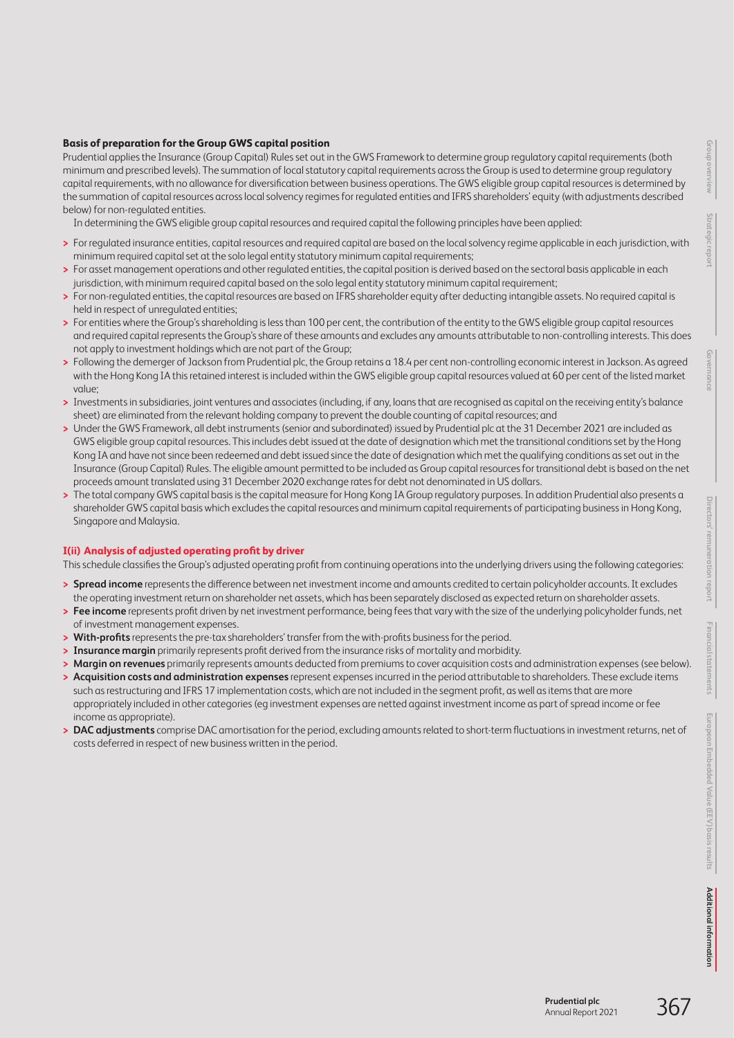**Basis of preparation for the Group GWS capital position**

Prudential applies the Insurance (Group Capital) Rules set out in the GWS Framework to determine group regulatory capital requirements (both minimum and prescribed levels). The summation of local statutory capital requirements across the Group is used to determine group regulatory capital requirements, with no allowance for diversification between business operations. The GWS eligible group capital resources is determined by the summation of capital resources across local solvency regimes for regulated entities and IFRS shareholders' equity (with adjustments described below) for non-regulated entities.

In determining the GWS eligible group capital resources and required capital the following principles have been applied:

- For regulated insurance entities, capital resources and required capital are based on the local solvency regime applicable in each jurisdiction, with minimum required capital set at the solo legal entity statutory minimum capital requirements;
- For asset management operations and other regulated entities, the capital position is derived based on the sectoral basis applicable in each jurisdiction, with minimum required capital based on the solo legal entity statutory minimum capital requirement;
- For non-regulated entities, the capital resources are based on IFRS shareholder equity after deducting intangible assets. No required capital is held in respect of unregulated entities;
- For entities where the Group's shareholding is less than 100 per cent, the contribution of the entity to the GWS eligible group capital resources and required capital represents the Group's share of these amounts and excludes any amounts attributable to non-controlling interests. This does not apply to investment holdings which are not part of the Group;
- Following the demerger of Jackson from Prudential plc, the Group retains a 18.4 per cent non-controlling economic interest in Jackson. As agreed with the Hong Kong IA this retained interest is included within the GWS eligible group capital resources valued at 60 per cent of the listed market value;
- Investments in subsidiaries, joint ventures and associates (including, if any, loans that are recognised as capital on the receiving entity's balance sheet) are eliminated from the relevant holding company to prevent the double counting of capital resources; and
- Under the GWS Framework, all debt instruments (senior and subordinated) issued by Prudential plc at the 31 December 2021 are included as GWS eligible group capital resources. This includes debt issued at the date of designation which met the transitional conditions set by the Hong Kong IA and have not since been redeemed and debt issued since the date of designation which met the qualifying conditions as set out in the Insurance (Group Capital) Rules. The eligible amount permitted to be included as Group capital resources for transitional debt is based on the net proceeds amount translated using 31 December 2020 exchange rates for debt not denominated in US dollars.
- The total company GWS capital basis is the capital measure for Hong Kong IA Group regulatory purposes. In addition Prudential also presents a shareholder GWS capital basis which excludes the capital resources and minimum capital requirements of participating business in Hong Kong, Singapore and Malaysia.

## I(ii) Analysis of adjusted operating profit by driver

This schedule classifies the Group's adjusted operating profit from continuing operations into the underlying drivers using the following categories:

- **Spread income** represents the difference between net investment income and amounts credited to certain policyholder accounts. It excludes the operating investment return on shareholder net assets, which has been separately disclosed as expected return on shareholder assets.
- **Fee income** represents profit driven by net investment performance, being fees that vary with the size of the underlying policyholder funds, net of investment management expenses.
- **With-profits** represents the pre-tax shareholders' transfer from the with-profits business for the period.
- **Insurance margin** primarily represents profit derived from the insurance risks of mortality and morbidity.
- **Margin on revenues** primarily represents amounts deducted from premiums to cover acquisition costs and administration expenses (see below).
- **Acquisition costs and administration expenses** represent expenses incurred in the period attributable to shareholders. These exclude items such as restructuring and IFRS 17 implementation costs, which are not included in the segment profit, as well as items that are more appropriately included in other categories (eg investment expenses are netted against investment income as part of spread income or fee income as appropriate).
- **DAC adjustments** comprise DAC amortisation for the period, excluding amounts related to short-term fluctuations in investment returns, net of costs deferred in respect of new business written in the period.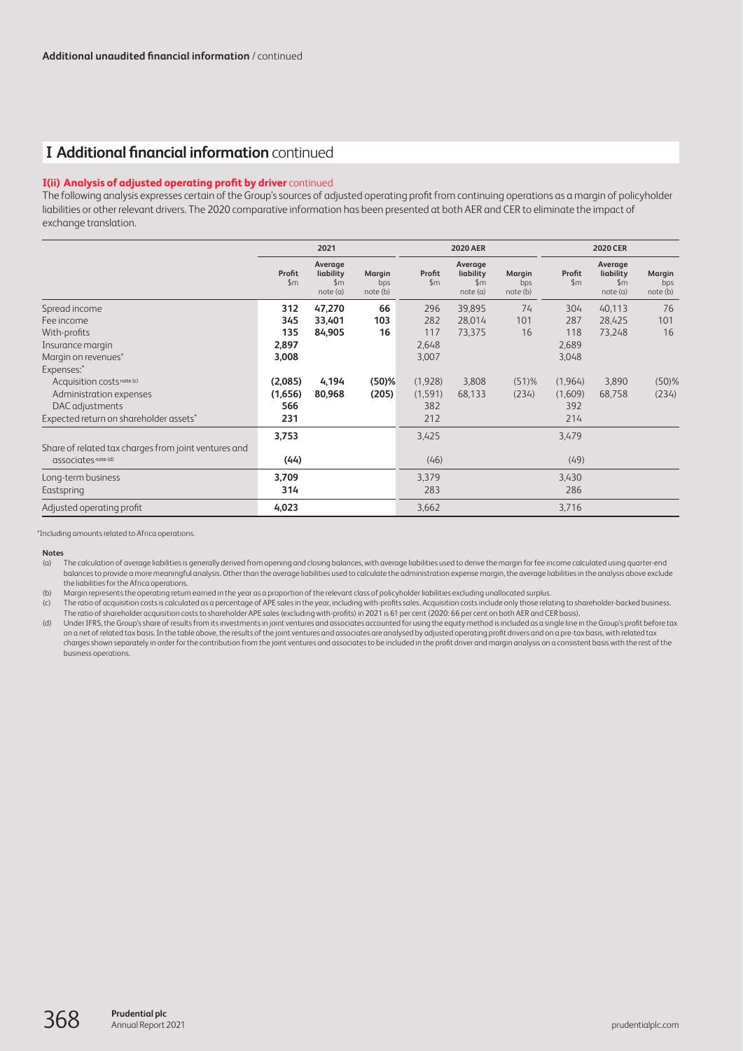Additional unaudited financial information / continued

## I Additional financial information continued

### I(ii) Analysis of adjusted operating profit by driver continued

The following analysis expresses certain of the Group's sources of adjusted operating profit from continuing operations as a margin of policyholder liabilities or other relevant drivers. The 2020 comparative information has been presented at both AER and CER to eliminate the impact of exchange translation.

| | 2021 | | | 2020 AER | | | 2020 CER | | |
|---|---|---|---|---|---|---|---|---|---|
| | Profit $m | Average liability $m note (a) | Margin bps note (b) | Profit $m | Average liability $m note (a) | Margin bps note (b) | Profit $m | Average liability $m note (a) | Margin bps note (b) |
| Spread income | **312** | **47,270** | **66** | 296 | 39,895 | 74 | 304 | 40,113 | 76 |
| Fee income | **345** | **33,401** | **103** | 282 | 28,014 | 101 | 287 | 28,425 | 101 |
| With-profits | **135** | **84,905** | **16** | 117 | 73,375 | 16 | 118 | 73,248 | 16 |
| Insurance margin | **2,897** | | | 2,648 | | | 2,689 | | |
| Margin on revenues* | **3,008** | | | 3,007 | | | 3,048 | | |
| Expenses:* | | | | | | | | | |
| Acquisition costs note (c) | **(2,085)** | **4,194** | **(50)%** | (1,928) | 3,808 | (51)% | (1,964) | 3,890 | (50)% |
| Administration expenses | **(1,656)** | **80,968** | **(205)** | (1,591) | 68,133 | (234) | (1,609) | 68,758 | (234) |
| DAC adjustments | **566** | | | 382 | | | 392 | | |
| Expected return on shareholder assets* | **231** | | | 212 | | | 214 | | |
| | **3,753** | | | 3,425 | | | 3,479 | | |
| Share of related tax charges from joint ventures and associates note (d) | **(44)** | | | (46) | | | (49) | | |
| Long-term business | **3,709** | | | 3,379 | | | 3,430 | | |
| Eastspring | **314** | | | 283 | | | 286 | | |
| Adjusted operating profit | **4,023** | | | 3,662 | | | 3,716 | | |

*Including amounts related to Africa operations.

**Notes**

(a) The calculation of average liabilities is generally derived from opening and closing balances, with average liabilities used to derive the margin for fee income calculated using quarter-end balances to provide a more meaningful analysis. Other than the average liabilities used to calculate the administration expense margin, the average liabilities in the analysis above exclude the liabilities for the Africa operations.

(b) Margin represents the operating return earned in the year as a proportion of the relevant class of policyholder liabilities excluding unallocated surplus.

(c) The ratio of acquisition costs is calculated as a percentage of APE sales in the year, including with-profits sales. Acquisition costs include only those relating to shareholder-backed business. The ratio of shareholder acquisition costs to shareholder APE sales (excluding with-profits) in 2021 is 61 per cent (2020: 66 per cent on both AER and CER basis).

(d) Under IFRS, the Group's share of results from its investments in joint ventures and associates accounted for using the equity method is included as a single line in the Group's profit before tax on a net of related tax basis. In the table above, the results of the joint ventures and associates are analysed by adjusted operating profit drivers and on a pre-tax basis, with related tax charges shown separately in order for the contribution from the joint ventures and associates to be included in the profit driver and margin analysis on a consistent basis with the rest of the business operations.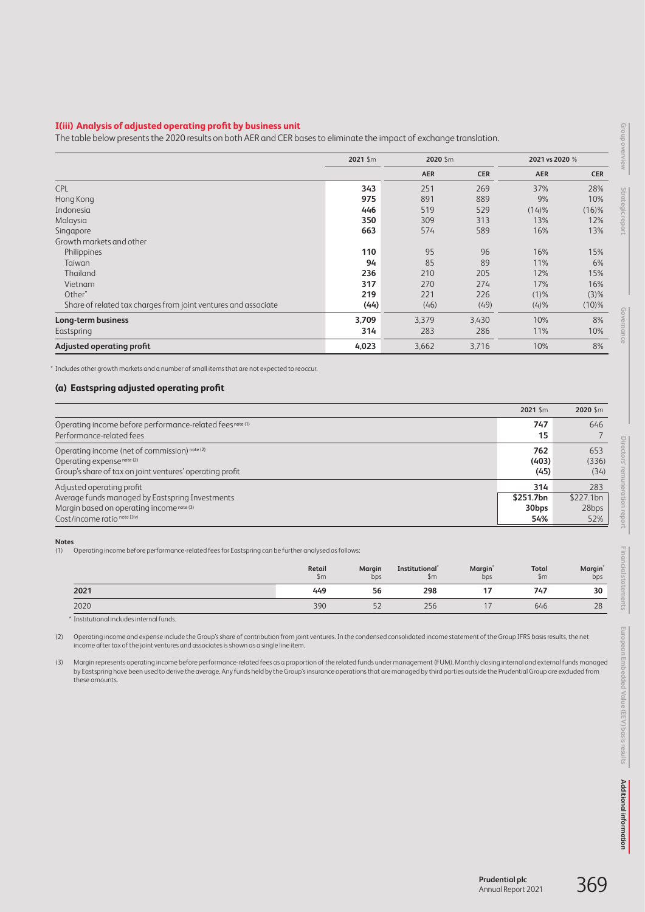### I(iii) Analysis of adjusted operating profit by business unit

The table below presents the 2020 results on both AER and CER bases to eliminate the impact of exchange translation.

| | 2021 $m | 2020 $m | | 2021 vs 2020 % | |
|---|---|---|---|---|---|
| | | AER | CER | AER | CER |
| CPL | **343** | 251 | 269 | 37% | 28% |
| Hong Kong | **975** | 891 | 889 | 9% | 10% |
| Indonesia | **446** | 519 | 529 | (14)% | (16)% |
| Malaysia | **350** | 309 | 313 | 13% | 12% |
| Singapore | **663** | 574 | 589 | 16% | 13% |
| Growth markets and other | | | | | |
| Philippines | **110** | 95 | 96 | 16% | 15% |
| Taiwan | **94** | 85 | 89 | 11% | 6% |
| Thailand | **236** | 210 | 205 | 12% | 15% |
| Vietnam | **317** | 270 | 274 | 17% | 16% |
| Other* | **219** | 221 | 226 | (1)% | (3)% |
| Share of related tax charges from joint ventures and associate | **(44)** | (46) | (49) | (4)% | (10)% |
| **Long-term business** | **3,709** | 3,379 | 3,430 | 10% | 8% |
| Eastspring | **314** | 283 | 286 | 11% | 10% |
| **Adjusted operating profit** | **4,023** | 3,662 | 3,716 | 10% | 8% |

\* Includes other growth markets and a number of small items that are not expected to reoccur.

#### (a) Eastspring adjusted operating profit

| | 2021 $m | 2020 $m |
|---|---|---|
| Operating income before performance-related fees note (1) | **747** | 646 |
| Performance-related fees | **15** | 7 |
| Operating income (net of commission) note (2) | **762** | 653 |
| Operating expense note (2) | **(403)** | (336) |
| Group's share of tax on joint ventures' operating profit | **(45)** | (34) |
| Adjusted operating profit | **314** | 283 |
| Average funds managed by Eastspring Investments | **$251.7bn** | $227.1bn |
| Margin based on operating income note (3) | **30bps** | 28bps |
| Cost/income ratio note II(v) | **54%** | 52% |

**Notes**

(1) Operating income before performance-related fees for Eastspring can be further analysed as follows:

| | Retail $m | Margin bps | Institutional* $m | Margin* bps | Total $m | Margin* bps |
|---|---|---|---|---|---|---|
| **2021** | **449** | **56** | **298** | **17** | **747** | **30** |
| 2020 | 390 | 52 | 256 | 17 | 646 | 28 |

\* Institutional includes internal funds.

(2) Operating income and expense include the Group's share of contribution from joint ventures. In the condensed consolidated income statement of the Group IFRS basis results, the net income after tax of the joint ventures and associates is shown as a single line item.

(3) Margin represents operating income before performance-related fees as a proportion of the related funds under management (FUM). Monthly closing internal and external funds managed by Eastspring have been used to derive the average. Any funds held by the Group's insurance operations that are managed by third parties outside the Prudential Group are excluded from these amounts.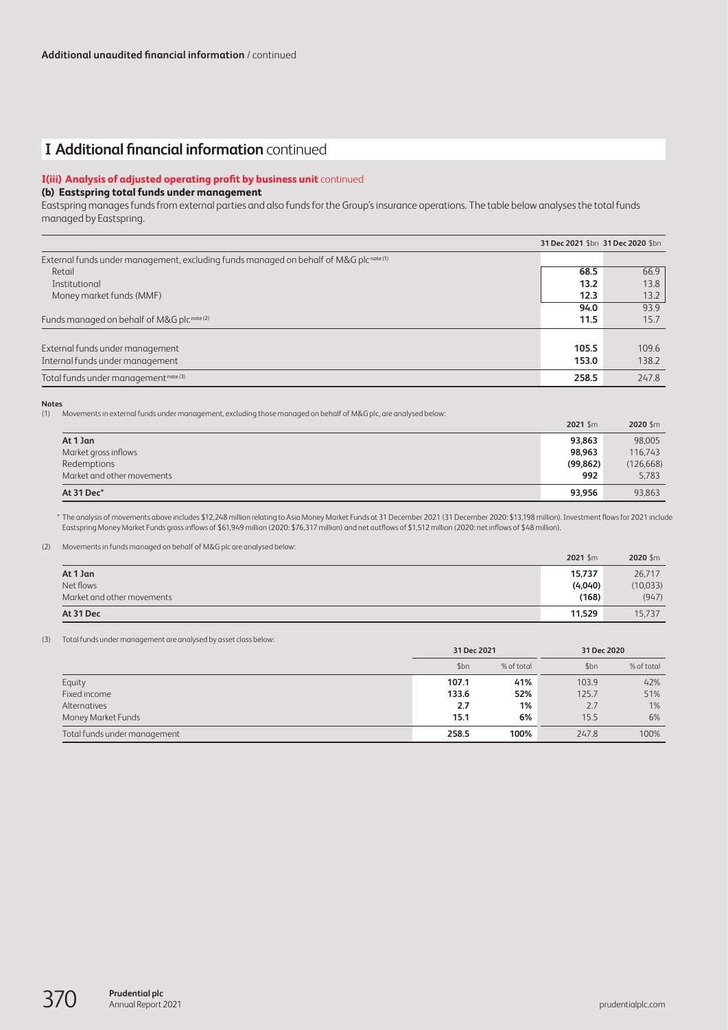Additional unaudited financial information / continued

# I Additional financial information continued

## I(iii) Analysis of adjusted operating profit by business unit continued

### (b) Eastspring total funds under management

Eastspring manages funds from external parties and also funds for the Group's insurance operations. The table below analyses the total funds managed by Eastspring.

| | 31 Dec 2021 $bn | 31 Dec 2020 $bn |
|---|---|---|
| External funds under management, excluding funds managed on behalf of M&G plc note (1) | | |
| Retail | **68.5** | 66.9 |
| Institutional | **13.2** | 13.8 |
| Money market funds (MMF) | **12.3** | 13.2 |
| | **94.0** | 93.9 |
| Funds managed on behalf of M&G plc note (2) | **11.5** | 15.7 |
| External funds under management | **105.5** | 109.6 |
| Internal funds under management | **153.0** | 138.2 |
| Total funds under management note (3) | **258.5** | 247.8 |

**Notes**

(1) Movements in external funds under management, excluding those managed on behalf of M&G plc, are analysed below:

| | 2021 $m | 2020 $m |
|---|---|---|
| **At 1 Jan** | **93,863** | 98,005 |
| Market gross inflows | **98,963** | 116,743 |
| Redemptions | **(99,862)** | (126,668) |
| Market and other movements | **992** | 5,783 |
| **At 31 Dec*** | **93,956** | 93,863 |

\* The analysis of movements above includes $12,248 million relating to Asia Money Market Funds at 31 December 2021 (31 December 2020: $13,198 million). Investment flows for 2021 include Eastspring Money Market Funds gross inflows of $61,949 million (2020: $76,317 million) and net outflows of $1,512 million (2020: net inflows of $48 million).

(2) Movements in funds managed on behalf of M&G plc are analysed below:

| | 2021 $m | 2020 $m |
|---|---|---|
| **At 1 Jan** | **15,737** | 26,717 |
| Net flows | **(4,040)** | (10,033) |
| Market and other movements | **(168)** | (947) |
| **At 31 Dec** | **11,529** | 15,737 |

(3) Total funds under management are analysed by asset class below:

| | 31 Dec 2021 | | 31 Dec 2020 | |
|---|---|---|---|---|
| | $bn | % of total | $bn | % of total |
| Equity | **107.1** | **41%** | 103.9 | 42% |
| Fixed income | **133.6** | **52%** | 125.7 | 51% |
| Alternatives | **2.7** | **1%** | 2.7 | 1% |
| Money Market Funds | **15.1** | **6%** | 15.5 | 6% |
| Total funds under management | **258.5** | **100%** | 247.8 | 100% |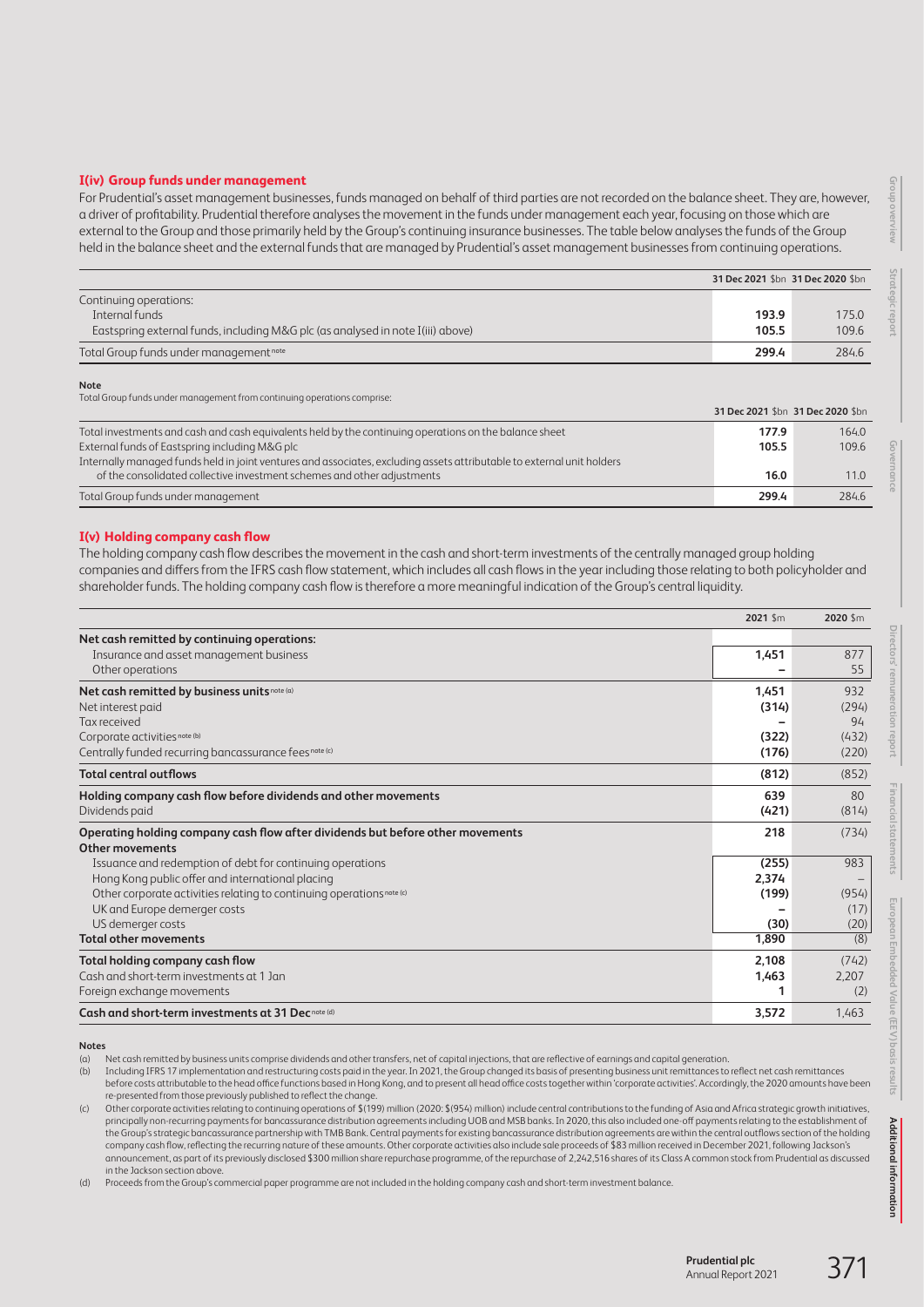### I(iv) Group funds under management

For Prudential's asset management businesses, funds managed on behalf of third parties are not recorded on the balance sheet. They are, however, a driver of profitability. Prudential therefore analyses the movement in the funds under management each year, focusing on those which are external to the Group and those primarily held by the Group's continuing insurance businesses. The table below analyses the funds of the Group held in the balance sheet and the external funds that are managed by Prudential's asset management businesses from continuing operations.

| | 31 Dec 2021 $bn | 31 Dec 2020 $bn |
|---|---|---|
| Continuing operations: | | |
| Internal funds | 193.9 | 175.0 |
| Eastspring external funds, including M&G plc (as analysed in note I(iii) above) | 105.5 | 109.6 |
| Total Group funds under management [note] | 299.4 | 284.6 |

**Note**

Total Group funds under management from continuing operations comprise:

| | 31 Dec 2021 $bn | 31 Dec 2020 $bn |
|---|---|---|
| Total investments and cash and cash equivalents held by the continuing operations on the balance sheet | 177.9 | 164.0 |
| External funds of Eastspring including M&G plc | 105.5 | 109.6 |
| Internally managed funds held in joint ventures and associates, excluding assets attributable to external unit holders of the consolidated collective investment schemes and other adjustments | 16.0 | 11.0 |
| Total Group funds under management | 299.4 | 284.6 |

### I(v) Holding company cash flow

The holding company cash flow describes the movement in the cash and short-term investments of the centrally managed group holding companies and differs from the IFRS cash flow statement, which includes all cash flows in the year including those relating to both policyholder and shareholder funds. The holding company cash flow is therefore a more meaningful indication of the Group's central liquidity.

| | 2021 $m | 2020 $m |
|---|---|---|
| **Net cash remitted by continuing operations:** | | |
| Insurance and asset management business | 1,451 | 877 |
| Other operations | – | 55 |
| **Net cash remitted by business units** [note (a)] | 1,451 | 932 |
| Net interest paid | (314) | (294) |
| Tax received | – | 94 |
| Corporate activities [note (b)] | (322) | (432) |
| Centrally funded recurring bancassurance fees [note (c)] | (176) | (220) |
| **Total central outflows** | (812) | (852) |
| **Holding company cash flow before dividends and other movements** | 639 | 80 |
| Dividends paid | (421) | (814) |
| **Operating holding company cash flow after dividends but before other movements** | 218 | (734) |
| **Other movements** | | |
| Issuance and redemption of debt for continuing operations | (255) | 983 |
| Hong Kong public offer and international placing | 2,374 | – |
| Other corporate activities relating to continuing operations [note (c)] | (199) | (954) |
| UK and Europe demerger costs | – | (17) |
| US demerger costs | (30) | (20) |
| **Total other movements** | 1,890 | (8) |
| **Total holding company cash flow** | 2,108 | (742) |
| Cash and short-term investments at 1 Jan | 1,463 | 2,207 |
| Foreign exchange movements | 1 | (2) |
| **Cash and short-term investments at 31 Dec** [note (d)] | 3,572 | 1,463 |

**Notes**

(a) Net cash remitted by business units comprise dividends and other transfers, net of capital injections, that are reflective of earnings and capital generation.

(b) Including IFRS 17 implementation and restructuring costs paid in the year. In 2021, the Group changed its basis of presenting business unit remittances to reflect net cash remittances before costs attributable to the head office functions based in Hong Kong, and to present all head office costs together within 'corporate activities'. Accordingly, the 2020 amounts have been re-presented from those previously published to reflect the change.

(c) Other corporate activities relating to continuing operations of $(199) million (2020: $(954) million) include central contributions to the funding of Asia and Africa strategic growth initiatives, principally non-recurring payments for bancassurance distribution agreements including UOB and MSB banks. In 2020, this also included one-off payments relating to the establishment of the Group's strategic bancassurance partnership with TMB Bank. Central payments for existing bancassurance distribution agreements are within the central outflows section of the holding company cash flow, reflecting the recurring nature of these amounts. Other corporate activities also include sale proceeds of $83 million received in December 2021, following Jackson's announcement, as part of its previously disclosed $300 million share repurchase programme, of the repurchase of 2,242,516 shares of its Class A common stock from Prudential as discussed in the Jackson section above.

(d) Proceeds from the Group's commercial paper programme are not included in the holding company cash and short-term investment balance.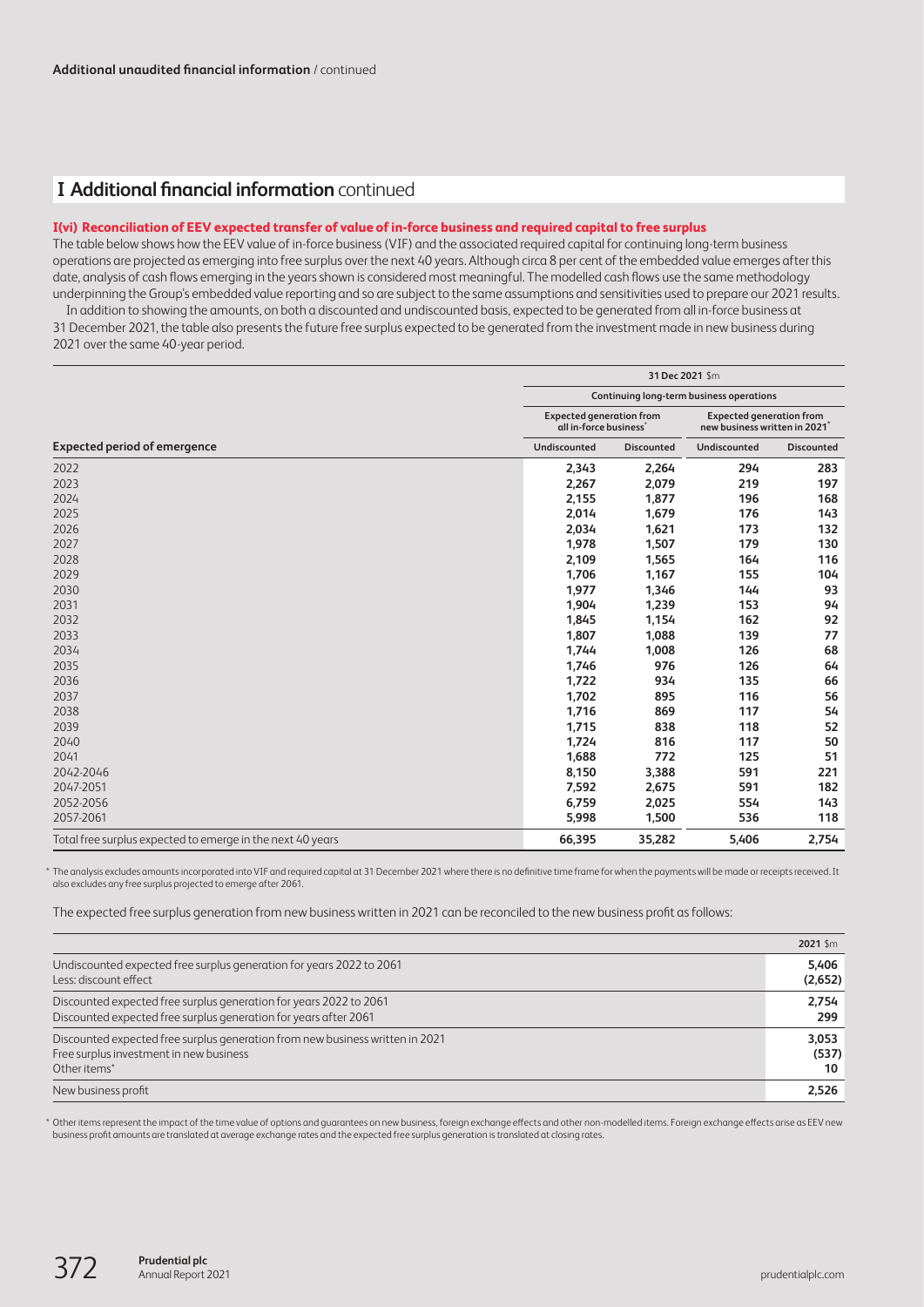Additional unaudited financial information / continued

# I Additional financial information continued

### I(vi) Reconciliation of EEV expected transfer of value of in-force business and required capital to free surplus

The table below shows how the EEV value of in-force business (VIF) and the associated required capital for continuing long-term business operations are projected as emerging into free surplus over the next 40 years. Although circa 8 per cent of the embedded value emerges after this date, analysis of cash flows emerging in the years shown is considered most meaningful. The modelled cash flows use the same methodology underpinning the Group's embedded value reporting and so are subject to the same assumptions and sensitivities used to prepare our 2021 results.

In addition to showing the amounts, on both a discounted and undiscounted basis, expected to be generated from all in-force business at 31 December 2021, the table also presents the future free surplus expected to be generated from the investment made in new business during 2021 over the same 40-year period.

| | 31 Dec 2021 $m | | | |
|---|---|---|---|---|
| | Continuing long-term business operations | | | |
| | Expected generation from all in-force business* | | Expected generation from new business written in 2021* | |
| **Expected period of emergence** | Undiscounted | Discounted | Undiscounted | Discounted |
| 2022 | **2,343** | **2,264** | **294** | **283** |
| 2023 | **2,267** | **2,079** | **219** | **197** |
| 2024 | **2,155** | **1,877** | **196** | **168** |
| 2025 | **2,014** | **1,679** | **176** | **143** |
| 2026 | **2,034** | **1,621** | **173** | **132** |
| 2027 | **1,978** | **1,507** | **179** | **130** |
| 2028 | **2,109** | **1,565** | **164** | **116** |
| 2029 | **1,706** | **1,167** | **155** | **104** |
| 2030 | **1,977** | **1,346** | **144** | **93** |
| 2031 | **1,904** | **1,239** | **153** | **94** |
| 2032 | **1,845** | **1,154** | **162** | **92** |
| 2033 | **1,807** | **1,088** | **139** | **77** |
| 2034 | **1,744** | **1,008** | **126** | **68** |
| 2035 | **1,746** | **976** | **126** | **64** |
| 2036 | **1,722** | **934** | **135** | **66** |
| 2037 | **1,702** | **895** | **116** | **56** |
| 2038 | **1,716** | **869** | **117** | **54** |
| 2039 | **1,715** | **838** | **118** | **52** |
| 2040 | **1,724** | **816** | **117** | **50** |
| 2041 | **1,688** | **772** | **125** | **51** |
| 2042-2046 | **8,150** | **3,388** | **591** | **221** |
| 2047-2051 | **7,592** | **2,675** | **591** | **182** |
| 2052-2056 | **6,759** | **2,025** | **554** | **143** |
| 2057-2061 | **5,998** | **1,500** | **536** | **118** |
| Total free surplus expected to emerge in the next 40 years | **66,395** | **35,282** | **5,406** | **2,754** |

\* The analysis excludes amounts incorporated into VIF and required capital at 31 December 2021 where there is no definitive time frame for when the payments will be made or receipts received. It also excludes any free surplus projected to emerge after 2061.

The expected free surplus generation from new business written in 2021 can be reconciled to the new business profit as follows:

| | 2021 $m |
|---|---|
| Undiscounted expected free surplus generation for years 2022 to 2061 | **5,406** |
| Less: discount effect | **(2,652)** |
| Discounted expected free surplus generation for years 2022 to 2061 | **2,754** |
| Discounted expected free surplus generation for years after 2061 | **299** |
| Discounted expected free surplus generation from new business written in 2021 | **3,053** |
| Free surplus investment in new business | **(537)** |
| Other items* | **10** |
| New business profit | **2,526** |

\* Other items represent the impact of the time value of options and guarantees on new business, foreign exchange effects and other non-modelled items. Foreign exchange effects arise as EEV new business profit amounts are translated at average exchange rates and the expected free surplus generation is translated at closing rates.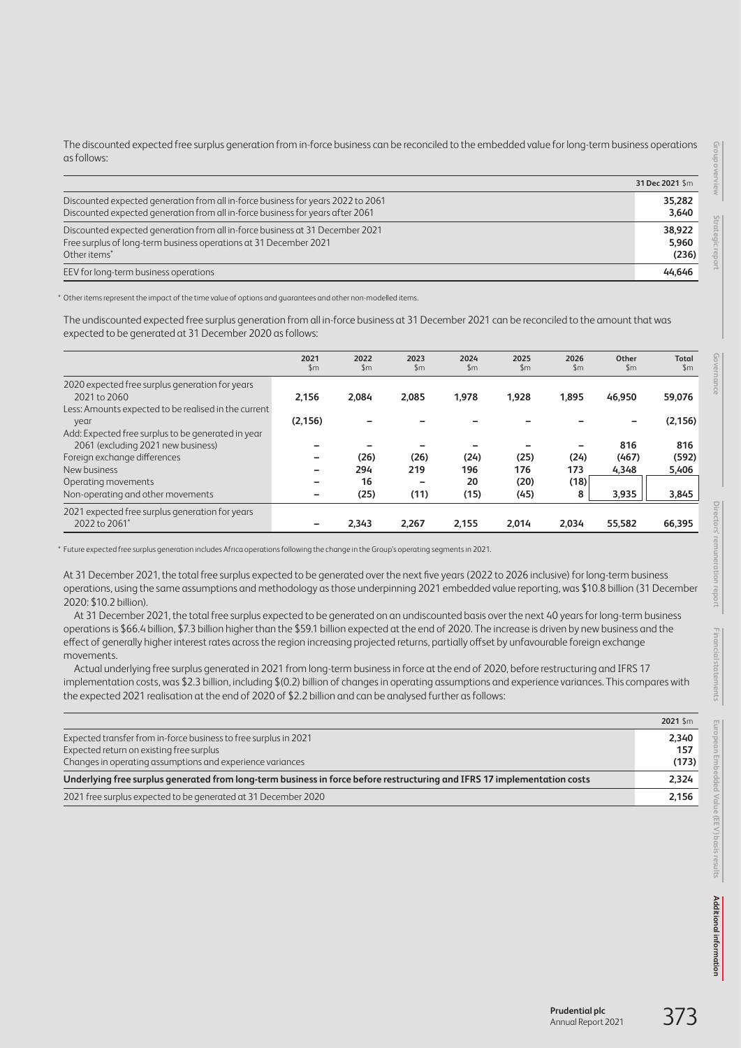The discounted expected free surplus generation from in-force business can be reconciled to the embedded value for long-term business operations as follows:

| | 31 Dec 2021 $m |
|---|---|
| Discounted expected generation from all in-force business for years 2022 to 2061 | 35,282 |
| Discounted expected generation from all in-force business for years after 2061 | 3,640 |
| Discounted expected generation from all in-force business at 31 December 2021 | 38,922 |
| Free surplus of long-term business operations at 31 December 2021 | 5,960 |
| Other items* | (236) |
| EEV for long-term business operations | 44,646 |

\* Other items represent the impact of the time value of options and guarantees and other non-modelled items.

The undiscounted expected free surplus generation from all in-force business at 31 December 2021 can be reconciled to the amount that was expected to be generated at 31 December 2020 as follows:

| | 2021 $m | 2022 $m | 2023 $m | 2024 $m | 2025 $m | 2026 $m | Other $m | Total $m |
|---|---|---|---|---|---|---|---|---|
| 2020 expected free surplus generation for years 2021 to 2060 | 2,156 | 2,084 | 2,085 | 1,978 | 1,928 | 1,895 | 46,950 | 59,076 |
| Less: Amounts expected to be realised in the current year | (2,156) | – | – | – | – | – | – | (2,156) |
| Add: Expected free surplus to be generated in year 2061 (excluding 2021 new business) | – | – | – | – | – | – | 816 | 816 |
| Foreign exchange differences | – | (26) | (26) | (24) | (25) | (24) | (467) | (592) |
| New business | – | 294 | 219 | 196 | 176 | 173 | 4,348 | 5,406 |
| Operating movements | – | 16 | – | 20 | (20) | (18) | | |
| Non-operating and other movements | – | (25) | (11) | (15) | (45) | 8 | 3,935 | 3,845 |
| 2021 expected free surplus generation for years 2022 to 2061* | – | 2,343 | 2,267 | 2,155 | 2,014 | 2,034 | 55,582 | 66,395 |

\* Future expected free surplus generation includes Africa operations following the change in the Group's operating segments in 2021.

At 31 December 2021, the total free surplus expected to be generated over the next five years (2022 to 2026 inclusive) for long-term business operations, using the same assumptions and methodology as those underpinning 2021 embedded value reporting, was $10.8 billion (31 December 2020: $10.2 billion).

At 31 December 2021, the total free surplus expected to be generated on an undiscounted basis over the next 40 years for long-term business operations is $66.4 billion, $7.3 billion higher than the $59.1 billion expected at the end of 2020. The increase is driven by new business and the effect of generally higher interest rates across the region increasing projected returns, partially offset by unfavourable foreign exchange movements.

Actual underlying free surplus generated in 2021 from long-term business in force at the end of 2020, before restructuring and IFRS 17 implementation costs, was $2.3 billion, including $(0.2) billion of changes in operating assumptions and experience variances. This compares with the expected 2021 realisation at the end of 2020 of $2.2 billion and can be analysed further as follows:

| | 2021 $m |
|---|---|
| Expected transfer from in-force business to free surplus in 2021 | 2,340 |
| Expected return on existing free surplus | 157 |
| Changes in operating assumptions and experience variances | (173) |
| **Underlying free surplus generated from long-term business in force before restructuring and IFRS 17 implementation costs** | **2,324** |
| 2021 free surplus expected to be generated at 31 December 2020 | 2,156 |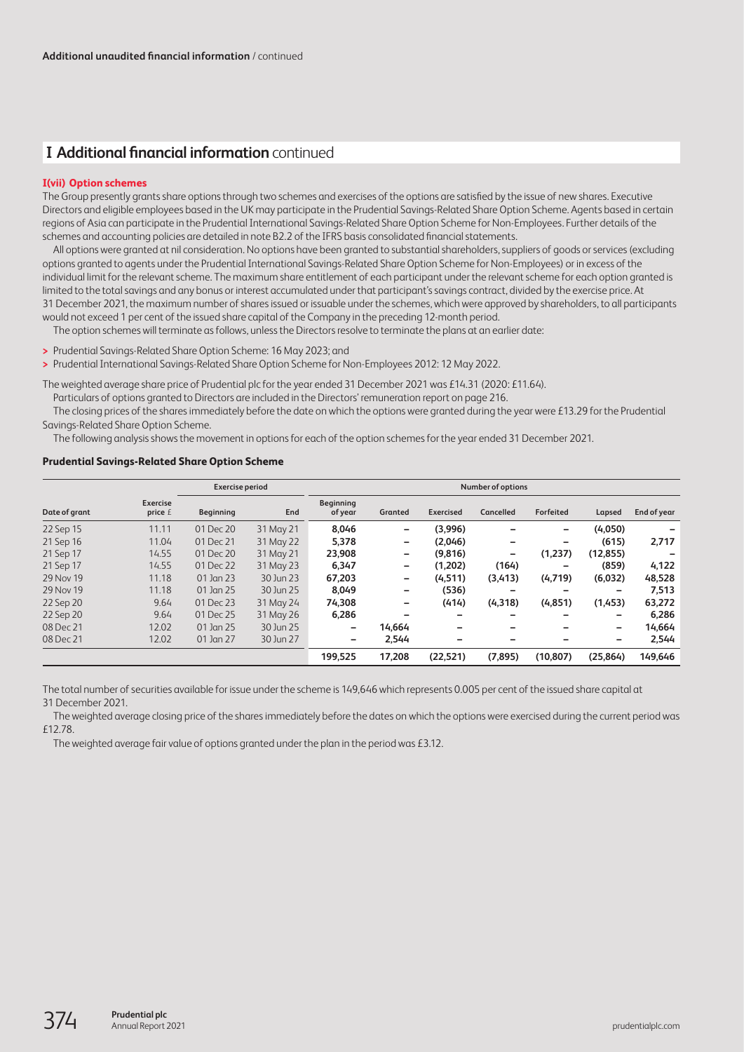Additional unaudited financial information / continued

## I Additional financial information continued

### I(vii) Option schemes

The Group presently grants share options through two schemes and exercises of the options are satisfied by the issue of new shares. Executive Directors and eligible employees based in the UK may participate in the Prudential Savings-Related Share Option Scheme. Agents based in certain regions of Asia can participate in the Prudential International Savings-Related Share Option Scheme for Non-Employees. Further details of the schemes and accounting policies are detailed in note B2.2 of the IFRS basis consolidated financial statements.

All options were granted at nil consideration. No options have been granted to substantial shareholders, suppliers of goods or services (excluding options granted to agents under the Prudential International Savings-Related Share Option Scheme for Non-Employees) or in excess of the individual limit for the relevant scheme. The maximum share entitlement of each participant under the relevant scheme for each option granted is limited to the total savings and any bonus or interest accumulated under that participant's savings contract, divided by the exercise price. At 31 December 2021, the maximum number of shares issued or issuable under the schemes, which were approved by shareholders, to all participants would not exceed 1 per cent of the issued share capital of the Company in the preceding 12-month period.

The option schemes will terminate as follows, unless the Directors resolve to terminate the plans at an earlier date:

- Prudential Savings-Related Share Option Scheme: 16 May 2023; and
- Prudential International Savings-Related Share Option Scheme for Non-Employees 2012: 12 May 2022.

The weighted average share price of Prudential plc for the year ended 31 December 2021 was £14.31 (2020: £11.64).

Particulars of options granted to Directors are included in the Directors' remuneration report on page 216.

The closing prices of the shares immediately before the date on which the options were granted during the year were £13.29 for the Prudential Savings-Related Share Option Scheme.

The following analysis shows the movement in options for each of the option schemes for the year ended 31 December 2021.

#### Prudential Savings-Related Share Option Scheme

| | | Exercise period | | Number of options | | | | | | |
|---|---|---|---|---|---|---|---|---|---|---|
| Date of grant | Exercise price £ | Beginning | End | Beginning of year | Granted | Exercised | Cancelled | Forfeited | Lapsed | End of year |
| 22 Sep 15 | 11.11 | 01 Dec 20 | 31 May 21 | 8,046 | – | (3,996) | – | – | (4,050) | – |
| 21 Sep 16 | 11.04 | 01 Dec 21 | 31 May 22 | 5,378 | – | (2,046) | – | – | (615) | 2,717 |
| 21 Sep 17 | 14.55 | 01 Dec 20 | 31 May 21 | 23,908 | – | (9,816) | – | (1,237) | (12,855) | – |
| 21 Sep 17 | 14.55 | 01 Dec 22 | 31 May 23 | 6,347 | – | (1,202) | (164) | – | (859) | 4,122 |
| 29 Nov 19 | 11.18 | 01 Jan 23 | 30 Jun 23 | 67,203 | – | (4,511) | (3,413) | (4,719) | (6,032) | 48,528 |
| 29 Nov 19 | 11.18 | 01 Jan 25 | 30 Jun 25 | 8,049 | – | (536) | – | – | – | 7,513 |
| 22 Sep 20 | 9.64 | 01 Dec 23 | 31 May 24 | 74,308 | – | (414) | (4,318) | (4,851) | (1,453) | 63,272 |
| 22 Sep 20 | 9.64 | 01 Dec 25 | 31 May 26 | 6,286 | – | – | – | – | – | 6,286 |
| 08 Dec 21 | 12.02 | 01 Jan 25 | 30 Jun 25 | – | 14,664 | – | – | – | – | 14,664 |
| 08 Dec 21 | 12.02 | 01 Jan 27 | 30 Jun 27 | – | 2,544 | – | – | – | – | 2,544 |
| | | | | 199,525 | 17,208 | (22,521) | (7,895) | (10,807) | (25,864) | 149,646 |

The total number of securities available for issue under the scheme is 149,646 which represents 0.005 per cent of the issued share capital at 31 December 2021.

The weighted average closing price of the shares immediately before the dates on which the options were exercised during the current period was £12.78.

The weighted average fair value of options granted under the plan in the period was £3.12.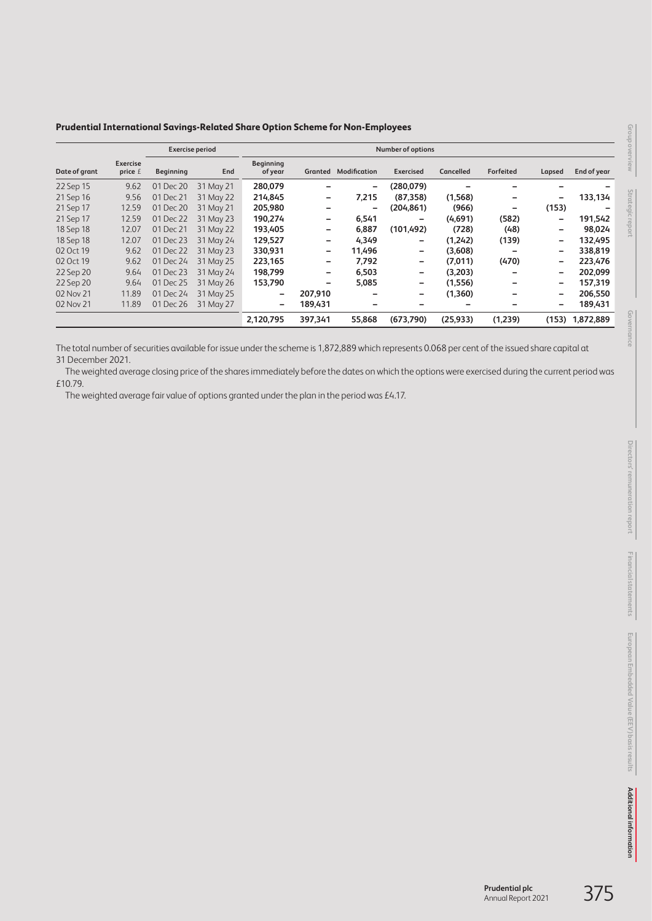### Prudential International Savings-Related Share Option Scheme for Non-Employees

| | | Exercise period | | Number of options | | | | | | | |
|---|---|---|---|---|---|---|---|---|---|---|---|
| Date of grant | Exercise price £ | Beginning | End | Beginning of year | Granted | Modification | Exercised | Cancelled | Forfeited | Lapsed | End of year |
| 22 Sep 15 | 9.62 | 01 Dec 20 | 31 May 21 | 280,079 | – | – | (280,079) | – | – | – | – |
| 21 Sep 16 | 9.56 | 01 Dec 21 | 31 May 22 | 214,845 | – | 7,215 | (87,358) | (1,568) | – | – | 133,134 |
| 21 Sep 17 | 12.59 | 01 Dec 20 | 31 May 21 | 205,980 | – | – | (204,861) | (966) | – | (153) | – |
| 21 Sep 17 | 12.59 | 01 Dec 22 | 31 May 23 | 190,274 | – | 6,541 | – | (4,691) | (582) | – | 191,542 |
| 18 Sep 18 | 12.07 | 01 Dec 21 | 31 May 22 | 193,405 | – | 6,887 | (101,492) | (728) | (48) | – | 98,024 |
| 18 Sep 18 | 12.07 | 01 Dec 23 | 31 May 24 | 129,527 | – | 4,349 | – | (1,242) | (139) | – | 132,495 |
| 02 Oct 19 | 9.62 | 01 Dec 22 | 31 May 23 | 330,931 | – | 11,496 | – | (3,608) | – | – | 338,819 |
| 02 Oct 19 | 9.62 | 01 Dec 24 | 31 May 25 | 223,165 | – | 7,792 | – | (7,011) | (470) | – | 223,476 |
| 22 Sep 20 | 9.64 | 01 Dec 23 | 31 May 24 | 198,799 | – | 6,503 | – | (3,203) | – | – | 202,099 |
| 22 Sep 20 | 9.64 | 01 Dec 25 | 31 May 26 | 153,790 | – | 5,085 | – | (1,556) | – | – | 157,319 |
| 02 Nov 21 | 11.89 | 01 Dec 24 | 31 May 25 | – | 207,910 | – | – | (1,360) | – | – | 206,550 |
| 02 Nov 21 | 11.89 | 01 Dec 26 | 31 May 27 | – | 189,431 | – | – | – | – | – | 189,431 |
| | | | | 2,120,795 | 397,341 | 55,868 | (673,790) | (25,933) | (1,239) | (153) | 1,872,889 |

The total number of securities available for issue under the scheme is 1,872,889 which represents 0.068 per cent of the issued share capital at 31 December 2021.

The weighted average closing price of the shares immediately before the dates on which the options were exercised during the current period was £10.79.

The weighted average fair value of options granted under the plan in the period was £4.17.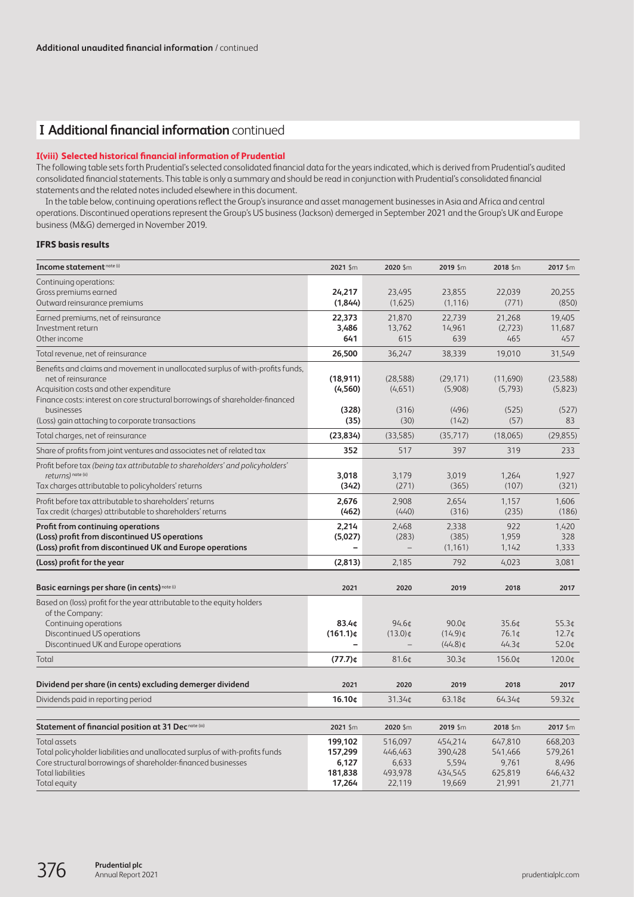Additional unaudited financial information / continued

# I Additional financial information continued

### I(viii) Selected historical financial information of Prudential

The following table sets forth Prudential's selected consolidated financial data for the years indicated, which is derived from Prudential's audited consolidated financial statements. This table is only a summary and should be read in conjunction with Prudential's consolidated financial statements and the related notes included elsewhere in this document.

In the table below, continuing operations reflect the Group's insurance and asset management businesses in Asia and Africa and central operations. Discontinued operations represent the Group's US business (Jackson) demerged in September 2021 and the Group's UK and Europe business (M&G) demerged in November 2019.

#### IFRS basis results

| Income statement note (i) | 2021 $m | 2020 $m | 2019 $m | 2018 $m | 2017 $m |
|---|---|---|---|---|---|
| Continuing operations: | | | | | |
| Gross premiums earned | **24,217** | 23,495 | 23,855 | 22,039 | 20,255 |
| Outward reinsurance premiums | **(1,844)** | (1,625) | (1,116) | (771) | (850) |
| Earned premiums, net of reinsurance | **22,373** | 21,870 | 22,739 | 21,268 | 19,405 |
| Investment return | **3,486** | 13,762 | 14,961 | (2,723) | 11,687 |
| Other income | **641** | 615 | 639 | 465 | 457 |
| Total revenue, net of reinsurance | **26,500** | 36,247 | 38,339 | 19,010 | 31,549 |
| Benefits and claims and movement in unallocated surplus of with-profits funds, net of reinsurance | **(18,911)** | (28,588) | (29,171) | (11,690) | (23,588) |
| Acquisition costs and other expenditure | **(4,560)** | (4,651) | (5,908) | (5,793) | (5,823) |
| Finance costs: interest on core structural borrowings of shareholder-financed businesses | **(328)** | (316) | (496) | (525) | (527) |
| (Loss) gain attaching to corporate transactions | **(35)** | (30) | (142) | (57) | 83 |
| Total charges, net of reinsurance | **(23,834)** | (33,585) | (35,717) | (18,065) | (29,855) |
| Share of profits from joint ventures and associates net of related tax | **352** | 517 | 397 | 319 | 233 |
| Profit before tax *(being tax attributable to shareholders' and policyholders' returns)* note (ii) | **3,018** | 3,179 | 3,019 | 1,264 | 1,927 |
| Tax charges attributable to policyholders' returns | **(342)** | (271) | (365) | (107) | (321) |
| Profit before tax attributable to shareholders' returns | **2,676** | 2,908 | 2,654 | 1,157 | 1,606 |
| Tax credit (charges) attributable to shareholders' returns | **(462)** | (440) | (316) | (235) | (186) |
| **Profit from continuing operations** | **2,214** | 2,468 | 2,338 | 922 | 1,420 |
| **(Loss) profit from discontinued US operations** | **(5,027)** | (283) | (385) | 1,959 | 328 |
| **(Loss) profit from discontinued UK and Europe operations** | **–** | – | (1,161) | 1,142 | 1,333 |
| **(Loss) profit for the year** | **(2,813)** | 2,185 | 792 | 4,023 | 3,081 |

| Basic earnings per share (in cents) note (i) | 2021 | 2020 | 2019 | 2018 | 2017 |
|---|---|---|---|---|---|
| Based on (loss) profit for the year attributable to the equity holders of the Company: | | | | | |
| Continuing operations | **83.4¢** | 94.6¢ | 90.0¢ | 35.6¢ | 55.3¢ |
| Discontinued US operations | **(161.1)¢** | (13.0)¢ | (14.9)¢ | 76.1¢ | 12.7¢ |
| Discontinued UK and Europe operations | **–** | – | (44.8)¢ | 44.3¢ | 52.0¢ |
| Total | **(77.7)¢** | 81.6¢ | 30.3¢ | 156.0¢ | 120.0¢ |

| Dividend per share (in cents) excluding demerger dividend | 2021 | 2020 | 2019 | 2018 | 2017 |
|---|---|---|---|---|---|
| Dividends paid in reporting period | **16.10¢** | 31.34¢ | 63.18¢ | 64.34¢ | 59.32¢ |

| Statement of financial position at 31 Dec note (iii) | 2021 $m | 2020 $m | 2019 $m | 2018 $m | 2017 $m |
|---|---|---|---|---|---|
| Total assets | **199,102** | 516,097 | 454,214 | 647,810 | 668,203 |
| Total policyholder liabilities and unallocated surplus of with-profits funds | **157,299** | 446,463 | 390,428 | 541,466 | 579,261 |
| Core structural borrowings of shareholder-financed businesses | **6,127** | 6,633 | 5,594 | 9,761 | 8,496 |
| Total liabilities | **181,838** | 493,978 | 434,545 | 625,819 | 646,432 |
| Total equity | **17,264** | 22,119 | 19,669 | 21,991 | 21,771 |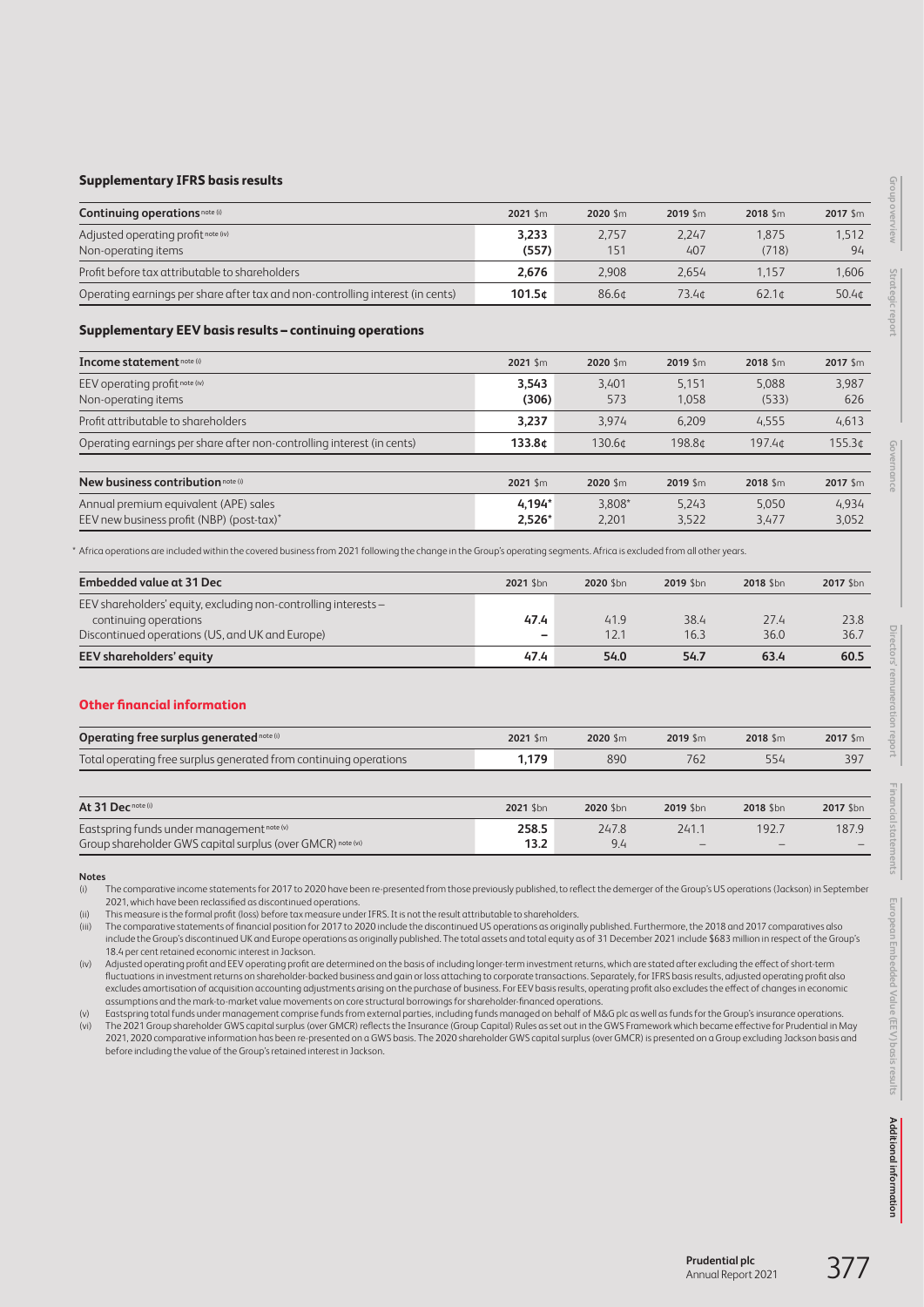### Supplementary IFRS basis results

| Continuing operations note (i) | 2021 $m | 2020 $m | 2019 $m | 2018 $m | 2017 $m |
|---|---|---|---|---|---|
| Adjusted operating profit note (iv) | **3,233** | 2,757 | 2,247 | 1,875 | 1,512 |
| Non-operating items | **(557)** | 151 | 407 | (718) | 94 |
| Profit before tax attributable to shareholders | **2,676** | 2,908 | 2,654 | 1,157 | 1,606 |
| Operating earnings per share after tax and non-controlling interest (in cents) | **101.5¢** | 86.6¢ | 73.4¢ | 62.1¢ | 50.4¢ |

### Supplementary EEV basis results – continuing operations

| Income statement note (i) | 2021 $m | 2020 $m | 2019 $m | 2018 $m | 2017 $m |
|---|---|---|---|---|---|
| EEV operating profit note (iv) | **3,543** | 3,401 | 5,151 | 5,088 | 3,987 |
| Non-operating items | **(306)** | 573 | 1,058 | (533) | 626 |
| Profit attributable to shareholders | **3,237** | 3,974 | 6,209 | 4,555 | 4,613 |
| Operating earnings per share after non-controlling interest (in cents) | **133.8¢** | 130.6¢ | 198.8¢ | 197.4¢ | 155.3¢ |

| New business contribution note (i) | 2021 $m | 2020 $m | 2019 $m | 2018 $m | 2017 $m |
|---|---|---|---|---|---|
| Annual premium equivalent (APE) sales | **4,194*** | 3,808* | 5,243 | 5,050 | 4,934 |
| EEV new business profit (NBP) (post-tax)* | **2,526*** | 2,201 | 3,522 | 3,477 | 3,052 |

\* Africa operations are included within the covered business from 2021 following the change in the Group's operating segments. Africa is excluded from all other years.

| Embedded value at 31 Dec | 2021 $bn | 2020 $bn | 2019 $bn | 2018 $bn | 2017 $bn |
|---|---|---|---|---|---|
| EEV shareholders' equity, excluding non-controlling interests – continuing operations | **47.4** | 41.9 | 38.4 | 27.4 | 23.8 |
| Discontinued operations (US, and UK and Europe) | **–** | 12.1 | 16.3 | 36.0 | 36.7 |
| **EEV shareholders' equity** | **47.4** | **54.0** | **54.7** | **63.4** | **60.5** |

## Other financial information

| Operating free surplus generated note (i) | 2021 $m | 2020 $m | 2019 $m | 2018 $m | 2017 $m |
|---|---|---|---|---|---|
| Total operating free surplus generated from continuing operations | **1,179** | 890 | 762 | 554 | 397 |

| At 31 Dec note (i) | 2021 $bn | 2020 $bn | 2019 $bn | 2018 $bn | 2017 $bn |
|---|---|---|---|---|---|
| Eastspring funds under management note (v) | **258.5** | 247.8 | 241.1 | 192.7 | 187.9 |
| Group shareholder GWS capital surplus (over GMCR) note (vi) | **13.2** | 9.4 | – | – | – |

**Notes**

(i) The comparative income statements for 2017 to 2020 have been re-presented from those previously published, to reflect the demerger of the Group's US operations (Jackson) in September 2021, which have been reclassified as discontinued operations.

(ii) This measure is the formal profit (loss) before tax measure under IFRS. It is not the result attributable to shareholders.

(iii) The comparative statements of financial position for 2017 to 2020 include the discontinued US operations as originally published. Furthermore, the 2018 and 2017 comparatives also include the Group's discontinued UK and Europe operations as originally published. The total assets and total equity as of 31 December 2021 include $683 million in respect of the Group's 18.4 per cent retained economic interest in Jackson.

(iv) Adjusted operating profit and EEV operating profit are determined on the basis of including longer-term investment returns, which are stated after excluding the effect of short-term fluctuations in investment returns on shareholder-backed business and gain or loss attaching to corporate transactions. Separately, for IFRS basis results, adjusted operating profit also excludes amortisation of acquisition accounting adjustments arising on the purchase of business. For EEV basis results, operating profit also excludes the effect of changes in economic assumptions and the mark-to-market value movements on core structural borrowings for shareholder-financed operations.

(v) Eastspring total funds under management comprise funds from external parties, including funds managed on behalf of M&G plc as well as funds for the Group's insurance operations.

(vi) The 2021 Group shareholder GWS capital surplus (over GMCR) reflects the Insurance (Group Capital) Rules as set out in the GWS Framework which became effective for Prudential in May 2021, 2020 comparative information has been re-presented on a GWS basis. The 2020 shareholder GWS capital surplus (over GMCR) is presented on a Group excluding Jackson basis and before including the value of the Group's retained interest in Jackson.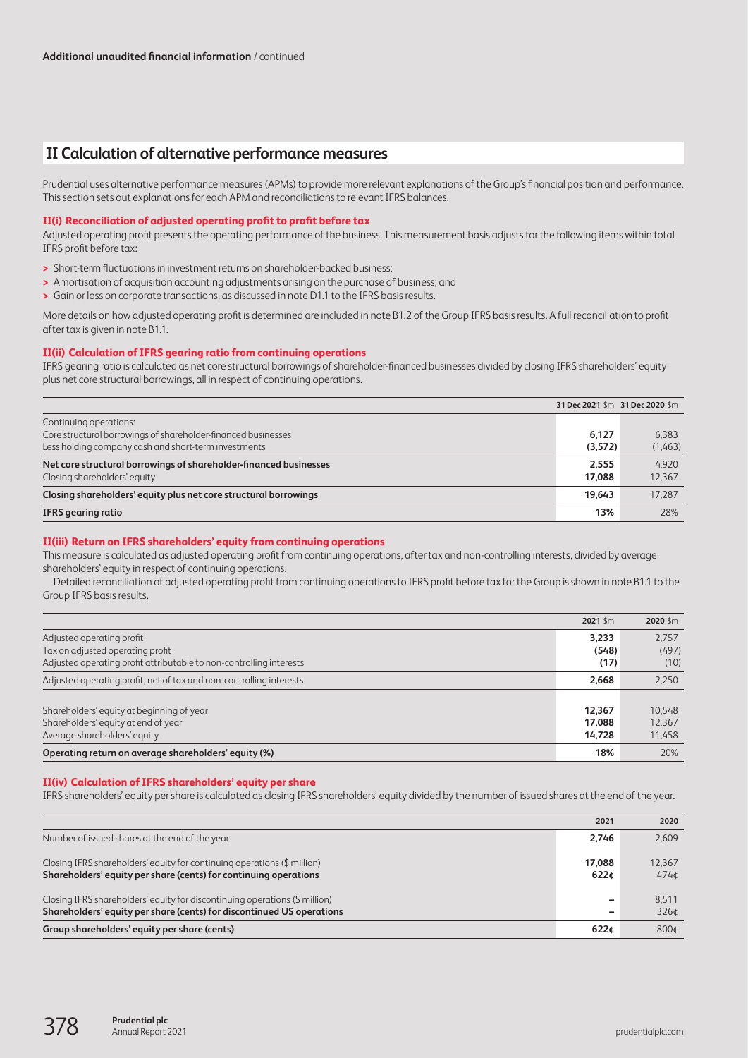Additional unaudited financial information / continued

## II Calculation of alternative performance measures

Prudential uses alternative performance measures (APMs) to provide more relevant explanations of the Group's financial position and performance. This section sets out explanations for each APM and reconciliations to relevant IFRS balances.

### II(i) Reconciliation of adjusted operating profit to profit before tax

Adjusted operating profit presents the operating performance of the business. This measurement basis adjusts for the following items within total IFRS profit before tax:

- Short-term fluctuations in investment returns on shareholder-backed business;
- Amortisation of acquisition accounting adjustments arising on the purchase of business; and
- Gain or loss on corporate transactions, as discussed in note D1.1 to the IFRS basis results.

More details on how adjusted operating profit is determined are included in note B1.2 of the Group IFRS basis results. A full reconciliation to profit after tax is given in note B1.1.

### II(ii) Calculation of IFRS gearing ratio from continuing operations

IFRS gearing ratio is calculated as net core structural borrowings of shareholder-financed businesses divided by closing IFRS shareholders' equity plus net core structural borrowings, all in respect of continuing operations.

| | 31 Dec 2021 $m | 31 Dec 2020 $m |
|---|---|---|
| Continuing operations: | | |
| Core structural borrowings of shareholder-financed businesses | 6,127 | 6,383 |
| Less holding company cash and short-term investments | (3,572) | (1,463) |
| **Net core structural borrowings of shareholder-financed businesses** | **2,555** | 4,920 |
| Closing shareholders' equity | 17,088 | 12,367 |
| **Closing shareholders' equity plus net core structural borrowings** | **19,643** | 17,287 |
| **IFRS gearing ratio** | **13%** | 28% |

### II(iii) Return on IFRS shareholders' equity from continuing operations

This measure is calculated as adjusted operating profit from continuing operations, after tax and non-controlling interests, divided by average shareholders' equity in respect of continuing operations.

Detailed reconciliation of adjusted operating profit from continuing operations to IFRS profit before tax for the Group is shown in note B1.1 to the Group IFRS basis results.

| | 2021 $m | 2020 $m |
|---|---|---|
| Adjusted operating profit | 3,233 | 2,757 |
| Tax on adjusted operating profit | (548) | (497) |
| Adjusted operating profit attributable to non-controlling interests | (17) | (10) |
| Adjusted operating profit, net of tax and non-controlling interests | 2,668 | 2,250 |
| Shareholders' equity at beginning of year | 12,367 | 10,548 |
| Shareholders' equity at end of year | 17,088 | 12,367 |
| Average shareholders' equity | 14,728 | 11,458 |
| **Operating return on average shareholders' equity (%)** | **18%** | 20% |

### II(iv) Calculation of IFRS shareholders' equity per share

IFRS shareholders' equity per share is calculated as closing IFRS shareholders' equity divided by the number of issued shares at the end of the year.

| | 2021 | 2020 |
|---|---|---|
| Number of issued shares at the end of the year | 2,746 | 2,609 |
| Closing IFRS shareholders' equity for continuing operations ($ million) | 17,088 | 12,367 |
| **Shareholders' equity per share (cents) for continuing operations** | **622¢** | 474¢ |
| Closing IFRS shareholders' equity for discontinuing operations ($ million) | – | 8,511 |
| **Shareholders' equity per share (cents) for discontinued US operations** | – | 326¢ |
| **Group shareholders' equity per share (cents)** | **622¢** | 800¢ |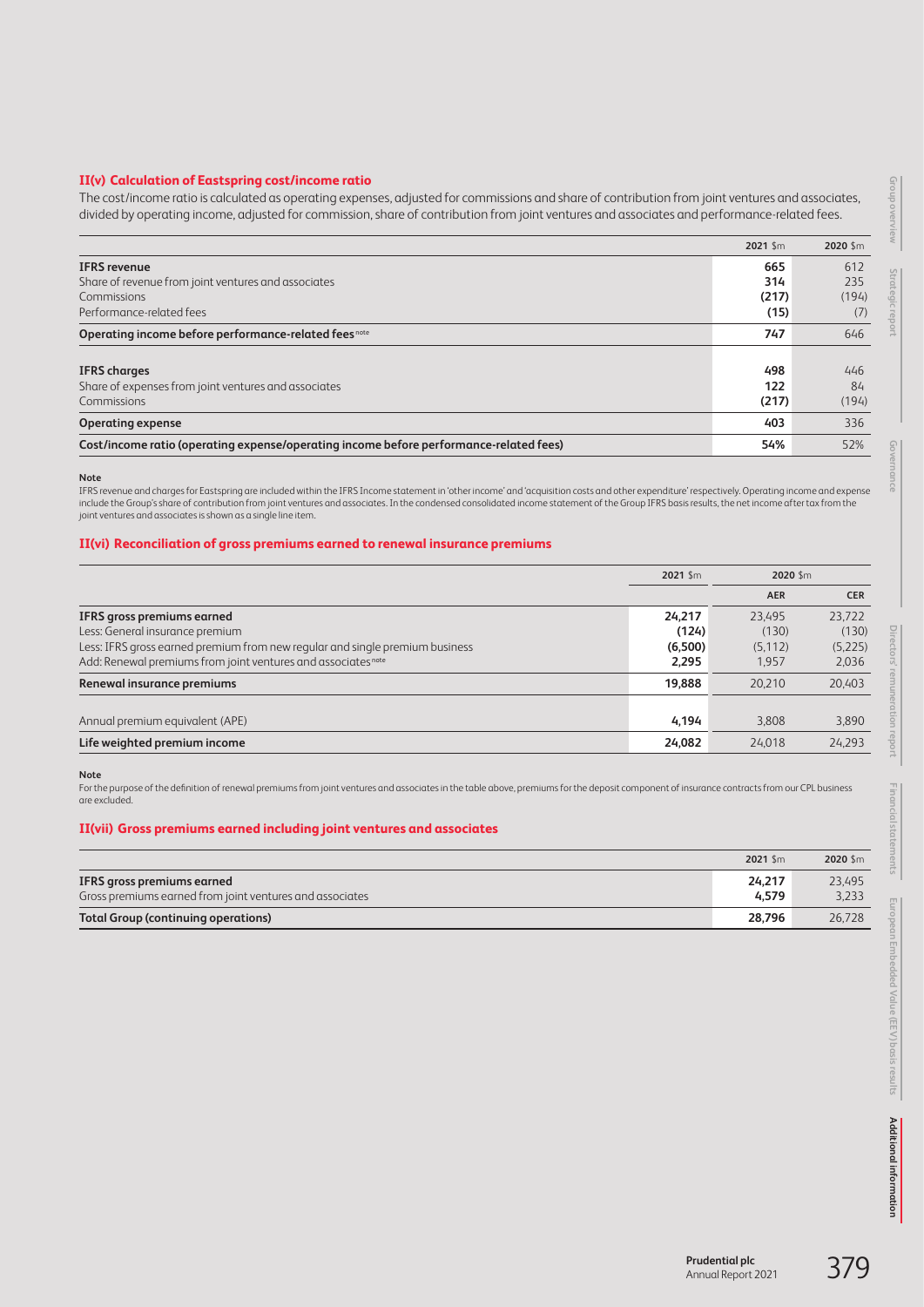### II(v) Calculation of Eastspring cost/income ratio

The cost/income ratio is calculated as operating expenses, adjusted for commissions and share of contribution from joint ventures and associates, divided by operating income, adjusted for commission, share of contribution from joint ventures and associates and performance-related fees.

| | 2021 $m | 2020 $m |
|---|---|---|
| **IFRS revenue** | **665** | 612 |
| Share of revenue from joint ventures and associates | **314** | 235 |
| Commissions | **(217)** | (194) |
| Performance-related fees | **(15)** | (7) |
| **Operating income before performance-related fees** note | **747** | 646 |
| | | |
| **IFRS charges** | **498** | 446 |
| Share of expenses from joint ventures and associates | **122** | 84 |
| Commissions | **(217)** | (194) |
| **Operating expense** | **403** | 336 |
| **Cost/income ratio (operating expense/operating income before performance-related fees)** | **54%** | 52% |

**Note**

IFRS revenue and charges for Eastspring are included within the IFRS Income statement in 'other income' and 'acquisition costs and other expenditure' respectively. Operating income and expense include the Group's share of contribution from joint ventures and associates. In the condensed consolidated income statement of the Group IFRS basis results, the net income after tax from the joint ventures and associates is shown as a single line item.

### II(vi) Reconciliation of gross premiums earned to renewal insurance premiums

| | 2021 $m | 2020 $m | |
|---|---|---|---|
| | | AER | CER |
| **IFRS gross premiums earned** | **24,217** | 23,495 | 23,722 |
| Less: General insurance premium | **(124)** | (130) | (130) |
| Less: IFRS gross earned premium from new regular and single premium business | **(6,500)** | (5,112) | (5,225) |
| Add: Renewal premiums from joint ventures and associates note | **2,295** | 1,957 | 2,036 |
| **Renewal insurance premiums** | **19,888** | 20,210 | 20,403 |
| | | | |
| Annual premium equivalent (APE) | **4,194** | 3,808 | 3,890 |
| **Life weighted premium income** | **24,082** | 24,018 | 24,293 |

**Note**

For the purpose of the definition of renewal premiums from joint ventures and associates in the table above, premiums for the deposit component of insurance contracts from our CPL business are excluded.

### II(vii) Gross premiums earned including joint ventures and associates

| | 2021 $m | 2020 $m |
|---|---|---|
| **IFRS gross premiums earned** | **24,217** | 23,495 |
| Gross premiums earned from joint ventures and associates | **4,579** | 3,233 |
| **Total Group (continuing operations)** | **28,796** | 26,728 |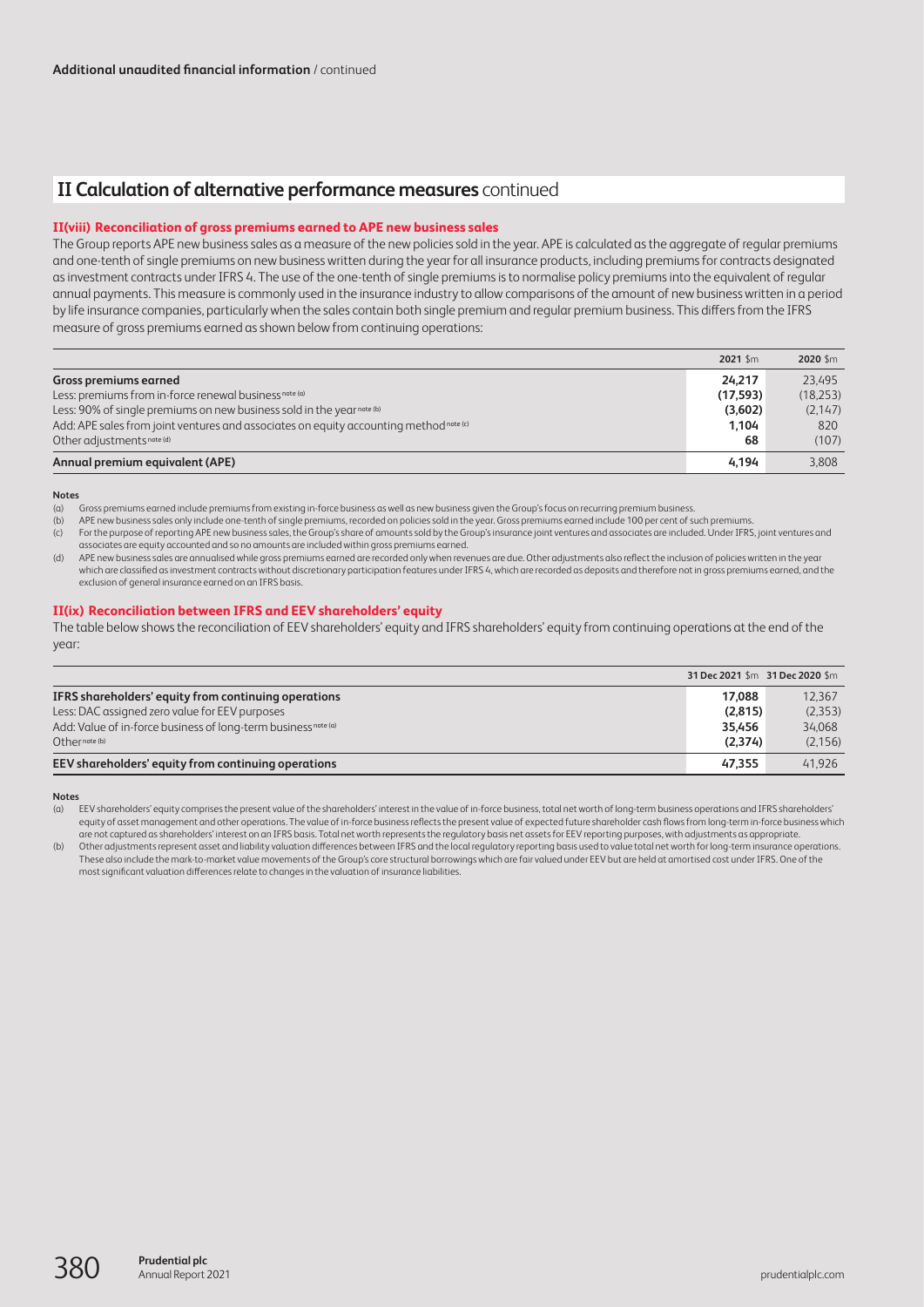**Additional unaudited financial information** / continued

## II Calculation of alternative performance measures continued

### II(viii) Reconciliation of gross premiums earned to APE new business sales

The Group reports APE new business sales as a measure of the new policies sold in the year. APE is calculated as the aggregate of regular premiums and one-tenth of single premiums on new business written during the year for all insurance products, including premiums for contracts designated as investment contracts under IFRS 4. The use of the one-tenth of single premiums is to normalise policy premiums into the equivalent of regular annual payments. This measure is commonly used in the insurance industry to allow comparisons of the amount of new business written in a period by life insurance companies, particularly when the sales contain both single premium and regular premium business. This differs from the IFRS measure of gross premiums earned as shown below from continuing operations:

| | 2021 $m | 2020 $m |
|---|---|---|
| **Gross premiums earned** | **24,217** | 23,495 |
| Less: premiums from in-force renewal business note (a) | **(17,593)** | (18,253) |
| Less: 90% of single premiums on new business sold in the year note (b) | **(3,602)** | (2,147) |
| Add: APE sales from joint ventures and associates on equity accounting method note (c) | **1,104** | 820 |
| Other adjustments note (d) | **68** | (107) |
| **Annual premium equivalent (APE)** | **4,194** | 3,808 |

**Notes**

(a) Gross premiums earned include premiums from existing in-force business as well as new business given the Group's focus on recurring premium business.

(b) APE new business sales only include one-tenth of single premiums, recorded on policies sold in the year. Gross premiums earned include 100 per cent of such premiums.

(c) For the purpose of reporting APE new business sales, the Group's share of amounts sold by the Group's insurance joint ventures and associates are included. Under IFRS, joint ventures and associates are equity accounted and so no amounts are included within gross premiums earned.

(d) APE new business sales are annualised while gross premiums earned are recorded only when revenues are due. Other adjustments also reflect the inclusion of policies written in the year which are classified as investment contracts without discretionary participation features under IFRS 4, which are recorded as deposits and therefore not in gross premiums earned, and the exclusion of general insurance earned on an IFRS basis.

### II(ix) Reconciliation between IFRS and EEV shareholders' equity

The table below shows the reconciliation of EEV shareholders' equity and IFRS shareholders' equity from continuing operations at the end of the year:

| | 31 Dec 2021 $m | 31 Dec 2020 $m |
|---|---|---|
| **IFRS shareholders' equity from continuing operations** | **17,088** | 12,367 |
| Less: DAC assigned zero value for EEV purposes | **(2,815)** | (2,353) |
| Add: Value of in-force business of long-term business note (a) | **35,456** | 34,068 |
| Other note (b) | **(2,374)** | (2,156) |
| **EEV shareholders' equity from continuing operations** | **47,355** | 41,926 |

**Notes**

(a) EEV shareholders' equity comprises the present value of the shareholders' interest in the value of in-force business, total net worth of long-term business operations and IFRS shareholders' equity of asset management and other operations. The value of in-force business reflects the present value of expected future shareholder cash flows from long-term in-force business which are not captured as shareholders' interest on an IFRS basis. Total net worth represents the regulatory basis net assets for EEV reporting purposes, with adjustments as appropriate.

(b) Other adjustments represent asset and liability valuation differences between IFRS and the local regulatory reporting basis used to value total net worth for long-term insurance operations. These also include the mark-to-market value movements of the Group's core structural borrowings which are fair valued under EEV but are held at amortised cost under IFRS. One of the most significant valuation differences relate to changes in the valuation of insurance liabilities.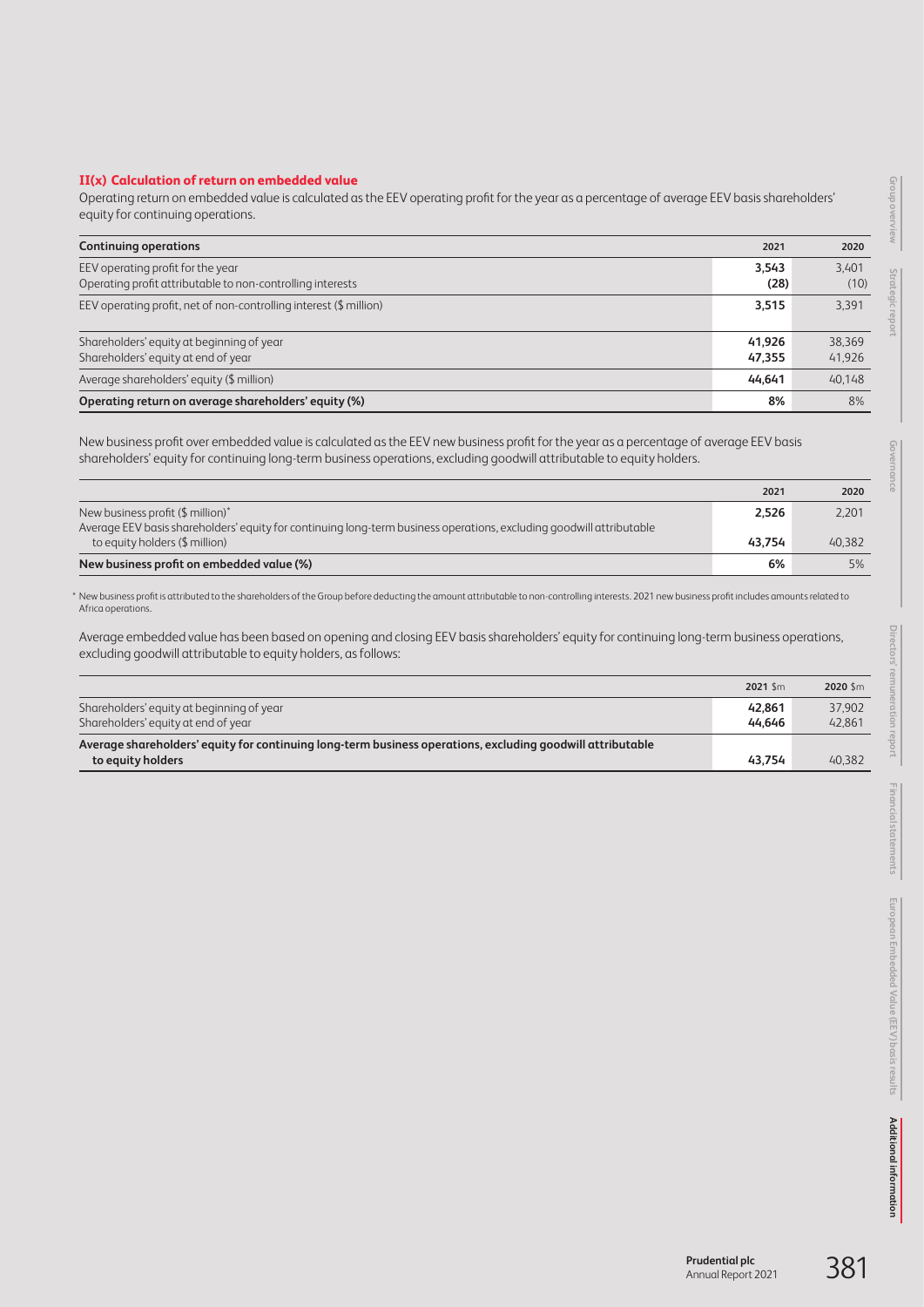### II(x) Calculation of return on embedded value

Operating return on embedded value is calculated as the EEV operating profit for the year as a percentage of average EEV basis shareholders' equity for continuing operations.

| Continuing operations | 2021 | 2020 |
|---|---|---|
| EEV operating profit for the year | **3,543** | 3,401 |
| Operating profit attributable to non-controlling interests | **(28)** | (10) |
| EEV operating profit, net of non-controlling interest ($ million) | **3,515** | 3,391 |
| Shareholders' equity at beginning of year | **41,926** | 38,369 |
| Shareholders' equity at end of year | **47,355** | 41,926 |
| Average shareholders' equity ($ million) | **44,641** | 40,148 |
| **Operating return on average shareholders' equity (%)** | **8%** | 8% |

New business profit over embedded value is calculated as the EEV new business profit for the year as a percentage of average EEV basis shareholders' equity for continuing long-term business operations, excluding goodwill attributable to equity holders.

| | 2021 | 2020 |
|---|---|---|
| New business profit ($ million)* | **2,526** | 2,201 |
| Average EEV basis shareholders' equity for continuing long-term business operations, excluding goodwill attributable to equity holders ($ million) | **43,754** | 40,382 |
| **New business profit on embedded value (%)** | **6%** | 5% |

\* New business profit is attributed to the shareholders of the Group before deducting the amount attributable to non-controlling interests. 2021 new business profit includes amounts related to Africa operations.

Average embedded value has been based on opening and closing EEV basis shareholders' equity for continuing long-term business operations, excluding goodwill attributable to equity holders, as follows:

| | 2021 $m | 2020 $m |
|---|---|---|
| Shareholders' equity at beginning of year | **42,861** | 37,902 |
| Shareholders' equity at end of year | **44,646** | 42,861 |
| **Average shareholders' equity for continuing long-term business operations, excluding goodwill attributable to equity holders** | **43,754** | 40,382 |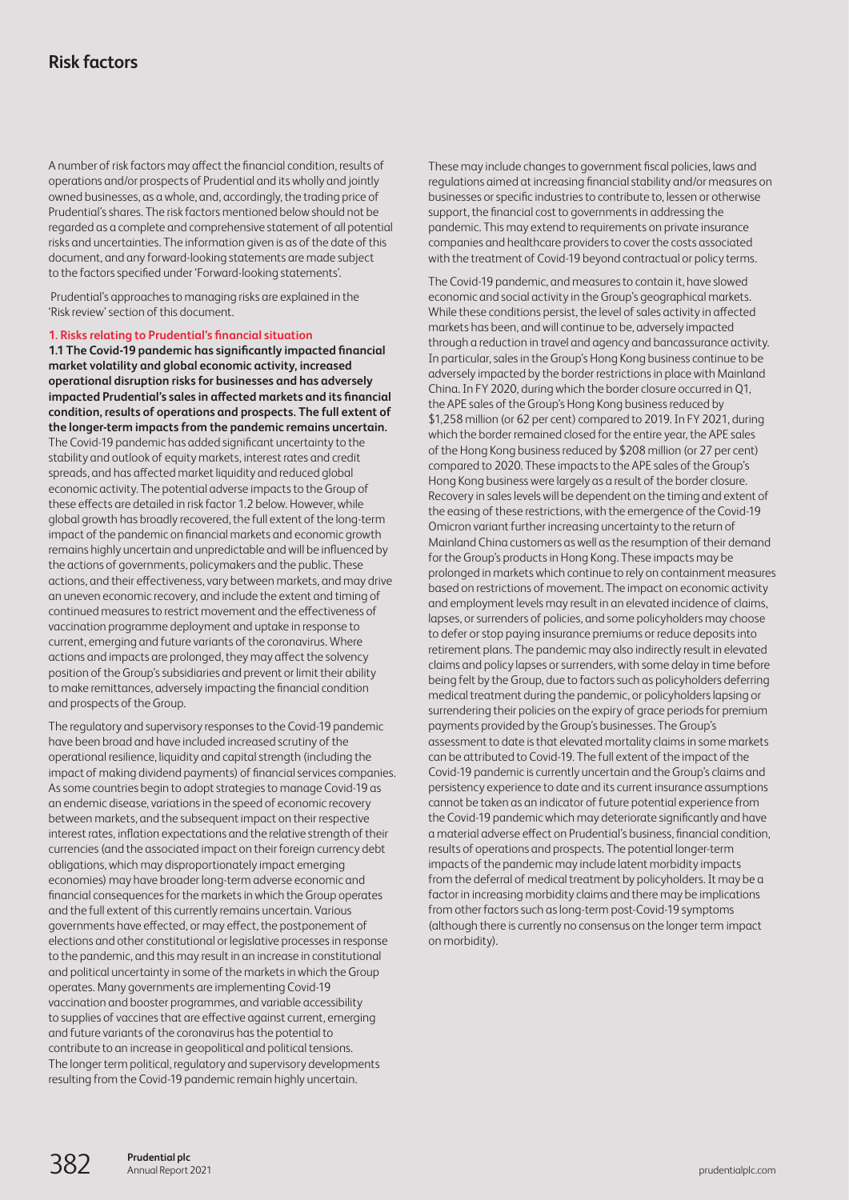# Risk factors

A number of risk factors may affect the financial condition, results of operations and/or prospects of Prudential and its wholly and jointly owned businesses, as a whole, and, accordingly, the trading price of Prudential's shares. The risk factors mentioned below should not be regarded as a complete and comprehensive statement of all potential risks and uncertainties. The information given is as of the date of this document, and any forward-looking statements are made subject to the factors specified under 'Forward-looking statements'.

Prudential's approaches to managing risks are explained in the 'Risk review' section of this document.

## 1. Risks relating to Prudential's financial situation

**1.1 The Covid-19 pandemic has significantly impacted financial market volatility and global economic activity, increased operational disruption risks for businesses and has adversely impacted Prudential's sales in affected markets and its financial condition, results of operations and prospects. The full extent of the longer-term impacts from the pandemic remains uncertain.**

The Covid-19 pandemic has added significant uncertainty to the stability and outlook of equity markets, interest rates and credit spreads, and has affected market liquidity and reduced global economic activity. The potential adverse impacts to the Group of these effects are detailed in risk factor 1.2 below. However, while global growth has broadly recovered, the full extent of the long-term impact of the pandemic on financial markets and economic growth remains highly uncertain and unpredictable and will be influenced by the actions of governments, policymakers and the public. These actions, and their effectiveness, vary between markets, and may drive an uneven economic recovery, and include the extent and timing of continued measures to restrict movement and the effectiveness of vaccination programme deployment and uptake in response to current, emerging and future variants of the coronavirus. Where actions and impacts are prolonged, they may affect the solvency position of the Group's subsidiaries and prevent or limit their ability to make remittances, adversely impacting the financial condition and prospects of the Group.

The regulatory and supervisory responses to the Covid-19 pandemic have been broad and have included increased scrutiny of the operational resilience, liquidity and capital strength (including the impact of making dividend payments) of financial services companies. As some countries begin to adopt strategies to manage Covid-19 as an endemic disease, variations in the speed of economic recovery between markets, and the subsequent impact on their respective interest rates, inflation expectations and the relative strength of their currencies (and the associated impact on their foreign currency debt obligations, which may disproportionately impact emerging economies) may have broader long-term adverse economic and financial consequences for the markets in which the Group operates and the full extent of this currently remains uncertain. Various governments have effected, or may effect, the postponement of elections and other constitutional or legislative processes in response to the pandemic, and this may result in an increase in constitutional and political uncertainty in some of the markets in which the Group operates. Many governments are implementing Covid-19 vaccination and booster programmes, and variable accessibility to supplies of vaccines that are effective against current, emerging and future variants of the coronavirus has the potential to contribute to an increase in geopolitical and political tensions. The longer term political, regulatory and supervisory developments resulting from the Covid-19 pandemic remain highly uncertain.

These may include changes to government fiscal policies, laws and regulations aimed at increasing financial stability and/or measures on businesses or specific industries to contribute to, lessen or otherwise support, the financial cost to governments in addressing the pandemic. This may extend to requirements on private insurance companies and healthcare providers to cover the costs associated with the treatment of Covid-19 beyond contractual or policy terms.

The Covid-19 pandemic, and measures to contain it, have slowed economic and social activity in the Group's geographical markets. While these conditions persist, the level of sales activity in affected markets has been, and will continue to be, adversely impacted through a reduction in travel and agency and bancassurance activity. In particular, sales in the Group's Hong Kong business continue to be adversely impacted by the border restrictions in place with Mainland China. In FY 2020, during which the border closure occurred in Q1, the APE sales of the Group's Hong Kong business reduced by $1,258 million (or 62 per cent) compared to 2019. In FY 2021, during which the border remained closed for the entire year, the APE sales of the Hong Kong business reduced by $208 million (or 27 per cent) compared to 2020. These impacts to the APE sales of the Group's Hong Kong business were largely as a result of the border closure. Recovery in sales levels will be dependent on the timing and extent of the easing of these restrictions, with the emergence of the Covid-19 Omicron variant further increasing uncertainty to the return of Mainland China customers as well as the resumption of their demand for the Group's products in Hong Kong. These impacts may be prolonged in markets which continue to rely on containment measures based on restrictions of movement. The impact on economic activity and employment levels may result in an elevated incidence of claims, lapses, or surrenders of policies, and some policyholders may choose to defer or stop paying insurance premiums or reduce deposits into retirement plans. The pandemic may also indirectly result in elevated claims and policy lapses or surrenders, with some delay in time before being felt by the Group, due to factors such as policyholders deferring medical treatment during the pandemic, or policyholders lapsing or surrendering their policies on the expiry of grace periods for premium payments provided by the Group's businesses. The Group's assessment to date is that elevated mortality claims in some markets can be attributed to Covid-19. The full extent of the impact of the Covid-19 pandemic is currently uncertain and the Group's claims and persistency experience to date and its current insurance assumptions cannot be taken as an indicator of future potential experience from the Covid-19 pandemic which may deteriorate significantly and have a material adverse effect on Prudential's business, financial condition, results of operations and prospects. The potential longer-term impacts of the pandemic may include latent morbidity impacts from the deferral of medical treatment by policyholders. It may be a factor in increasing morbidity claims and there may be implications from other factors such as long-term post-Covid-19 symptoms (although there is currently no consensus on the longer term impact on morbidity).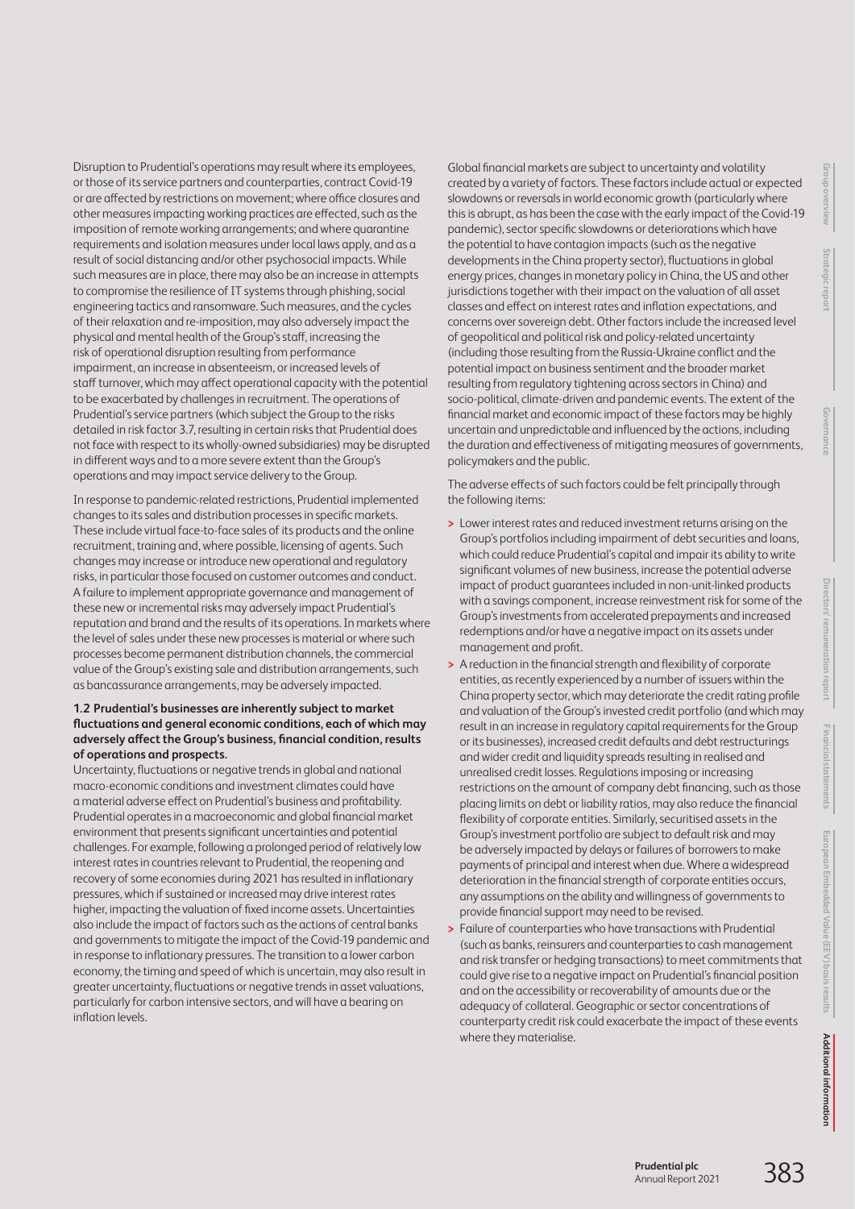Disruption to Prudential's operations may result where its employees, or those of its service partners and counterparties, contract Covid-19 or are affected by restrictions on movement; where office closures and other measures impacting working practices are effected, such as the imposition of remote working arrangements; and where quarantine requirements and isolation measures under local laws apply, and as a result of social distancing and/or other psychosocial impacts. While such measures are in place, there may also be an increase in attempts to compromise the resilience of IT systems through phishing, social engineering tactics and ransomware. Such measures, and the cycles of their relaxation and re-imposition, may also adversely impact the physical and mental health of the Group's staff, increasing the risk of operational disruption resulting from performance impairment, an increase in absenteeism, or increased levels of staff turnover, which may affect operational capacity with the potential to be exacerbated by challenges in recruitment. The operations of Prudential's service partners (which subject the Group to the risks detailed in risk factor 3.7, resulting in certain risks that Prudential does not face with respect to its wholly-owned subsidiaries) may be disrupted in different ways and to a more severe extent than the Group's operations and may impact service delivery to the Group.

In response to pandemic-related restrictions, Prudential implemented changes to its sales and distribution processes in specific markets. These include virtual face-to-face sales of its products and the online recruitment, training and, where possible, licensing of agents. Such changes may increase or introduce new operational and regulatory risks, in particular those focused on customer outcomes and conduct. A failure to implement appropriate governance and management of these new or incremental risks may adversely impact Prudential's reputation and brand and the results of its operations. In markets where the level of sales under these new processes is material or where such processes become permanent distribution channels, the commercial value of the Group's existing sale and distribution arrangements, such as bancassurance arrangements, may be adversely impacted.

**1.2 Prudential's businesses are inherently subject to market fluctuations and general economic conditions, each of which may adversely affect the Group's business, financial condition, results of operations and prospects.**

Uncertainty, fluctuations or negative trends in global and national macro-economic conditions and investment climates could have a material adverse effect on Prudential's business and profitability. Prudential operates in a macroeconomic and global financial market environment that presents significant uncertainties and potential challenges. For example, following a prolonged period of relatively low interest rates in countries relevant to Prudential, the reopening and recovery of some economies during 2021 has resulted in inflationary pressures, which if sustained or increased may drive interest rates higher, impacting the valuation of fixed income assets. Uncertainties also include the impact of factors such as the actions of central banks and governments to mitigate the impact of the Covid-19 pandemic and in response to inflationary pressures. The transition to a lower carbon economy, the timing and speed of which is uncertain, may also result in greater uncertainty, fluctuations or negative trends in asset valuations, particularly for carbon intensive sectors, and will have a bearing on inflation levels.

Global financial markets are subject to uncertainty and volatility created by a variety of factors. These factors include actual or expected slowdowns or reversals in world economic growth (particularly where this is abrupt, as has been the case with the early impact of the Covid-19 pandemic), sector specific slowdowns or deteriorations which have the potential to have contagion impacts (such as the negative developments in the China property sector), fluctuations in global energy prices, changes in monetary policy in China, the US and other jurisdictions together with their impact on the valuation of all asset classes and effect on interest rates and inflation expectations, and concerns over sovereign debt. Other factors include the increased level of geopolitical and political risk and policy-related uncertainty (including those resulting from the Russia-Ukraine conflict and the potential impact on business sentiment and the broader market resulting from regulatory tightening across sectors in China) and socio-political, climate-driven and pandemic events. The extent of the financial market and economic impact of these factors may be highly uncertain and unpredictable and influenced by the actions, including the duration and effectiveness of mitigating measures of governments, policymakers and the public.

The adverse effects of such factors could be felt principally through the following items:

- Lower interest rates and reduced investment returns arising on the Group's portfolios including impairment of debt securities and loans, which could reduce Prudential's capital and impair its ability to write significant volumes of new business, increase the potential adverse impact of product guarantees included in non-unit-linked products with a savings component, increase reinvestment risk for some of the Group's investments from accelerated prepayments and increased redemptions and/or have a negative impact on its assets under management and profit.
- A reduction in the financial strength and flexibility of corporate entities, as recently experienced by a number of issuers within the China property sector, which may deteriorate the credit rating profile and valuation of the Group's invested credit portfolio (and which may result in an increase in regulatory capital requirements for the Group or its businesses), increased credit defaults and debt restructurings and wider credit and liquidity spreads resulting in realised and unrealised credit losses. Regulations imposing or increasing restrictions on the amount of company debt financing, such as those placing limits on debt or liability ratios, may also reduce the financial flexibility of corporate entities. Similarly, securitised assets in the Group's investment portfolio are subject to default risk and may be adversely impacted by delays or failures of borrowers to make payments of principal and interest when due. Where a widespread deterioration in the financial strength of corporate entities occurs, any assumptions on the ability and willingness of governments to provide financial support may need to be revised.
- Failure of counterparties who have transactions with Prudential (such as banks, reinsurers and counterparties to cash management and risk transfer or hedging transactions) to meet commitments that could give rise to a negative impact on Prudential's financial position and on the accessibility or recoverability of amounts due or the adequacy of collateral. Geographic or sector concentrations of counterparty credit risk could exacerbate the impact of these events where they materialise.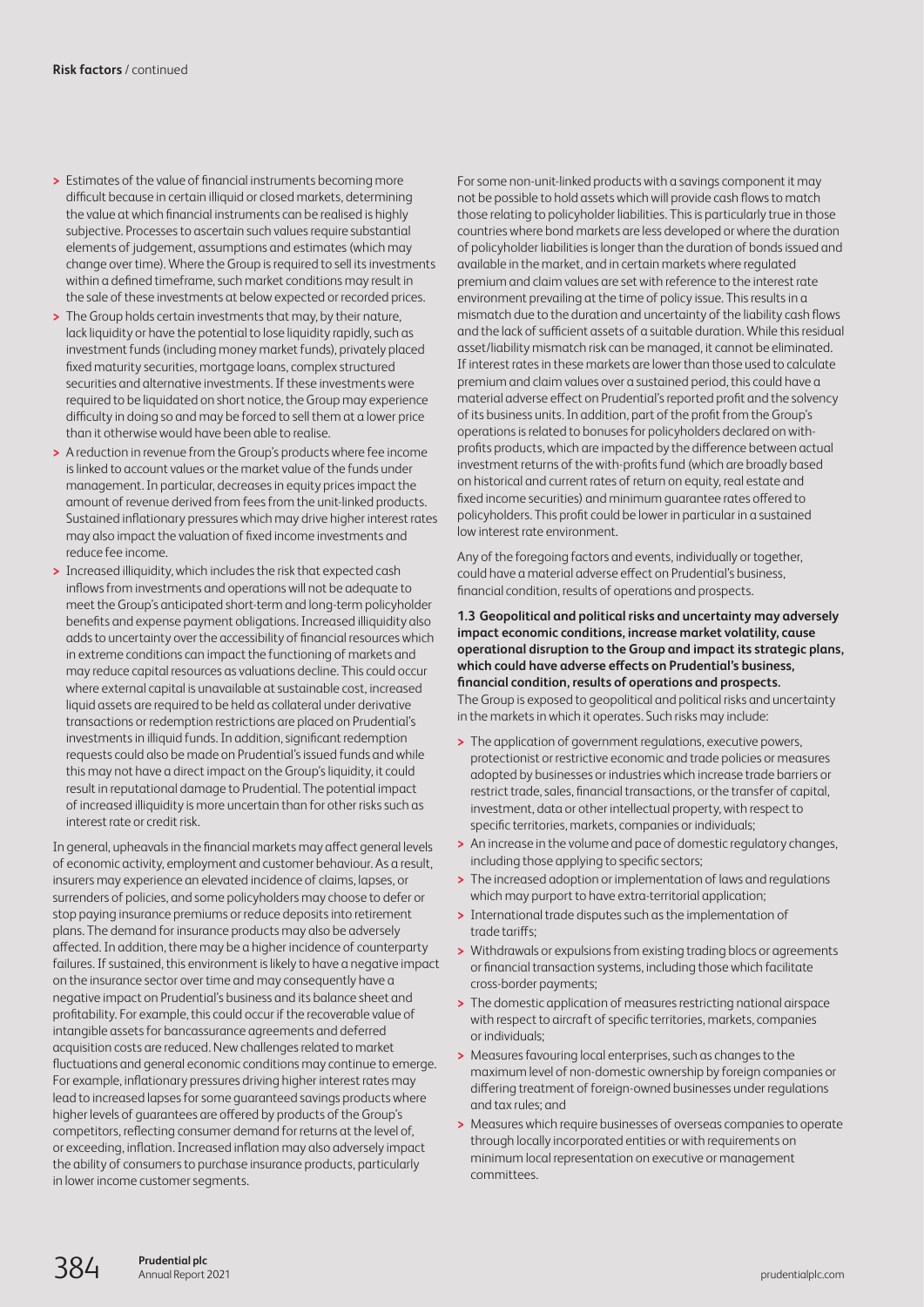- Estimates of the value of financial instruments becoming more difficult because in certain illiquid or closed markets, determining the value at which financial instruments can be realised is highly subjective. Processes to ascertain such values require substantial elements of judgement, assumptions and estimates (which may change over time). Where the Group is required to sell its investments within a defined timeframe, such market conditions may result in the sale of these investments at below expected or recorded prices.
- The Group holds certain investments that may, by their nature, lack liquidity or have the potential to lose liquidity rapidly, such as investment funds (including money market funds), privately placed fixed maturity securities, mortgage loans, complex structured securities and alternative investments. If these investments were required to be liquidated on short notice, the Group may experience difficulty in doing so and may be forced to sell them at a lower price than it otherwise would have been able to realise.
- A reduction in revenue from the Group's products where fee income is linked to account values or the market value of the funds under management. In particular, decreases in equity prices impact the amount of revenue derived from fees from the unit-linked products. Sustained inflationary pressures which may drive higher interest rates may also impact the valuation of fixed income investments and reduce fee income.
- Increased illiquidity, which includes the risk that expected cash inflows from investments and operations will not be adequate to meet the Group's anticipated short-term and long-term policyholder benefits and expense payment obligations. Increased illiquidity also adds to uncertainty over the accessibility of financial resources which in extreme conditions can impact the functioning of markets and may reduce capital resources as valuations decline. This could occur where external capital is unavailable at sustainable cost, increased liquid assets are required to be held as collateral under derivative transactions or redemption restrictions are placed on Prudential's investments in illiquid funds. In addition, significant redemption requests could also be made on Prudential's issued funds and while this may not have a direct impact on the Group's liquidity, it could result in reputational damage to Prudential. The potential impact of increased illiquidity is more uncertain than for other risks such as interest rate or credit risk.

In general, upheavals in the financial markets may affect general levels of economic activity, employment and customer behaviour. As a result, insurers may experience an elevated incidence of claims, lapses, or surrenders of policies, and some policyholders may choose to defer or stop paying insurance premiums or reduce deposits into retirement plans. The demand for insurance products may also be adversely affected. In addition, there may be a higher incidence of counterparty failures. If sustained, this environment is likely to have a negative impact on the insurance sector over time and may consequently have a negative impact on Prudential's business and its balance sheet and profitability. For example, this could occur if the recoverable value of intangible assets for bancassurance agreements and deferred acquisition costs are reduced. New challenges related to market fluctuations and general economic conditions may continue to emerge. For example, inflationary pressures driving higher interest rates may lead to increased lapses for some guaranteed savings products where higher levels of guarantees are offered by products of the Group's competitors, reflecting consumer demand for returns at the level of, or exceeding, inflation. Increased inflation may also adversely impact the ability of consumers to purchase insurance products, particularly in lower income customer segments.

For some non-unit-linked products with a savings component it may not be possible to hold assets which will provide cash flows to match those relating to policyholder liabilities. This is particularly true in those countries where bond markets are less developed or where the duration of policyholder liabilities is longer than the duration of bonds issued and available in the market, and in certain markets where regulated premium and claim values are set with reference to the interest rate environment prevailing at the time of policy issue. This results in a mismatch due to the duration and uncertainty of the liability cash flows and the lack of sufficient assets of a suitable duration. While this residual asset/liability mismatch risk can be managed, it cannot be eliminated. If interest rates in these markets are lower than those used to calculate premium and claim values over a sustained period, this could have a material adverse effect on Prudential's reported profit and the solvency of its business units. In addition, part of the profit from the Group's operations is related to bonuses for policyholders declared on with-profits products, which are impacted by the difference between actual investment returns of the with-profits fund (which are broadly based on historical and current rates of return on equity, real estate and fixed income securities) and minimum guarantee rates offered to policyholders. This profit could be lower in particular in a sustained low interest rate environment.

Any of the foregoing factors and events, individually or together, could have a material adverse effect on Prudential's business, financial condition, results of operations and prospects.

**1.3 Geopolitical and political risks and uncertainty may adversely impact economic conditions, increase market volatility, cause operational disruption to the Group and impact its strategic plans, which could have adverse effects on Prudential's business, financial condition, results of operations and prospects.**

The Group is exposed to geopolitical and political risks and uncertainty in the markets in which it operates. Such risks may include:

- The application of government regulations, executive powers, protectionist or restrictive economic and trade policies or measures adopted by businesses or industries which increase trade barriers or restrict trade, sales, financial transactions, or the transfer of capital, investment, data or other intellectual property, with respect to specific territories, markets, companies or individuals;
- An increase in the volume and pace of domestic regulatory changes, including those applying to specific sectors;
- The increased adoption or implementation of laws and regulations which may purport to have extra-territorial application;
- International trade disputes such as the implementation of trade tariffs;
- Withdrawals or expulsions from existing trading blocs or agreements or financial transaction systems, including those which facilitate cross-border payments;
- The domestic application of measures restricting national airspace with respect to aircraft of specific territories, markets, companies or individuals;
- Measures favouring local enterprises, such as changes to the maximum level of non-domestic ownership by foreign companies or differing treatment of foreign-owned businesses under regulations and tax rules; and
- Measures which require businesses of overseas companies to operate through locally incorporated entities or with requirements on minimum local representation on executive or management committees.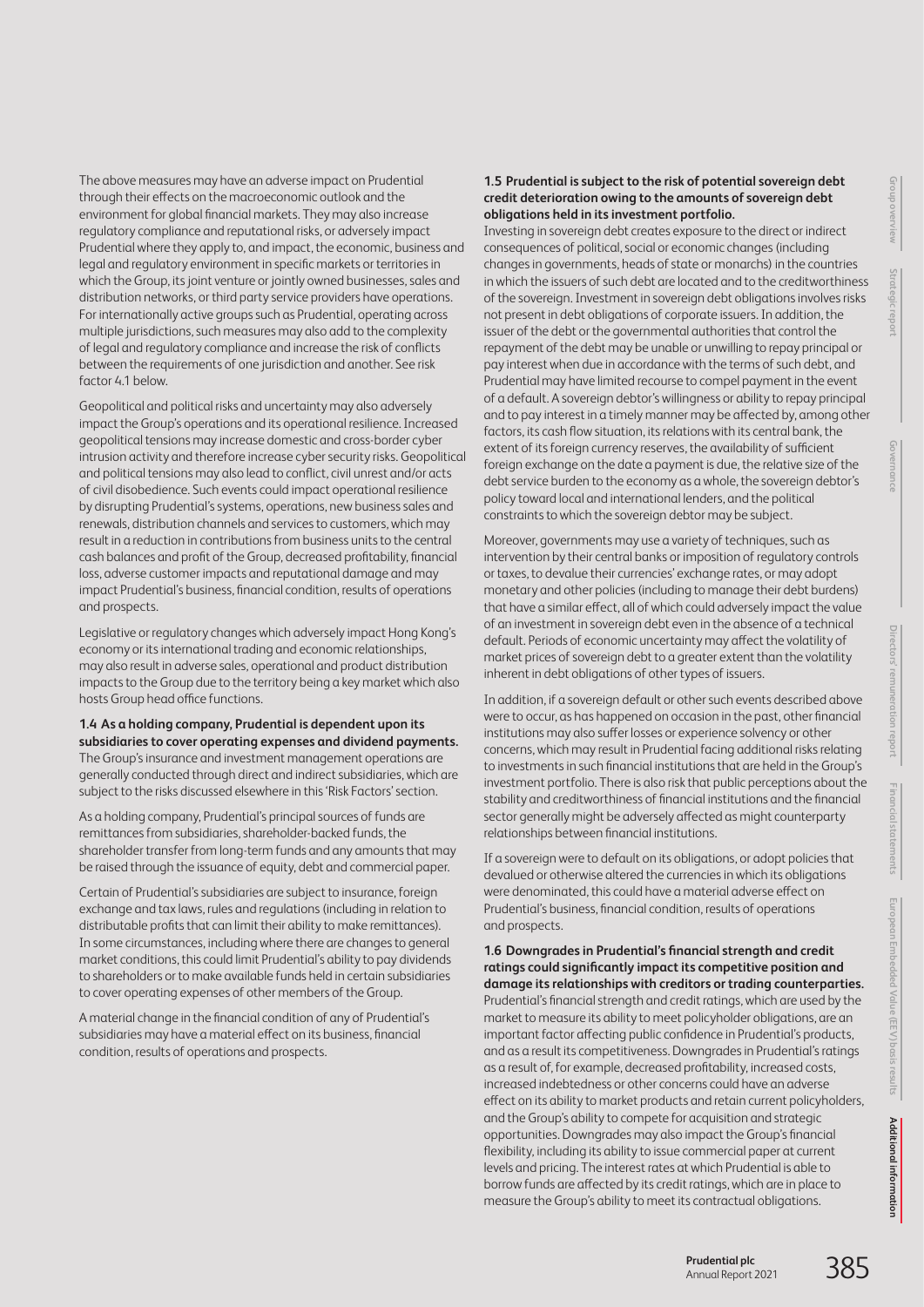The above measures may have an adverse impact on Prudential through their effects on the macroeconomic outlook and the environment for global financial markets. They may also increase regulatory compliance and reputational risks, or adversely impact Prudential where they apply to, and impact, the economic, business and legal and regulatory environment in specific markets or territories in which the Group, its joint venture or jointly owned businesses, sales and distribution networks, or third party service providers have operations. For internationally active groups such as Prudential, operating across multiple jurisdictions, such measures may also add to the complexity of legal and regulatory compliance and increase the risk of conflicts between the requirements of one jurisdiction and another. See risk factor 4.1 below.

Geopolitical and political risks and uncertainty may also adversely impact the Group's operations and its operational resilience. Increased geopolitical tensions may increase domestic and cross-border cyber intrusion activity and therefore increase cyber security risks. Geopolitical and political tensions may also lead to conflict, civil unrest and/or acts of civil disobedience. Such events could impact operational resilience by disrupting Prudential's systems, operations, new business sales and renewals, distribution channels and services to customers, which may result in a reduction in contributions from business units to the central cash balances and profit of the Group, decreased profitability, financial loss, adverse customer impacts and reputational damage and may impact Prudential's business, financial condition, results of operations and prospects.

Legislative or regulatory changes which adversely impact Hong Kong's economy or its international trading and economic relationships, may also result in adverse sales, operational and product distribution impacts to the Group due to the territory being a key market which also hosts Group head office functions.

**1.4 As a holding company, Prudential is dependent upon its subsidiaries to cover operating expenses and dividend payments.**
The Group's insurance and investment management operations are generally conducted through direct and indirect subsidiaries, which are subject to the risks discussed elsewhere in this 'Risk Factors' section.

As a holding company, Prudential's principal sources of funds are remittances from subsidiaries, shareholder-backed funds, the shareholder transfer from long-term funds and any amounts that may be raised through the issuance of equity, debt and commercial paper.

Certain of Prudential's subsidiaries are subject to insurance, foreign exchange and tax laws, rules and regulations (including in relation to distributable profits that can limit their ability to make remittances). In some circumstances, including where there are changes to general market conditions, this could limit Prudential's ability to pay dividends to shareholders or to make available funds held in certain subsidiaries to cover operating expenses of other members of the Group.

A material change in the financial condition of any of Prudential's subsidiaries may have a material effect on its business, financial condition, results of operations and prospects.

**1.5 Prudential is subject to the risk of potential sovereign debt credit deterioration owing to the amounts of sovereign debt obligations held in its investment portfolio.**
Investing in sovereign debt creates exposure to the direct or indirect consequences of political, social or economic changes (including changes in governments, heads of state or monarchs) in the countries in which the issuers of such debt are located and to the creditworthiness of the sovereign. Investment in sovereign debt obligations involves risks not present in debt obligations of corporate issuers. In addition, the issuer of the debt or the governmental authorities that control the repayment of the debt may be unable or unwilling to repay principal or pay interest when due in accordance with the terms of such debt, and Prudential may have limited recourse to compel payment in the event of a default. A sovereign debtor's willingness or ability to repay principal and to pay interest in a timely manner may be affected by, among other factors, its cash flow situation, its relations with its central bank, the extent of its foreign currency reserves, the availability of sufficient foreign exchange on the date a payment is due, the relative size of the debt service burden to the economy as a whole, the sovereign debtor's policy toward local and international lenders, and the political constraints to which the sovereign debtor may be subject.

Moreover, governments may use a variety of techniques, such as intervention by their central banks or imposition of regulatory controls or taxes, to devalue their currencies' exchange rates, or may adopt monetary and other policies (including to manage their debt burdens) that have a similar effect, all of which could adversely impact the value of an investment in sovereign debt even in the absence of a technical default. Periods of economic uncertainty may affect the volatility of market prices of sovereign debt to a greater extent than the volatility inherent in debt obligations of other types of issuers.

In addition, if a sovereign default or other such events described above were to occur, as has happened on occasion in the past, other financial institutions may also suffer losses or experience solvency or other concerns, which may result in Prudential facing additional risks relating to investments in such financial institutions that are held in the Group's investment portfolio. There is also risk that public perceptions about the stability and creditworthiness of financial institutions and the financial sector generally might be adversely affected as might counterparty relationships between financial institutions.

If a sovereign were to default on its obligations, or adopt policies that devalued or otherwise altered the currencies in which its obligations were denominated, this could have a material adverse effect on Prudential's business, financial condition, results of operations and prospects.

**1.6 Downgrades in Prudential's financial strength and credit ratings could significantly impact its competitive position and damage its relationships with creditors or trading counterparties.**
Prudential's financial strength and credit ratings, which are used by the market to measure its ability to meet policyholder obligations, are an important factor affecting public confidence in Prudential's products, and as a result its competitiveness. Downgrades in Prudential's ratings as a result of, for example, decreased profitability, increased costs, increased indebtedness or other concerns could have an adverse effect on its ability to market products and retain current policyholders, and the Group's ability to compete for acquisition and strategic opportunities. Downgrades may also impact the Group's financial flexibility, including its ability to issue commercial paper at current levels and pricing. The interest rates at which Prudential is able to borrow funds are affected by its credit ratings, which are in place to measure the Group's ability to meet its contractual obligations.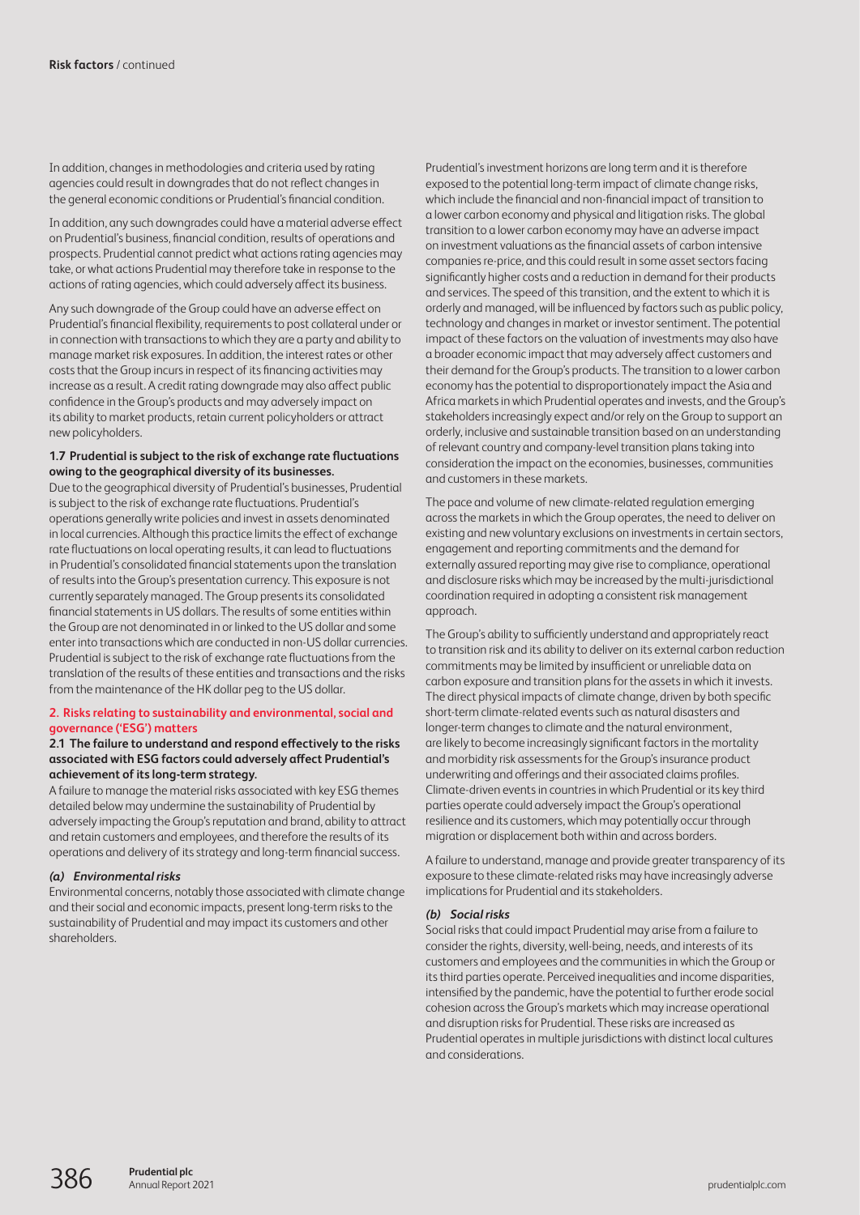In addition, changes in methodologies and criteria used by rating agencies could result in downgrades that do not reflect changes in the general economic conditions or Prudential's financial condition.

In addition, any such downgrades could have a material adverse effect on Prudential's business, financial condition, results of operations and prospects. Prudential cannot predict what actions rating agencies may take, or what actions Prudential may therefore take in response to the actions of rating agencies, which could adversely affect its business.

Any such downgrade of the Group could have an adverse effect on Prudential's financial flexibility, requirements to post collateral under or in connection with transactions to which they are a party and ability to manage market risk exposures. In addition, the interest rates or other costs that the Group incurs in respect of its financing activities may increase as a result. A credit rating downgrade may also affect public confidence in the Group's products and may adversely impact on its ability to market products, retain current policyholders or attract new policyholders.

#### 1.7 Prudential is subject to the risk of exchange rate fluctuations owing to the geographical diversity of its businesses.

Due to the geographical diversity of Prudential's businesses, Prudential is subject to the risk of exchange rate fluctuations. Prudential's operations generally write policies and invest in assets denominated in local currencies. Although this practice limits the effect of exchange rate fluctuations on local operating results, it can lead to fluctuations in Prudential's consolidated financial statements upon the translation of results into the Group's presentation currency. This exposure is not currently separately managed. The Group presents its consolidated financial statements in US dollars. The results of some entities within the Group are not denominated in or linked to the US dollar and some enter into transactions which are conducted in non-US dollar currencies. Prudential is subject to the risk of exchange rate fluctuations from the translation of the results of these entities and transactions and the risks from the maintenance of the HK dollar peg to the US dollar.

### 2. Risks relating to sustainability and environmental, social and governance ('ESG') matters

#### 2.1 The failure to understand and respond effectively to the risks associated with ESG factors could adversely affect Prudential's achievement of its long-term strategy.

A failure to manage the material risks associated with key ESG themes detailed below may undermine the sustainability of Prudential by adversely impacting the Group's reputation and brand, ability to attract and retain customers and employees, and therefore the results of its operations and delivery of its strategy and long-term financial success.

***(a) Environmental risks***

Environmental concerns, notably those associated with climate change and their social and economic impacts, present long-term risks to the sustainability of Prudential and may impact its customers and other shareholders.

Prudential's investment horizons are long term and it is therefore exposed to the potential long-term impact of climate change risks, which include the financial and non-financial impact of transition to a lower carbon economy and physical and litigation risks. The global transition to a lower carbon economy may have an adverse impact on investment valuations as the financial assets of carbon intensive companies re-price, and this could result in some asset sectors facing significantly higher costs and a reduction in demand for their products and services. The speed of this transition, and the extent to which it is orderly and managed, will be influenced by factors such as public policy, technology and changes in market or investor sentiment. The potential impact of these factors on the valuation of investments may also have a broader economic impact that may adversely affect customers and their demand for the Group's products. The transition to a lower carbon economy has the potential to disproportionately impact the Asia and Africa markets in which Prudential operates and invests, and the Group's stakeholders increasingly expect and/or rely on the Group to support an orderly, inclusive and sustainable transition based on an understanding of relevant country and company-level transition plans taking into consideration the impact on the economies, businesses, communities and customers in these markets.

The pace and volume of new climate-related regulation emerging across the markets in which the Group operates, the need to deliver on existing and new voluntary exclusions on investments in certain sectors, engagement and reporting commitments and the demand for externally assured reporting may give rise to compliance, operational and disclosure risks which may be increased by the multi-jurisdictional coordination required in adopting a consistent risk management approach.

The Group's ability to sufficiently understand and appropriately react to transition risk and its ability to deliver on its external carbon reduction commitments may be limited by insufficient or unreliable data on carbon exposure and transition plans for the assets in which it invests. The direct physical impacts of climate change, driven by both specific short-term climate-related events such as natural disasters and longer-term changes to climate and the natural environment, are likely to become increasingly significant factors in the mortality and morbidity risk assessments for the Group's insurance product underwriting and offerings and their associated claims profiles. Climate-driven events in countries in which Prudential or its key third parties operate could adversely impact the Group's operational resilience and its customers, which may potentially occur through migration or displacement both within and across borders.

A failure to understand, manage and provide greater transparency of its exposure to these climate-related risks may have increasingly adverse implications for Prudential and its stakeholders.

***(b) Social risks***

Social risks that could impact Prudential may arise from a failure to consider the rights, diversity, well-being, needs, and interests of its customers and employees and the communities in which the Group or its third parties operate. Perceived inequalities and income disparities, intensified by the pandemic, have the potential to further erode social cohesion across the Group's markets which may increase operational and disruption risks for Prudential. These risks are increased as Prudential operates in multiple jurisdictions with distinct local cultures and considerations.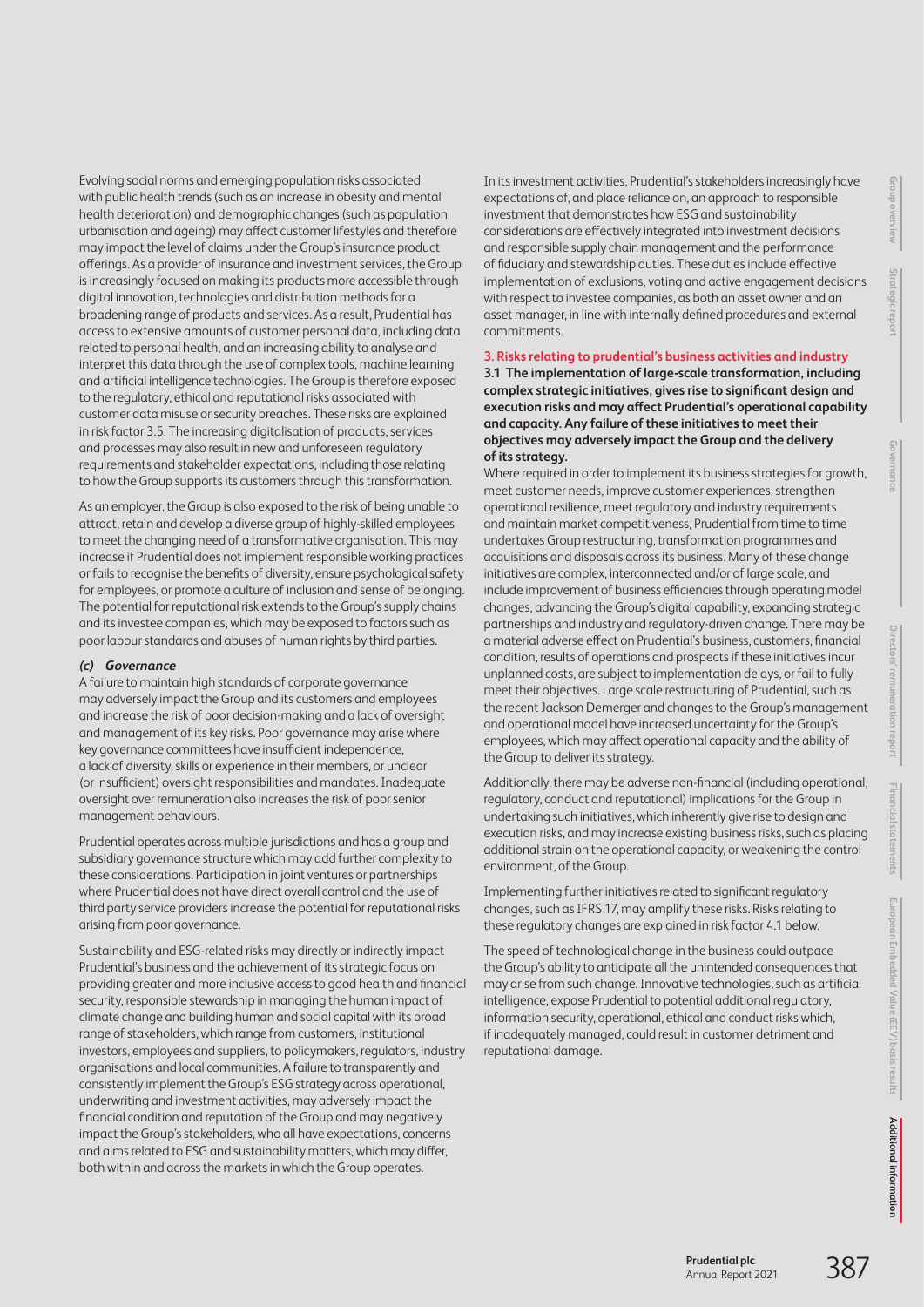Evolving social norms and emerging population risks associated with public health trends (such as an increase in obesity and mental health deterioration) and demographic changes (such as population urbanisation and ageing) may affect customer lifestyles and therefore may impact the level of claims under the Group's insurance product offerings. As a provider of insurance and investment services, the Group is increasingly focused on making its products more accessible through digital innovation, technologies and distribution methods for a broadening range of products and services. As a result, Prudential has access to extensive amounts of customer personal data, including data related to personal health, and an increasing ability to analyse and interpret this data through the use of complex tools, machine learning and artificial intelligence technologies. The Group is therefore exposed to the regulatory, ethical and reputational risks associated with customer data misuse or security breaches. These risks are explained in risk factor 3.5. The increasing digitalisation of products, services and processes may also result in new and unforeseen regulatory requirements and stakeholder expectations, including those relating to how the Group supports its customers through this transformation.

As an employer, the Group is also exposed to the risk of being unable to attract, retain and develop a diverse group of highly-skilled employees to meet the changing need of a transformative organisation. This may increase if Prudential does not implement responsible working practices or fails to recognise the benefits of diversity, ensure psychological safety for employees, or promote a culture of inclusion and sense of belonging. The potential for reputational risk extends to the Group's supply chains and its investee companies, which may be exposed to factors such as poor labour standards and abuses of human rights by third parties.

***(c) Governance***

A failure to maintain high standards of corporate governance may adversely impact the Group and its customers and employees and increase the risk of poor decision-making and a lack of oversight and management of its key risks. Poor governance may arise where key governance committees have insufficient independence, a lack of diversity, skills or experience in their members, or unclear (or insufficient) oversight responsibilities and mandates. Inadequate oversight over remuneration also increases the risk of poor senior management behaviours.

Prudential operates across multiple jurisdictions and has a group and subsidiary governance structure which may add further complexity to these considerations. Participation in joint ventures or partnerships where Prudential does not have direct overall control and the use of third party service providers increase the potential for reputational risks arising from poor governance.

Sustainability and ESG-related risks may directly or indirectly impact Prudential's business and the achievement of its strategic focus on providing greater and more inclusive access to good health and financial security, responsible stewardship in managing the human impact of climate change and building human and social capital with its broad range of stakeholders, which range from customers, institutional investors, employees and suppliers, to policymakers, regulators, industry organisations and local communities. A failure to transparently and consistently implement the Group's ESG strategy across operational, underwriting and investment activities, may adversely impact the financial condition and reputation of the Group and may negatively impact the Group's stakeholders, who all have expectations, concerns and aims related to ESG and sustainability matters, which may differ, both within and across the markets in which the Group operates.

In its investment activities, Prudential's stakeholders increasingly have expectations of, and place reliance on, an approach to responsible investment that demonstrates how ESG and sustainability considerations are effectively integrated into investment decisions and responsible supply chain management and the performance of fiduciary and stewardship duties. These duties include effective implementation of exclusions, voting and active engagement decisions with respect to investee companies, as both an asset owner and an asset manager, in line with internally defined procedures and external commitments.

### 3. Risks relating to prudential's business activities and industry

**3.1 The implementation of large-scale transformation, including complex strategic initiatives, gives rise to significant design and execution risks and may affect Prudential's operational capability and capacity. Any failure of these initiatives to meet their objectives may adversely impact the Group and the delivery of its strategy.**

Where required in order to implement its business strategies for growth, meet customer needs, improve customer experiences, strengthen operational resilience, meet regulatory and industry requirements and maintain market competitiveness, Prudential from time to time undertakes Group restructuring, transformation programmes and acquisitions and disposals across its business. Many of these change initiatives are complex, interconnected and/or of large scale, and include improvement of business efficiencies through operating model changes, advancing the Group's digital capability, expanding strategic partnerships and industry and regulatory-driven change. There may be a material adverse effect on Prudential's business, customers, financial condition, results of operations and prospects if these initiatives incur unplanned costs, are subject to implementation delays, or fail to fully meet their objectives. Large scale restructuring of Prudential, such as the recent Jackson Demerger and changes to the Group's management and operational model have increased uncertainty for the Group's employees, which may affect operational capacity and the ability of the Group to deliver its strategy.

Additionally, there may be adverse non-financial (including operational, regulatory, conduct and reputational) implications for the Group in undertaking such initiatives, which inherently give rise to design and execution risks, and may increase existing business risks, such as placing additional strain on the operational capacity, or weakening the control environment, of the Group.

Implementing further initiatives related to significant regulatory changes, such as IFRS 17, may amplify these risks. Risks relating to these regulatory changes are explained in risk factor 4.1 below.

The speed of technological change in the business could outpace the Group's ability to anticipate all the unintended consequences that may arise from such change. Innovative technologies, such as artificial intelligence, expose Prudential to potential additional regulatory, information security, operational, ethical and conduct risks which, if inadequately managed, could result in customer detriment and reputational damage.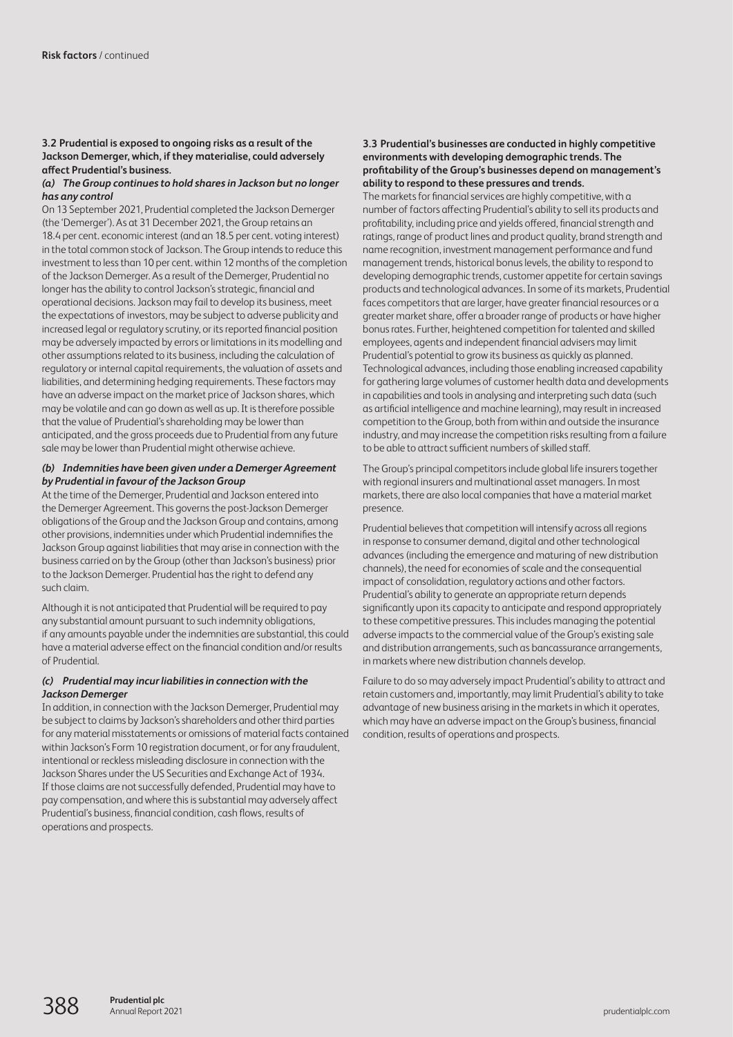**Risk factors** / continued

### 3.2 Prudential is exposed to ongoing risks as a result of the Jackson Demerger, which, if they materialise, could adversely affect Prudential's business.

#### *(a) The Group continues to hold shares in Jackson but no longer has any control*

On 13 September 2021, Prudential completed the Jackson Demerger (the 'Demerger'). As at 31 December 2021, the Group retains an 18.4 per cent. economic interest (and an 18.5 per cent. voting interest) in the total common stock of Jackson. The Group intends to reduce this investment to less than 10 per cent. within 12 months of the completion of the Jackson Demerger. As a result of the Demerger, Prudential no longer has the ability to control Jackson's strategic, financial and operational decisions. Jackson may fail to develop its business, meet the expectations of investors, may be subject to adverse publicity and increased legal or regulatory scrutiny, or its reported financial position may be adversely impacted by errors or limitations in its modelling and other assumptions related to its business, including the calculation of regulatory or internal capital requirements, the valuation of assets and liabilities, and determining hedging requirements. These factors may have an adverse impact on the market price of Jackson shares, which may be volatile and can go down as well as up. It is therefore possible that the value of Prudential's shareholding may be lower than anticipated, and the gross proceeds due to Prudential from any future sale may be lower than Prudential might otherwise achieve.

#### *(b) Indemnities have been given under a Demerger Agreement by Prudential in favour of the Jackson Group*

At the time of the Demerger, Prudential and Jackson entered into the Demerger Agreement. This governs the post-Jackson Demerger obligations of the Group and the Jackson Group and contains, among other provisions, indemnities under which Prudential indemnifies the Jackson Group against liabilities that may arise in connection with the business carried on by the Group (other than Jackson's business) prior to the Jackson Demerger. Prudential has the right to defend any such claim.

Although it is not anticipated that Prudential will be required to pay any substantial amount pursuant to such indemnity obligations, if any amounts payable under the indemnities are substantial, this could have a material adverse effect on the financial condition and/or results of Prudential.

#### *(c) Prudential may incur liabilities in connection with the Jackson Demerger*

In addition, in connection with the Jackson Demerger, Prudential may be subject to claims by Jackson's shareholders and other third parties for any material misstatements or omissions of material facts contained within Jackson's Form 10 registration document, or for any fraudulent, intentional or reckless misleading disclosure in connection with the Jackson Shares under the US Securities and Exchange Act of 1934. If those claims are not successfully defended, Prudential may have to pay compensation, and where this is substantial may adversely affect Prudential's business, financial condition, cash flows, results of operations and prospects.

### 3.3 Prudential's businesses are conducted in highly competitive environments with developing demographic trends. The profitability of the Group's businesses depend on management's ability to respond to these pressures and trends.

The markets for financial services are highly competitive, with a number of factors affecting Prudential's ability to sell its products and profitability, including price and yields offered, financial strength and ratings, range of product lines and product quality, brand strength and name recognition, investment management performance and fund management trends, historical bonus levels, the ability to respond to developing demographic trends, customer appetite for certain savings products and technological advances. In some of its markets, Prudential faces competitors that are larger, have greater financial resources or a greater market share, offer a broader range of products or have higher bonus rates. Further, heightened competition for talented and skilled employees, agents and independent financial advisers may limit Prudential's potential to grow its business as quickly as planned. Technological advances, including those enabling increased capability for gathering large volumes of customer health data and developments in capabilities and tools in analysing and interpreting such data (such as artificial intelligence and machine learning), may result in increased competition to the Group, both from within and outside the insurance industry, and may increase the competition risks resulting from a failure to be able to attract sufficient numbers of skilled staff.

The Group's principal competitors include global life insurers together with regional insurers and multinational asset managers. In most markets, there are also local companies that have a material market presence.

Prudential believes that competition will intensify across all regions in response to consumer demand, digital and other technological advances (including the emergence and maturing of new distribution channels), the need for economies of scale and the consequential impact of consolidation, regulatory actions and other factors. Prudential's ability to generate an appropriate return depends significantly upon its capacity to anticipate and respond appropriately to these competitive pressures. This includes managing the potential adverse impacts to the commercial value of the Group's existing sale and distribution arrangements, such as bancassurance arrangements, in markets where new distribution channels develop.

Failure to do so may adversely impact Prudential's ability to attract and retain customers and, importantly, may limit Prudential's ability to take advantage of new business arising in the markets in which it operates, which may have an adverse impact on the Group's business, financial condition, results of operations and prospects.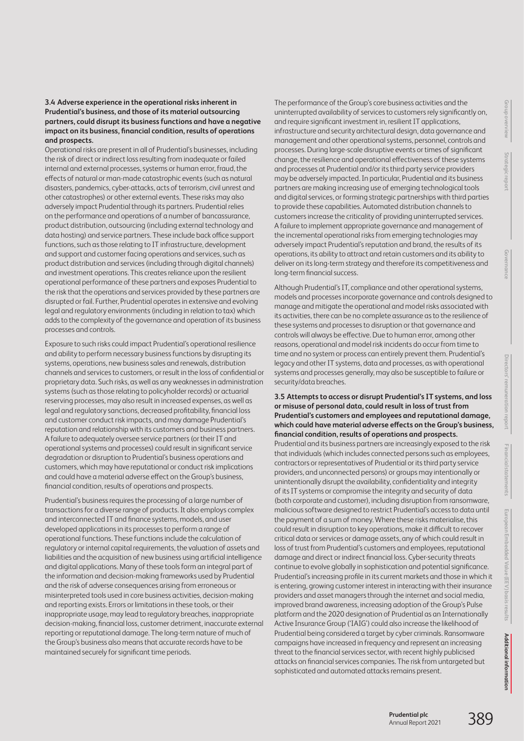**3.4 Adverse experience in the operational risks inherent in Prudential's business, and those of its material outsourcing partners, could disrupt its business functions and have a negative impact on its business, financial condition, results of operations and prospects.**

Operational risks are present in all of Prudential's businesses, including the risk of direct or indirect loss resulting from inadequate or failed internal and external processes, systems or human error, fraud, the effects of natural or man-made catastrophic events (such as natural disasters, pandemics, cyber-attacks, acts of terrorism, civil unrest and other catastrophes) or other external events. These risks may also adversely impact Prudential through its partners. Prudential relies on the performance and operations of a number of bancassurance, product distribution, outsourcing (including external technology and data hosting) and service partners. These include back office support functions, such as those relating to IT infrastructure, development and support and customer facing operations and services, such as product distribution and services (including through digital channels) and investment operations. This creates reliance upon the resilient operational performance of these partners and exposes Prudential to the risk that the operations and services provided by these partners are disrupted or fail. Further, Prudential operates in extensive and evolving legal and regulatory environments (including in relation to tax) which adds to the complexity of the governance and operation of its business processes and controls.

Exposure to such risks could impact Prudential's operational resilience and ability to perform necessary business functions by disrupting its systems, operations, new business sales and renewals, distribution channels and services to customers, or result in the loss of confidential or proprietary data. Such risks, as well as any weaknesses in administration systems (such as those relating to policyholder records) or actuarial reserving processes, may also result in increased expenses, as well as legal and regulatory sanctions, decreased profitability, financial loss and customer conduct risk impacts, and may damage Prudential's reputation and relationship with its customers and business partners. A failure to adequately oversee service partners (or their IT and operational systems and processes) could result in significant service degradation or disruption to Prudential's business operations and customers, which may have reputational or conduct risk implications and could have a material adverse effect on the Group's business, financial condition, results of operations and prospects.

Prudential's business requires the processing of a large number of transactions for a diverse range of products. It also employs complex and interconnected IT and finance systems, models, and user developed applications in its processes to perform a range of operational functions. These functions include the calculation of regulatory or internal capital requirements, the valuation of assets and liabilities and the acquisition of new business using artificial intelligence and digital applications. Many of these tools form an integral part of the information and decision-making frameworks used by Prudential and the risk of adverse consequences arising from erroneous or misinterpreted tools used in core business activities, decision-making and reporting exists. Errors or limitations in these tools, or their inappropriate usage, may lead to regulatory breaches, inappropriate decision-making, financial loss, customer detriment, inaccurate external reporting or reputational damage. The long-term nature of much of the Group's business also means that accurate records have to be maintained securely for significant time periods.

The performance of the Group's core business activities and the uninterrupted availability of services to customers rely significantly on, and require significant investment in, resilient IT applications, infrastructure and security architectural design, data governance and management and other operational systems, personnel, controls and processes. During large-scale disruptive events or times of significant change, the resilience and operational effectiveness of these systems and processes at Prudential and/or its third party service providers may be adversely impacted. In particular, Prudential and its business partners are making increasing use of emerging technological tools and digital services, or forming strategic partnerships with third parties to provide these capabilities. Automated distribution channels to customers increase the criticality of providing uninterrupted services. A failure to implement appropriate governance and management of the incremental operational risks from emerging technologies may adversely impact Prudential's reputation and brand, the results of its operations, its ability to attract and retain customers and its ability to deliver on its long-term strategy and therefore its competitiveness and long-term financial success.

Although Prudential's IT, compliance and other operational systems, models and processes incorporate governance and controls designed to manage and mitigate the operational and model risks associated with its activities, there can be no complete assurance as to the resilience of these systems and processes to disruption or that governance and controls will always be effective. Due to human error, among other reasons, operational and model risk incidents do occur from time to time and no system or process can entirely prevent them. Prudential's legacy and other IT systems, data and processes, as with operational systems and processes generally, may also be susceptible to failure or security/data breaches.

**3.5 Attempts to access or disrupt Prudential's IT systems, and loss or misuse of personal data, could result in loss of trust from Prudential's customers and employees and reputational damage, which could have material adverse effects on the Group's business, financial condition, results of operations and prospects.**

Prudential and its business partners are increasingly exposed to the risk that individuals (which includes connected persons such as employees, contractors or representatives of Prudential or its third party service providers, and unconnected persons) or groups may intentionally or unintentionally disrupt the availability, confidentiality and integrity of its IT systems or compromise the integrity and security of data (both corporate and customer), including disruption from ransomware, malicious software designed to restrict Prudential's access to data until the payment of a sum of money. Where these risks materialise, this could result in disruption to key operations, make it difficult to recover critical data or services or damage assets, any of which could result in loss of trust from Prudential's customers and employees, reputational damage and direct or indirect financial loss. Cyber-security threats continue to evolve globally in sophistication and potential significance. Prudential's increasing profile in its current markets and those in which it is entering, growing customer interest in interacting with their insurance providers and asset managers through the internet and social media, improved brand awareness, increasing adoption of the Group's Pulse platform and the 2020 designation of Prudential as an Internationally Active Insurance Group ('IAIG') could also increase the likelihood of Prudential being considered a target by cyber criminals. Ransomware campaigns have increased in frequency and represent an increasing threat to the financial services sector, with recent highly publicised attacks on financial services companies. The risk from untargeted but sophisticated and automated attacks remains present.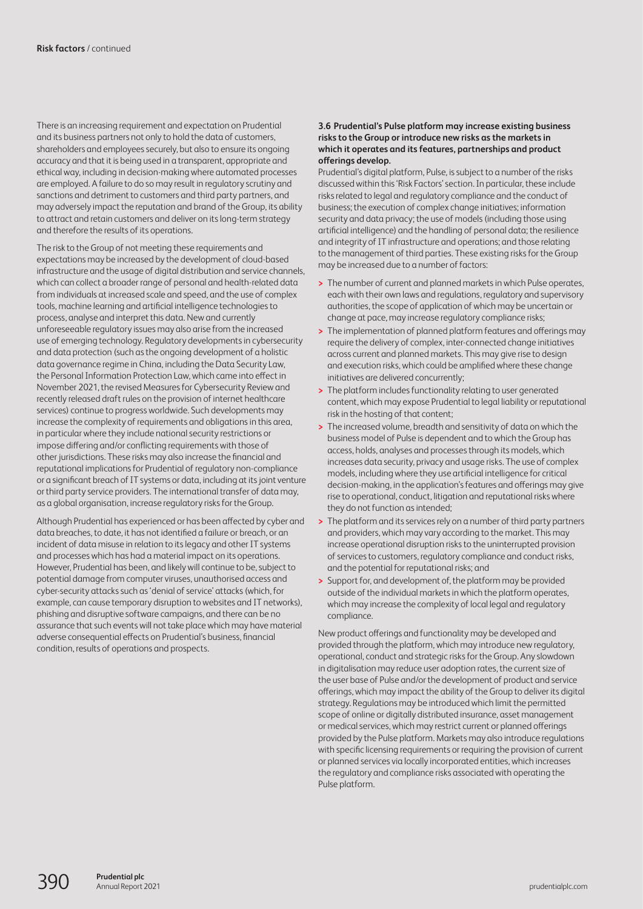There is an increasing requirement and expectation on Prudential and its business partners not only to hold the data of customers, shareholders and employees securely, but also to ensure its ongoing accuracy and that it is being used in a transparent, appropriate and ethical way, including in decision-making where automated processes are employed. A failure to do so may result in regulatory scrutiny and sanctions and detriment to customers and third party partners, and may adversely impact the reputation and brand of the Group, its ability to attract and retain customers and deliver on its long-term strategy and therefore the results of its operations.

The risk to the Group of not meeting these requirements and expectations may be increased by the development of cloud-based infrastructure and the usage of digital distribution and service channels, which can collect a broader range of personal and health-related data from individuals at increased scale and speed, and the use of complex tools, machine learning and artificial intelligence technologies to process, analyse and interpret this data. New and currently unforeseeable regulatory issues may also arise from the increased use of emerging technology. Regulatory developments in cybersecurity and data protection (such as the ongoing development of a holistic data governance regime in China, including the Data Security Law, the Personal Information Protection Law, which came into effect in November 2021, the revised Measures for Cybersecurity Review and recently released draft rules on the provision of internet healthcare services) continue to progress worldwide. Such developments may increase the complexity of requirements and obligations in this area, in particular where they include national security restrictions or impose differing and/or conflicting requirements with those of other jurisdictions. These risks may also increase the financial and reputational implications for Prudential of regulatory non-compliance or a significant breach of IT systems or data, including at its joint venture or third party service providers. The international transfer of data may, as a global organisation, increase regulatory risks for the Group.

Although Prudential has experienced or has been affected by cyber and data breaches, to date, it has not identified a failure or breach, or an incident of data misuse in relation to its legacy and other IT systems and processes which has had a material impact on its operations. However, Prudential has been, and likely will continue to be, subject to potential damage from computer viruses, unauthorised access and cyber-security attacks such as 'denial of service' attacks (which, for example, can cause temporary disruption to websites and IT networks), phishing and disruptive software campaigns, and there can be no assurance that such events will not take place which may have material adverse consequential effects on Prudential's business, financial condition, results of operations and prospects.

**3.6 Prudential's Pulse platform may increase existing business risks to the Group or introduce new risks as the markets in which it operates and its features, partnerships and product offerings develop.**

Prudential's digital platform, Pulse, is subject to a number of the risks discussed within this 'Risk Factors' section. In particular, these include risks related to legal and regulatory compliance and the conduct of business; the execution of complex change initiatives; information security and data privacy; the use of models (including those using artificial intelligence) and the handling of personal data; the resilience and integrity of IT infrastructure and operations; and those relating to the management of third parties. These existing risks for the Group may be increased due to a number of factors:

- The number of current and planned markets in which Pulse operates, each with their own laws and regulations, regulatory and supervisory authorities, the scope of application of which may be uncertain or change at pace, may increase regulatory compliance risks;
- The implementation of planned platform features and offerings may require the delivery of complex, inter-connected change initiatives across current and planned markets. This may give rise to design and execution risks, which could be amplified where these change initiatives are delivered concurrently;
- The platform includes functionality relating to user generated content, which may expose Prudential to legal liability or reputational risk in the hosting of that content;
- The increased volume, breadth and sensitivity of data on which the business model of Pulse is dependent and to which the Group has access, holds, analyses and processes through its models, which increases data security, privacy and usage risks. The use of complex models, including where they use artificial intelligence for critical decision-making, in the application's features and offerings may give rise to operational, conduct, litigation and reputational risks where they do not function as intended;
- The platform and its services rely on a number of third party partners and providers, which may vary according to the market. This may increase operational disruption risks to the uninterrupted provision of services to customers, regulatory compliance and conduct risks, and the potential for reputational risks; and
- Support for, and development of, the platform may be provided outside of the individual markets in which the platform operates, which may increase the complexity of local legal and regulatory compliance.

New product offerings and functionality may be developed and provided through the platform, which may introduce new regulatory, operational, conduct and strategic risks for the Group. Any slowdown in digitalisation may reduce user adoption rates, the current size of the user base of Pulse and/or the development of product and service offerings, which may impact the ability of the Group to deliver its digital strategy. Regulations may be introduced which limit the permitted scope of online or digitally distributed insurance, asset management or medical services, which may restrict current or planned offerings provided by the Pulse platform. Markets may also introduce regulations with specific licensing requirements or requiring the provision of current or planned services via locally incorporated entities, which increases the regulatory and compliance risks associated with operating the Pulse platform.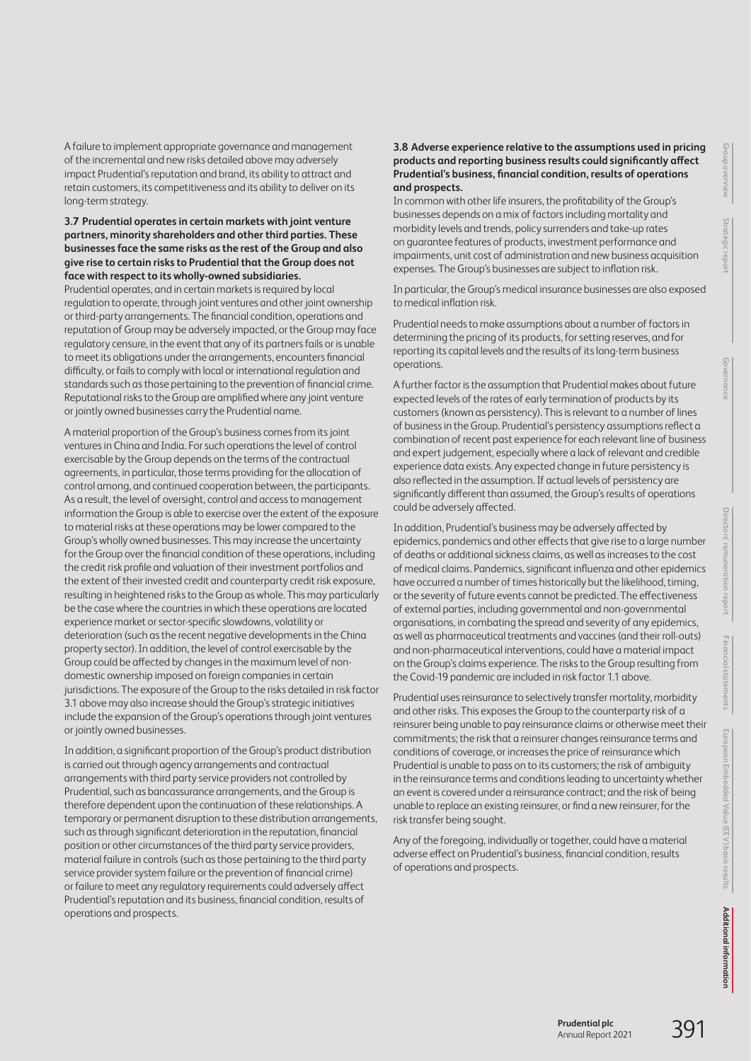A failure to implement appropriate governance and management of the incremental and new risks detailed above may adversely impact Prudential's reputation and brand, its ability to attract and retain customers, its competitiveness and its ability to deliver on its long-term strategy.

**3.7 Prudential operates in certain markets with joint venture partners, minority shareholders and other third parties. These businesses face the same risks as the rest of the Group and also give rise to certain risks to Prudential that the Group does not face with respect to its wholly-owned subsidiaries.**

Prudential operates, and in certain markets is required by local regulation to operate, through joint ventures and other joint ownership or third-party arrangements. The financial condition, operations and reputation of Group may be adversely impacted, or the Group may face regulatory censure, in the event that any of its partners fails or is unable to meet its obligations under the arrangements, encounters financial difficulty, or fails to comply with local or international regulation and standards such as those pertaining to the prevention of financial crime. Reputational risks to the Group are amplified where any joint venture or jointly owned businesses carry the Prudential name.

A material proportion of the Group's business comes from its joint ventures in China and India. For such operations the level of control exercisable by the Group depends on the terms of the contractual agreements, in particular, those terms providing for the allocation of control among, and continued cooperation between, the participants. As a result, the level of oversight, control and access to management information the Group is able to exercise over the extent of the exposure to material risks at these operations may be lower compared to the Group's wholly owned businesses. This may increase the uncertainty for the Group over the financial condition of these operations, including the credit risk profile and valuation of their investment portfolios and the extent of their invested credit and counterparty credit risk exposure, resulting in heightened risks to the Group as whole. This may particularly be the case where the countries in which these operations are located experience market or sector-specific slowdowns, volatility or deterioration (such as the recent negative developments in the China property sector). In addition, the level of control exercisable by the Group could be affected by changes in the maximum level of non-domestic ownership imposed on foreign companies in certain jurisdictions. The exposure of the Group to the risks detailed in risk factor 3.1 above may also increase should the Group's strategic initiatives include the expansion of the Group's operations through joint ventures or jointly owned businesses.

In addition, a significant proportion of the Group's product distribution is carried out through agency arrangements and contractual arrangements with third party service providers not controlled by Prudential, such as bancassurance arrangements, and the Group is therefore dependent upon the continuation of these relationships. A temporary or permanent disruption to these distribution arrangements, such as through significant deterioration in the reputation, financial position or other circumstances of the third party service providers, material failure in controls (such as those pertaining to the third party service provider system failure or the prevention of financial crime) or failure to meet any regulatory requirements could adversely affect Prudential's reputation and its business, financial condition, results of operations and prospects.

**3.8 Adverse experience relative to the assumptions used in pricing products and reporting business results could significantly affect Prudential's business, financial condition, results of operations and prospects.**

In common with other life insurers, the profitability of the Group's businesses depends on a mix of factors including mortality and morbidity levels and trends, policy surrenders and take-up rates on guarantee features of products, investment performance and impairments, unit cost of administration and new business acquisition expenses. The Group's businesses are subject to inflation risk.

In particular, the Group's medical insurance businesses are also exposed to medical inflation risk.

Prudential needs to make assumptions about a number of factors in determining the pricing of its products, for setting reserves, and for reporting its capital levels and the results of its long-term business operations.

A further factor is the assumption that Prudential makes about future expected levels of the rates of early termination of products by its customers (known as persistency). This is relevant to a number of lines of business in the Group. Prudential's persistency assumptions reflect a combination of recent past experience for each relevant line of business and expert judgement, especially where a lack of relevant and credible experience data exists. Any expected change in future persistency is also reflected in the assumption. If actual levels of persistency are significantly different than assumed, the Group's results of operations could be adversely affected.

In addition, Prudential's business may be adversely affected by epidemics, pandemics and other effects that give rise to a large number of deaths or additional sickness claims, as well as increases to the cost of medical claims. Pandemics, significant influenza and other epidemics have occurred a number of times historically but the likelihood, timing, or the severity of future events cannot be predicted. The effectiveness of external parties, including governmental and non-governmental organisations, in combating the spread and severity of any epidemics, as well as pharmaceutical treatments and vaccines (and their roll-outs) and non-pharmaceutical interventions, could have a material impact on the Group's claims experience. The risks to the Group resulting from the Covid-19 pandemic are included in risk factor 1.1 above.

Prudential uses reinsurance to selectively transfer mortality, morbidity and other risks. This exposes the Group to the counterparty risk of a reinsurer being unable to pay reinsurance claims or otherwise meet their commitments; the risk that a reinsurer changes reinsurance terms and conditions of coverage, or increases the price of reinsurance which Prudential is unable to pass on to its customers; the risk of ambiguity in the reinsurance terms and conditions leading to uncertainty whether an event is covered under a reinsurance contract; and the risk of being unable to replace an existing reinsurer, or find a new reinsurer, for the risk transfer being sought.

Any of the foregoing, individually or together, could have a material adverse effect on Prudential's business, financial condition, results of operations and prospects.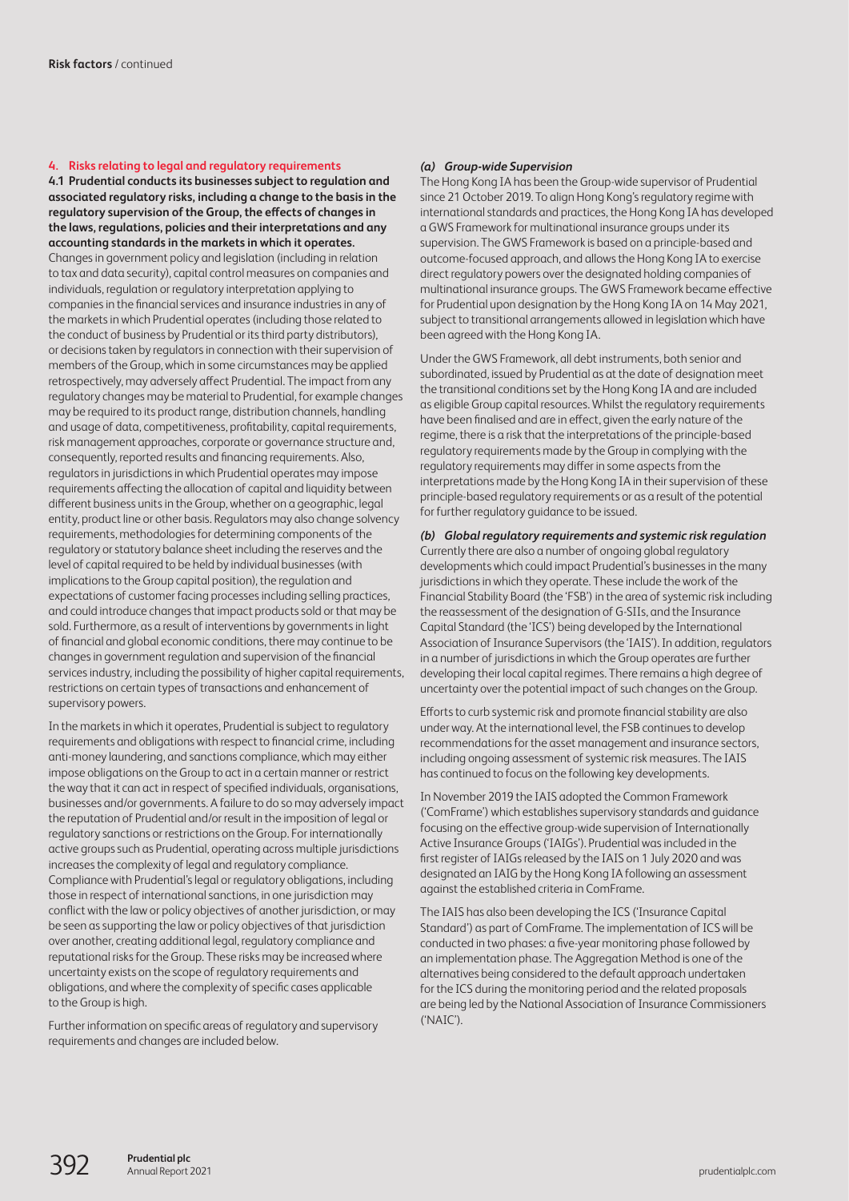## 4. Risks relating to legal and regulatory requirements

**4.1 Prudential conducts its businesses subject to regulation and associated regulatory risks, including a change to the basis in the regulatory supervision of the Group, the effects of changes in the laws, regulations, policies and their interpretations and any accounting standards in the markets in which it operates.**

Changes in government policy and legislation (including in relation to tax and data security), capital control measures on companies and individuals, regulation or regulatory interpretation applying to companies in the financial services and insurance industries in any of the markets in which Prudential operates (including those related to the conduct of business by Prudential or its third party distributors), or decisions taken by regulators in connection with their supervision of members of the Group, which in some circumstances may be applied retrospectively, may adversely affect Prudential. The impact from any regulatory changes may be material to Prudential, for example changes may be required to its product range, distribution channels, handling and usage of data, competitiveness, profitability, capital requirements, risk management approaches, corporate or governance structure and, consequently, reported results and financing requirements. Also, regulators in jurisdictions in which Prudential operates may impose requirements affecting the allocation of capital and liquidity between different business units in the Group, whether on a geographic, legal entity, product line or other basis. Regulators may also change solvency requirements, methodologies for determining components of the regulatory or statutory balance sheet including the reserves and the level of capital required to be held by individual businesses (with implications to the Group capital position), the regulation and expectations of customer facing processes including selling practices, and could introduce changes that impact products sold or that may be sold. Furthermore, as a result of interventions by governments in light of financial and global economic conditions, there may continue to be changes in government regulation and supervision of the financial services industry, including the possibility of higher capital requirements, restrictions on certain types of transactions and enhancement of supervisory powers.

In the markets in which it operates, Prudential is subject to regulatory requirements and obligations with respect to financial crime, including anti-money laundering, and sanctions compliance, which may either impose obligations on the Group to act in a certain manner or restrict the way that it can act in respect of specified individuals, organisations, businesses and/or governments. A failure to do so may adversely impact the reputation of Prudential and/or result in the imposition of legal or regulatory sanctions or restrictions on the Group. For internationally active groups such as Prudential, operating across multiple jurisdictions increases the complexity of legal and regulatory compliance. Compliance with Prudential's legal or regulatory obligations, including those in respect of international sanctions, in one jurisdiction may conflict with the law or policy objectives of another jurisdiction, or may be seen as supporting the law or policy objectives of that jurisdiction over another, creating additional legal, regulatory compliance and reputational risks for the Group. These risks may be increased where uncertainty exists on the scope of regulatory requirements and obligations, and where the complexity of specific cases applicable to the Group is high.

Further information on specific areas of regulatory and supervisory requirements and changes are included below.

### *(a) Group-wide Supervision*

The Hong Kong IA has been the Group-wide supervisor of Prudential since 21 October 2019. To align Hong Kong's regulatory regime with international standards and practices, the Hong Kong IA has developed a GWS Framework for multinational insurance groups under its supervision. The GWS Framework is based on a principle-based and outcome-focused approach, and allows the Hong Kong IA to exercise direct regulatory powers over the designated holding companies of multinational insurance groups. The GWS Framework became effective for Prudential upon designation by the Hong Kong IA on 14 May 2021, subject to transitional arrangements allowed in legislation which have been agreed with the Hong Kong IA.

Under the GWS Framework, all debt instruments, both senior and subordinated, issued by Prudential as at the date of designation meet the transitional conditions set by the Hong Kong IA and are included as eligible Group capital resources. Whilst the regulatory requirements have been finalised and are in effect, given the early nature of the regime, there is a risk that the interpretations of the principle-based regulatory requirements made by the Group in complying with the regulatory requirements may differ in some aspects from the interpretations made by the Hong Kong IA in their supervision of these principle-based regulatory requirements or as a result of the potential for further regulatory guidance to be issued.

### *(b) Global regulatory requirements and systemic risk regulation*

Currently there are also a number of ongoing global regulatory developments which could impact Prudential's businesses in the many jurisdictions in which they operate. These include the work of the Financial Stability Board (the 'FSB') in the area of systemic risk including the reassessment of the designation of G-SIIs, and the Insurance Capital Standard (the 'ICS') being developed by the International Association of Insurance Supervisors (the 'IAIS'). In addition, regulators in a number of jurisdictions in which the Group operates are further developing their local capital regimes. There remains a high degree of uncertainty over the potential impact of such changes on the Group.

Efforts to curb systemic risk and promote financial stability are also under way. At the international level, the FSB continues to develop recommendations for the asset management and insurance sectors, including ongoing assessment of systemic risk measures. The IAIS has continued to focus on the following key developments.

In November 2019 the IAIS adopted the Common Framework ('ComFrame') which establishes supervisory standards and guidance focusing on the effective group-wide supervision of Internationally Active Insurance Groups ('IAIGs'). Prudential was included in the first register of IAIGs released by the IAIS on 1 July 2020 and was designated an IAIG by the Hong Kong IA following an assessment against the established criteria in ComFrame.

The IAIS has also been developing the ICS ('Insurance Capital Standard') as part of ComFrame. The implementation of ICS will be conducted in two phases: a five-year monitoring phase followed by an implementation phase. The Aggregation Method is one of the alternatives being considered to the default approach undertaken for the ICS during the monitoring period and the related proposals are being led by the National Association of Insurance Commissioners ('NAIC').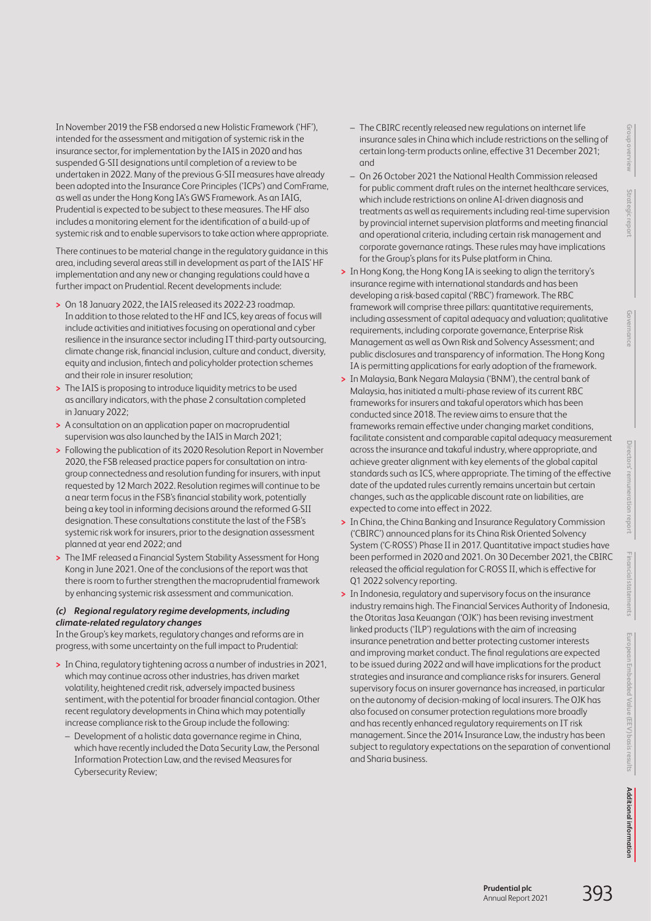In November 2019 the FSB endorsed a new Holistic Framework ('HF'), intended for the assessment and mitigation of systemic risk in the insurance sector, for implementation by the IAIS in 2020 and has suspended G-SII designations until completion of a review to be undertaken in 2022. Many of the previous G-SII measures have already been adopted into the Insurance Core Principles ('ICPs') and ComFrame, as well as under the Hong Kong IA's GWS Framework. As an IAIG, Prudential is expected to be subject to these measures. The HF also includes a monitoring element for the identification of a build-up of systemic risk and to enable supervisors to take action where appropriate.

There continues to be material change in the regulatory guidance in this area, including several areas still in development as part of the IAIS' HF implementation and any new or changing regulations could have a further impact on Prudential. Recent developments include:

- On 18 January 2022, the IAIS released its 2022-23 roadmap. In addition to those related to the HF and ICS, key areas of focus will include activities and initiatives focusing on operational and cyber resilience in the insurance sector including IT third-party outsourcing, climate change risk, financial inclusion, culture and conduct, diversity, equity and inclusion, fintech and policyholder protection schemes and their role in insurer resolution;
- The IAIS is proposing to introduce liquidity metrics to be used as ancillary indicators, with the phase 2 consultation completed in January 2022;
- A consultation on an application paper on macroprudential supervision was also launched by the IAIS in March 2021;
- Following the publication of its 2020 Resolution Report in November 2020, the FSB released practice papers for consultation on intra-group connectedness and resolution funding for insurers, with input requested by 12 March 2022. Resolution regimes will continue to be a near term focus in the FSB's financial stability work, potentially being a key tool in informing decisions around the reformed G-SII designation. These consultations constitute the last of the FSB's systemic risk work for insurers, prior to the designation assessment planned at year end 2022; and
- The IMF released a Financial System Stability Assessment for Hong Kong in June 2021. One of the conclusions of the report was that there is room to further strengthen the macroprudential framework by enhancing systemic risk assessment and communication.

***(c) Regional regulatory regime developments, including climate-related regulatory changes***

In the Group's key markets, regulatory changes and reforms are in progress, with some uncertainty on the full impact to Prudential:

- In China, regulatory tightening across a number of industries in 2021, which may continue across other industries, has driven market volatility, heightened credit risk, adversely impacted business sentiment, with the potential for broader financial contagion. Other recent regulatory developments in China which may potentially increase compliance risk to the Group include the following:
  - Development of a holistic data governance regime in China, which have recently included the Data Security Law, the Personal Information Protection Law, and the revised Measures for Cybersecurity Review;
  - The CBIRC recently released new regulations on internet life insurance sales in China which include restrictions on the selling of certain long-term products online, effective 31 December 2021; and
  - On 26 October 2021 the National Health Commission released for public comment draft rules on the internet healthcare services, which include restrictions on online AI-driven diagnosis and treatments as well as requirements including real-time supervision by provincial internet supervision platforms and meeting financial and operational criteria, including certain risk management and corporate governance ratings. These rules may have implications for the Group's plans for its Pulse platform in China.
- In Hong Kong, the Hong Kong IA is seeking to align the territory's insurance regime with international standards and has been developing a risk-based capital ('RBC') framework. The RBC framework will comprise three pillars: quantitative requirements, including assessment of capital adequacy and valuation; qualitative requirements, including corporate governance, Enterprise Risk Management as well as Own Risk and Solvency Assessment; and public disclosures and transparency of information. The Hong Kong IA is permitting applications for early adoption of the framework.
- In Malaysia, Bank Negara Malaysia ('BNM'), the central bank of Malaysia, has initiated a multi-phase review of its current RBC frameworks for insurers and takaful operators which has been conducted since 2018. The review aims to ensure that the frameworks remain effective under changing market conditions, facilitate consistent and comparable capital adequacy measurement across the insurance and takaful industry, where appropriate, and achieve greater alignment with key elements of the global capital standards such as ICS, where appropriate. The timing of the effective date of the updated rules currently remains uncertain but certain changes, such as the applicable discount rate on liabilities, are expected to come into effect in 2022.
- In China, the China Banking and Insurance Regulatory Commission ('CBIRC') announced plans for its China Risk Oriented Solvency System ('C-ROSS') Phase II in 2017. Quantitative impact studies have been performed in 2020 and 2021. On 30 December 2021, the CBIRC released the official regulation for C-ROSS II, which is effective for Q1 2022 solvency reporting.
- In Indonesia, regulatory and supervisory focus on the insurance industry remains high. The Financial Services Authority of Indonesia, the Otoritas Jasa Keuangan ('OJK') has been revising investment linked products ('ILP') regulations with the aim of increasing insurance penetration and better protecting customer interests and improving market conduct. The final regulations are expected to be issued during 2022 and will have implications for the product strategies and insurance and compliance risks for insurers. General supervisory focus on insurer governance has increased, in particular on the autonomy of decision-making of local insurers. The OJK has also focused on consumer protection regulations more broadly and has recently enhanced regulatory requirements on IT risk management. Since the 2014 Insurance Law, the industry has been subject to regulatory expectations on the separation of conventional and Sharia business.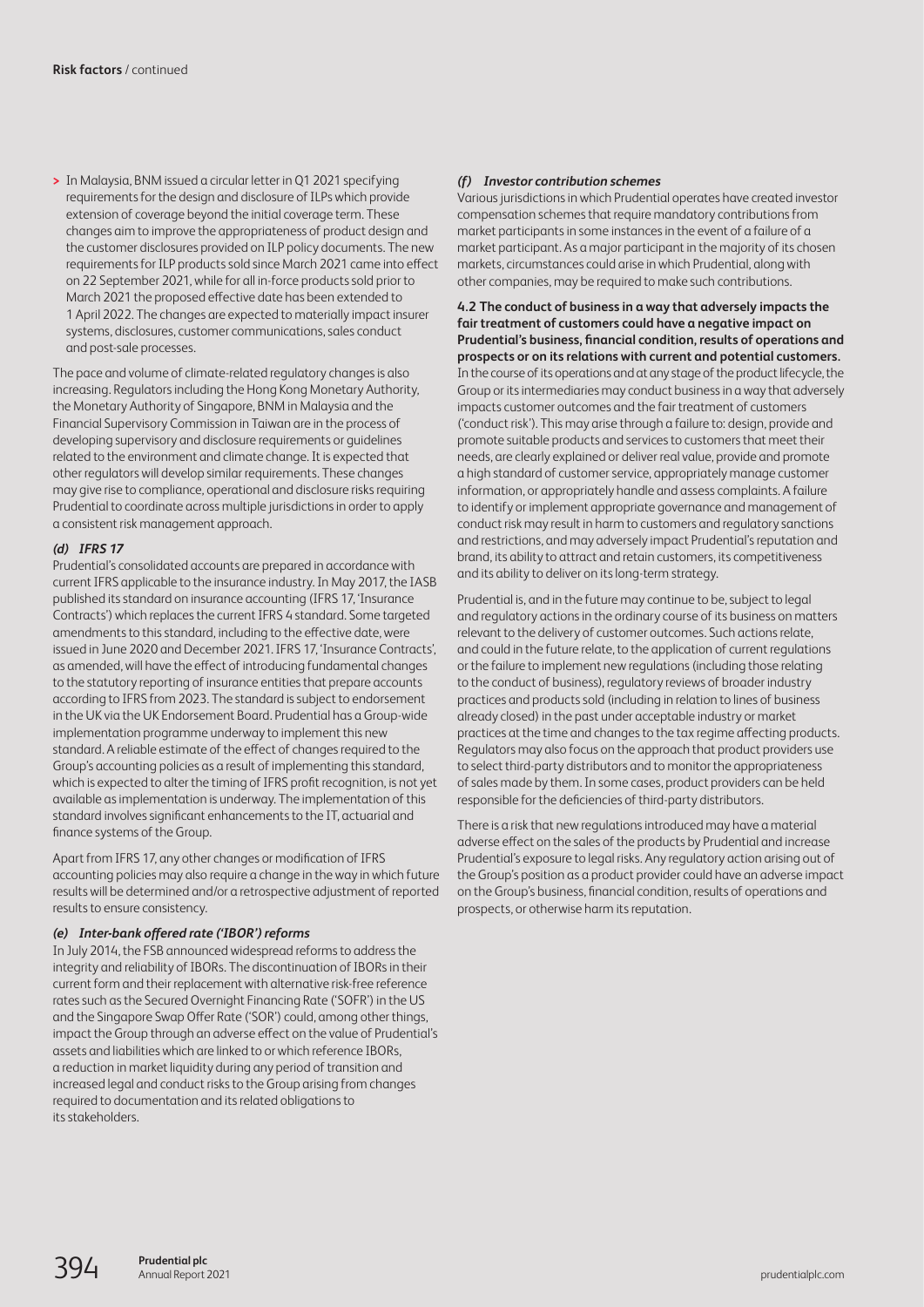- In Malaysia, BNM issued a circular letter in Q1 2021 specifying requirements for the design and disclosure of ILPs which provide extension of coverage beyond the initial coverage term. These changes aim to improve the appropriateness of product design and the customer disclosures provided on ILP policy documents. The new requirements for ILP products sold since March 2021 came into effect on 22 September 2021, while for all in-force products sold prior to March 2021 the proposed effective date has been extended to 1 April 2022. The changes are expected to materially impact insurer systems, disclosures, customer communications, sales conduct and post-sale processes.

The pace and volume of climate-related regulatory changes is also increasing. Regulators including the Hong Kong Monetary Authority, the Monetary Authority of Singapore, BNM in Malaysia and the Financial Supervisory Commission in Taiwan are in the process of developing supervisory and disclosure requirements or guidelines related to the environment and climate change. It is expected that other regulators will develop similar requirements. These changes may give rise to compliance, operational and disclosure risks requiring Prudential to coordinate across multiple jurisdictions in order to apply a consistent risk management approach.

***(d) IFRS 17***

Prudential's consolidated accounts are prepared in accordance with current IFRS applicable to the insurance industry. In May 2017, the IASB published its standard on insurance accounting (IFRS 17, 'Insurance Contracts') which replaces the current IFRS 4 standard. Some targeted amendments to this standard, including to the effective date, were issued in June 2020 and December 2021. IFRS 17, 'Insurance Contracts', as amended, will have the effect of introducing fundamental changes to the statutory reporting of insurance entities that prepare accounts according to IFRS from 2023. The standard is subject to endorsement in the UK via the UK Endorsement Board. Prudential has a Group-wide implementation programme underway to implement this new standard. A reliable estimate of the effect of changes required to the Group's accounting policies as a result of implementing this standard, which is expected to alter the timing of IFRS profit recognition, is not yet available as implementation is underway. The implementation of this standard involves significant enhancements to the IT, actuarial and finance systems of the Group.

Apart from IFRS 17, any other changes or modification of IFRS accounting policies may also require a change in the way in which future results will be determined and/or a retrospective adjustment of reported results to ensure consistency.

***(e) Inter-bank offered rate ('IBOR') reforms***

In July 2014, the FSB announced widespread reforms to address the integrity and reliability of IBORs. The discontinuation of IBORs in their current form and their replacement with alternative risk-free reference rates such as the Secured Overnight Financing Rate ('SOFR') in the US and the Singapore Swap Offer Rate ('SOR') could, among other things, impact the Group through an adverse effect on the value of Prudential's assets and liabilities which are linked to or which reference IBORs, a reduction in market liquidity during any period of transition and increased legal and conduct risks to the Group arising from changes required to documentation and its related obligations to its stakeholders.

***(f) Investor contribution schemes***

Various jurisdictions in which Prudential operates have created investor compensation schemes that require mandatory contributions from market participants in some instances in the event of a failure of a market participant. As a major participant in the majority of its chosen markets, circumstances could arise in which Prudential, along with other companies, may be required to make such contributions.

**4.2 The conduct of business in a way that adversely impacts the fair treatment of customers could have a negative impact on Prudential's business, financial condition, results of operations and prospects or on its relations with current and potential customers.**

In the course of its operations and at any stage of the product lifecycle, the Group or its intermediaries may conduct business in a way that adversely impacts customer outcomes and the fair treatment of customers ('conduct risk'). This may arise through a failure to: design, provide and promote suitable products and services to customers that meet their needs, are clearly explained or deliver real value, provide and promote a high standard of customer service, appropriately manage customer information, or appropriately handle and assess complaints. A failure to identify or implement appropriate governance and management of conduct risk may result in harm to customers and regulatory sanctions and restrictions, and may adversely impact Prudential's reputation and brand, its ability to attract and retain customers, its competitiveness and its ability to deliver on its long-term strategy.

Prudential is, and in the future may continue to be, subject to legal and regulatory actions in the ordinary course of its business on matters relevant to the delivery of customer outcomes. Such actions relate, and could in the future relate, to the application of current regulations or the failure to implement new regulations (including those relating to the conduct of business), regulatory reviews of broader industry practices and products sold (including in relation to lines of business already closed) in the past under acceptable industry or market practices at the time and changes to the tax regime affecting products. Regulators may also focus on the approach that product providers use to select third-party distributors and to monitor the appropriateness of sales made by them. In some cases, product providers can be held responsible for the deficiencies of third-party distributors.

There is a risk that new regulations introduced may have a material adverse effect on the sales of the products by Prudential and increase Prudential's exposure to legal risks. Any regulatory action arising out of the Group's position as a product provider could have an adverse impact on the Group's business, financial condition, results of operations and prospects, or otherwise harm its reputation.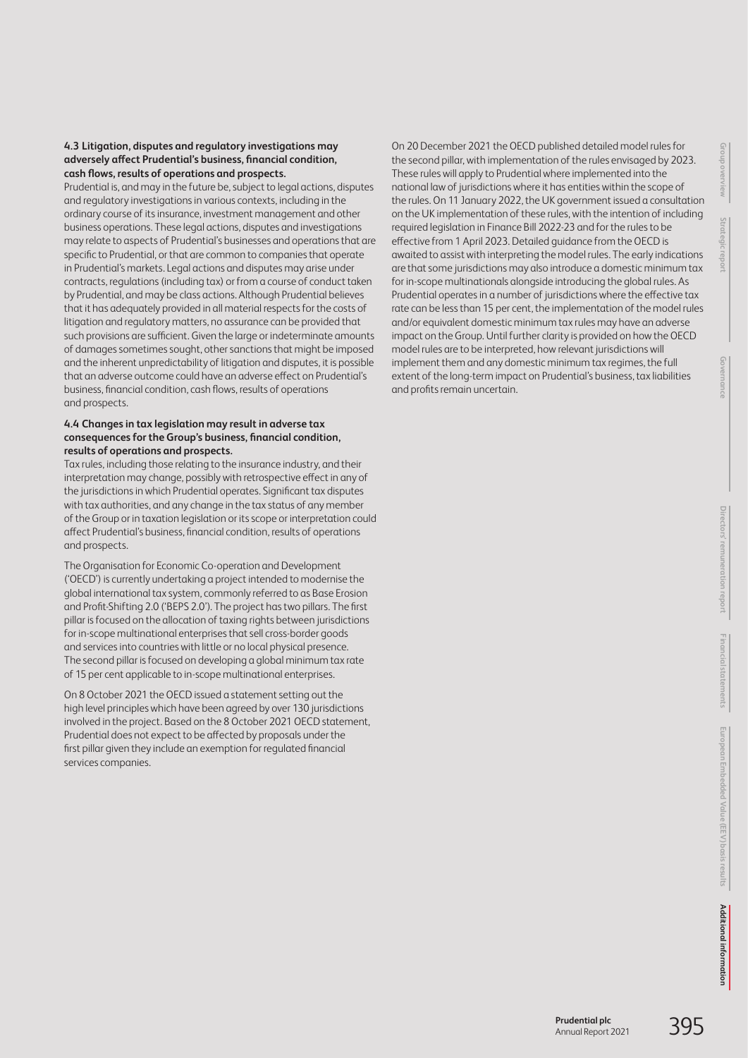**4.3 Litigation, disputes and regulatory investigations may adversely affect Prudential's business, financial condition, cash flows, results of operations and prospects.**

Prudential is, and may in the future be, subject to legal actions, disputes and regulatory investigations in various contexts, including in the ordinary course of its insurance, investment management and other business operations. These legal actions, disputes and investigations may relate to aspects of Prudential's businesses and operations that are specific to Prudential, or that are common to companies that operate in Prudential's markets. Legal actions and disputes may arise under contracts, regulations (including tax) or from a course of conduct taken by Prudential, and may be class actions. Although Prudential believes that it has adequately provided in all material respects for the costs of litigation and regulatory matters, no assurance can be provided that such provisions are sufficient. Given the large or indeterminate amounts of damages sometimes sought, other sanctions that might be imposed and the inherent unpredictability of litigation and disputes, it is possible that an adverse outcome could have an adverse effect on Prudential's business, financial condition, cash flows, results of operations and prospects.

**4.4 Changes in tax legislation may result in adverse tax consequences for the Group's business, financial condition, results of operations and prospects.**

Tax rules, including those relating to the insurance industry, and their interpretation may change, possibly with retrospective effect in any of the jurisdictions in which Prudential operates. Significant tax disputes with tax authorities, and any change in the tax status of any member of the Group or in taxation legislation or its scope or interpretation could affect Prudential's business, financial condition, results of operations and prospects.

The Organisation for Economic Co-operation and Development ('OECD') is currently undertaking a project intended to modernise the global international tax system, commonly referred to as Base Erosion and Profit-Shifting 2.0 ('BEPS 2.0'). The project has two pillars. The first pillar is focused on the allocation of taxing rights between jurisdictions for in-scope multinational enterprises that sell cross-border goods and services into countries with little or no local physical presence. The second pillar is focused on developing a global minimum tax rate of 15 per cent applicable to in-scope multinational enterprises.

On 8 October 2021 the OECD issued a statement setting out the high level principles which have been agreed by over 130 jurisdictions involved in the project. Based on the 8 October 2021 OECD statement, Prudential does not expect to be affected by proposals under the first pillar given they include an exemption for regulated financial services companies.

On 20 December 2021 the OECD published detailed model rules for the second pillar, with implementation of the rules envisaged by 2023. These rules will apply to Prudential where implemented into the national law of jurisdictions where it has entities within the scope of the rules. On 11 January 2022, the UK government issued a consultation on the UK implementation of these rules, with the intention of including required legislation in Finance Bill 2022-23 and for the rules to be effective from 1 April 2023. Detailed guidance from the OECD is awaited to assist with interpreting the model rules. The early indications are that some jurisdictions may also introduce a domestic minimum tax for in-scope multinationals alongside introducing the global rules. As Prudential operates in a number of jurisdictions where the effective tax rate can be less than 15 per cent, the implementation of the model rules and/or equivalent domestic minimum tax rules may have an adverse impact on the Group. Until further clarity is provided on how the OECD model rules are to be interpreted, how relevant jurisdictions will implement them and any domestic minimum tax regimes, the full extent of the long-term impact on Prudential's business, tax liabilities and profits remain uncertain.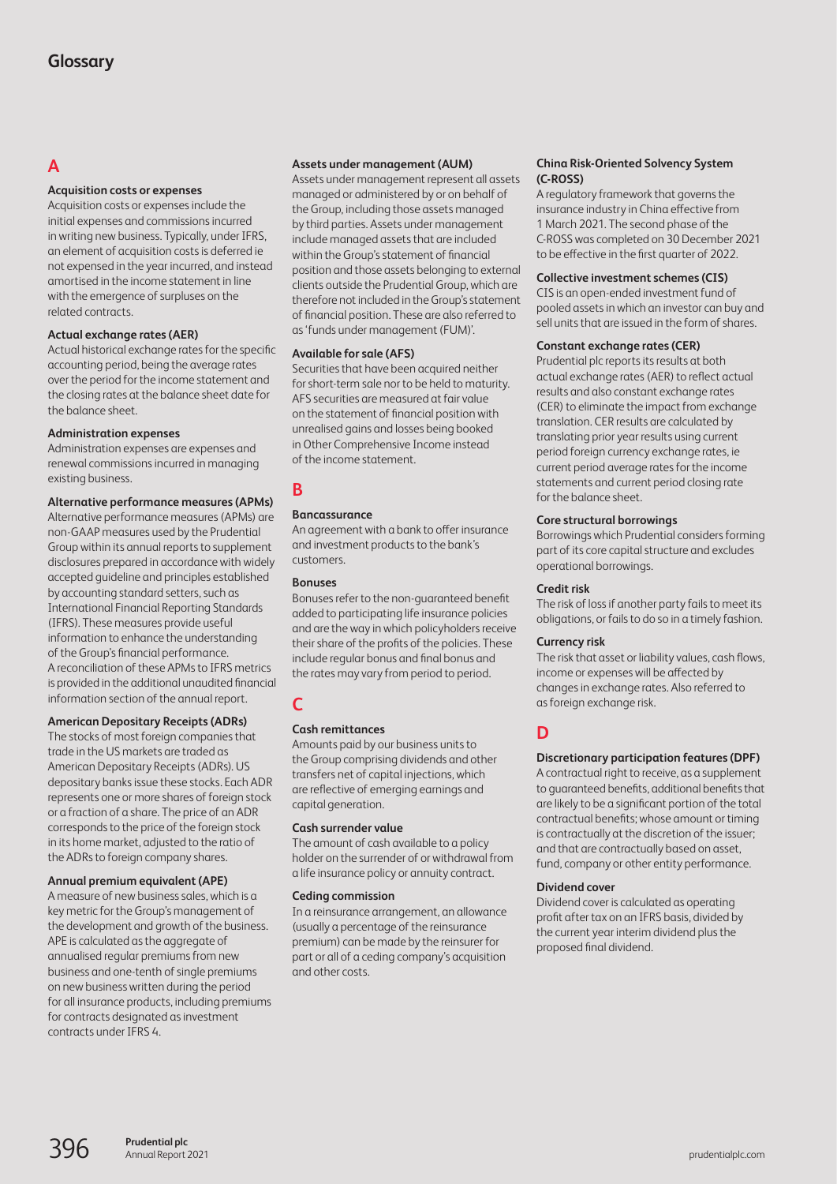# Glossary

## A

### Acquisition costs or expenses

Acquisition costs or expenses include the initial expenses and commissions incurred in writing new business. Typically, under IFRS, an element of acquisition costs is deferred ie not expensed in the year incurred, and instead amortised in the income statement in line with the emergence of surpluses on the related contracts.

### Actual exchange rates (AER)

Actual historical exchange rates for the specific accounting period, being the average rates over the period for the income statement and the closing rates at the balance sheet date for the balance sheet.

### Administration expenses

Administration expenses are expenses and renewal commissions incurred in managing existing business.

### Alternative performance measures (APMs)

Alternative performance measures (APMs) are non-GAAP measures used by the Prudential Group within its annual reports to supplement disclosures prepared in accordance with widely accepted guideline and principles established by accounting standard setters, such as International Financial Reporting Standards (IFRS). These measures provide useful information to enhance the understanding of the Group's financial performance. A reconciliation of these APMs to IFRS metrics is provided in the additional unaudited financial information section of the annual report.

### American Depositary Receipts (ADRs)

The stocks of most foreign companies that trade in the US markets are traded as American Depositary Receipts (ADRs). US depositary banks issue these stocks. Each ADR represents one or more shares of foreign stock or a fraction of a share. The price of an ADR corresponds to the price of the foreign stock in its home market, adjusted to the ratio of the ADRs to foreign company shares.

### Annual premium equivalent (APE)

A measure of new business sales, which is a key metric for the Group's management of the development and growth of the business. APE is calculated as the aggregate of annualised regular premiums from new business and one-tenth of single premiums on new business written during the period for all insurance products, including premiums for contracts designated as investment contracts under IFRS 4.

### Assets under management (AUM)

Assets under management represent all assets managed or administered by or on behalf of the Group, including those assets managed by third parties. Assets under management include managed assets that are included within the Group's statement of financial position and those assets belonging to external clients outside the Prudential Group, which are therefore not included in the Group's statement of financial position. These are also referred to as 'funds under management (FUM)'.

### Available for sale (AFS)

Securities that have been acquired neither for short-term sale nor to be held to maturity. AFS securities are measured at fair value on the statement of financial position with unrealised gains and losses being booked in Other Comprehensive Income instead of the income statement.

## B

### Bancassurance

An agreement with a bank to offer insurance and investment products to the bank's customers.

### Bonuses

Bonuses refer to the non-guaranteed benefit added to participating life insurance policies and are the way in which policyholders receive their share of the profits of the policies. These include regular bonus and final bonus and the rates may vary from period to period.

## C

### Cash remittances

Amounts paid by our business units to the Group comprising dividends and other transfers net of capital injections, which are reflective of emerging earnings and capital generation.

### Cash surrender value

The amount of cash available to a policy holder on the surrender of or withdrawal from a life insurance policy or annuity contract.

### Ceding commission

In a reinsurance arrangement, an allowance (usually a percentage of the reinsurance premium) can be made by the reinsurer for part or all of a ceding company's acquisition and other costs.

### China Risk-Oriented Solvency System (C-ROSS)

A regulatory framework that governs the insurance industry in China effective from 1 March 2021. The second phase of the C-ROSS was completed on 30 December 2021 to be effective in the first quarter of 2022.

### Collective investment schemes (CIS)

CIS is an open-ended investment fund of pooled assets in which an investor can buy and sell units that are issued in the form of shares.

### Constant exchange rates (CER)

Prudential plc reports its results at both actual exchange rates (AER) to reflect actual results and also constant exchange rates (CER) to eliminate the impact from exchange translation. CER results are calculated by translating prior year results using current period foreign currency exchange rates, ie current period average rates for the income statements and current period closing rate for the balance sheet.

### Core structural borrowings

Borrowings which Prudential considers forming part of its core capital structure and excludes operational borrowings.

### Credit risk

The risk of loss if another party fails to meet its obligations, or fails to do so in a timely fashion.

### Currency risk

The risk that asset or liability values, cash flows, income or expenses will be affected by changes in exchange rates. Also referred to as foreign exchange risk.

## D

### Discretionary participation features (DPF)

A contractual right to receive, as a supplement to guaranteed benefits, additional benefits that are likely to be a significant portion of the total contractual benefits; whose amount or timing is contractually at the discretion of the issuer; and that are contractually based on asset, fund, company or other entity performance.

### Dividend cover

Dividend cover is calculated as operating profit after tax on an IFRS basis, divided by the current year interim dividend plus the proposed final dividend.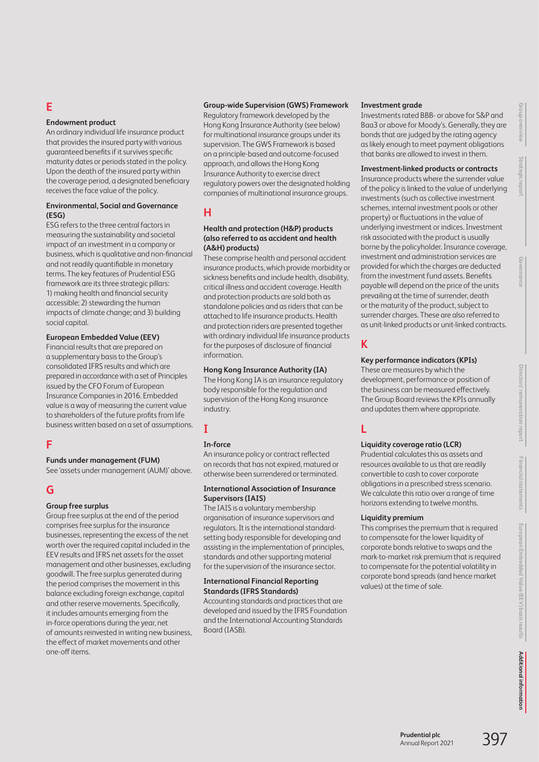## E

### Endowment product

An ordinary individual life insurance product that provides the insured party with various guaranteed benefits if it survives specific maturity dates or periods stated in the policy. Upon the death of the insured party within the coverage period, a designated beneficiary receives the face value of the policy.

### Environmental, Social and Governance (ESG)

ESG refers to the three central factors in measuring the sustainability and societal impact of an investment in a company or business, which is qualitative and non-financial and not readily quantifiable in monetary terms. The key features of Prudential ESG framework are its three strategic pillars: 1) making health and financial security accessible; 2) stewarding the human impacts of climate change; and 3) building social capital.

### European Embedded Value (EEV)

Financial results that are prepared on a supplementary basis to the Group's consolidated IFRS results and which are prepared in accordance with a set of Principles issued by the CFO Forum of European Insurance Companies in 2016. Embedded value is a way of measuring the current value to shareholders of the future profits from life business written based on a set of assumptions.

## F

### Funds under management (FUM)

See 'assets under management (AUM)' above.

## G

### Group free surplus

Group free surplus at the end of the period comprises free surplus for the insurance businesses, representing the excess of the net worth over the required capital included in the EEV results and IFRS net assets for the asset management and other businesses, excluding goodwill. The free surplus generated during the period comprises the movement in this balance excluding foreign exchange, capital and other reserve movements. Specifically, it includes amounts emerging from the in-force operations during the year, net of amounts reinvested in writing new business, the effect of market movements and other one-off items.

### Group-wide Supervision (GWS) Framework

Regulatory framework developed by the Hong Kong Insurance Authority (see below) for multinational insurance groups under its supervision. The GWS Framework is based on a principle-based and outcome-focused approach, and allows the Hong Kong Insurance Authority to exercise direct regulatory powers over the designated holding companies of multinational insurance groups.

## H

### Health and protection (H&P) products (also referred to as accident and health (A&H) products)

These comprise health and personal accident insurance products, which provide morbidity or sickness benefits and include health, disability, critical illness and accident coverage. Health and protection products are sold both as standalone policies and as riders that can be attached to life insurance products. Health and protection riders are presented together with ordinary individual life insurance products for the purposes of disclosure of financial information.

### Hong Kong Insurance Authority (IA)

The Hong Kong IA is an insurance regulatory body responsible for the regulation and supervision of the Hong Kong insurance industry.

## I

### In-force

An insurance policy or contract reflected on records that has not expired, matured or otherwise been surrendered or terminated.

### International Association of Insurance Supervisors (IAIS)

The IAIS is a voluntary membership organisation of insurance supervisors and regulators. It is the international standard-setting body responsible for developing and assisting in the implementation of principles, standards and other supporting material for the supervision of the insurance sector.

### International Financial Reporting Standards (IFRS Standards)

Accounting standards and practices that are developed and issued by the IFRS Foundation and the International Accounting Standards Board (IASB).

### Investment grade

Investments rated BBB- or above for S&P and Baa3 or above for Moody's. Generally, they are bonds that are judged by the rating agency as likely enough to meet payment obligations that banks are allowed to invest in them.

### Investment-linked products or contracts

Insurance products where the surrender value of the policy is linked to the value of underlying investments (such as collective investment schemes, internal investment pools or other property) or fluctuations in the value of underlying investment or indices. Investment risk associated with the product is usually borne by the policyholder. Insurance coverage, investment and administration services are provided for which the charges are deducted from the investment fund assets. Benefits payable will depend on the price of the units prevailing at the time of surrender, death or the maturity of the product, subject to surrender charges. These are also referred to as unit-linked products or unit-linked contracts.

## K

### Key performance indicators (KPIs)

These are measures by which the development, performance or position of the business can be measured effectively. The Group Board reviews the KPIs annually and updates them where appropriate.

## L

### Liquidity coverage ratio (LCR)

Prudential calculates this as assets and resources available to us that are readily convertible to cash to cover corporate obligations in a prescribed stress scenario. We calculate this ratio over a range of time horizons extending to twelve months.

### Liquidity premium

This comprises the premium that is required to compensate for the lower liquidity of corporate bonds relative to swaps and the mark-to-market risk premium that is required to compensate for the potential volatility in corporate bond spreads (and hence market values) at the time of sale.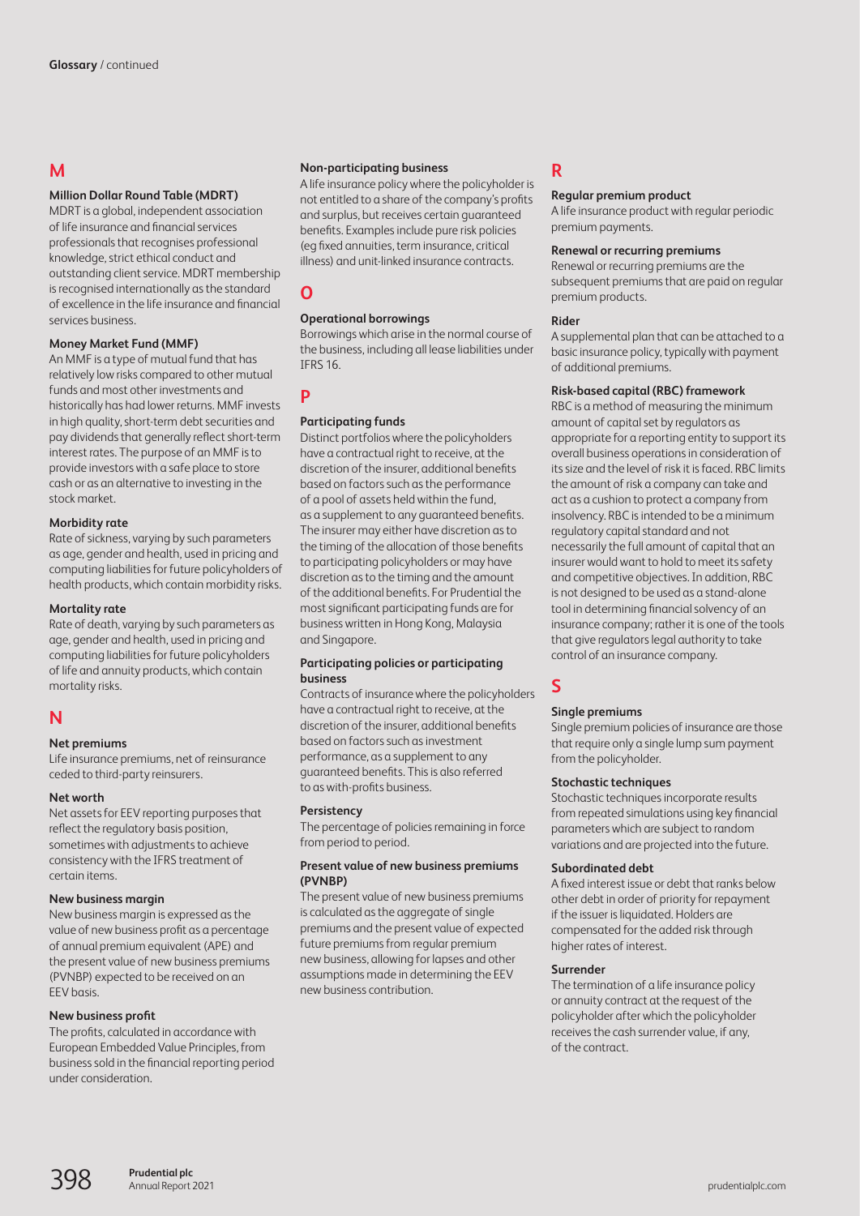**Glossary** / continued

## M

### Million Dollar Round Table (MDRT)

MDRT is a global, independent association of life insurance and financial services professionals that recognises professional knowledge, strict ethical conduct and outstanding client service. MDRT membership is recognised internationally as the standard of excellence in the life insurance and financial services business.

### Money Market Fund (MMF)

An MMF is a type of mutual fund that has relatively low risks compared to other mutual funds and most other investments and historically has had lower returns. MMF invests in high quality, short-term debt securities and pay dividends that generally reflect short-term interest rates. The purpose of an MMF is to provide investors with a safe place to store cash or as an alternative to investing in the stock market.

### Morbidity rate

Rate of sickness, varying by such parameters as age, gender and health, used in pricing and computing liabilities for future policyholders of health products, which contain morbidity risks.

### Mortality rate

Rate of death, varying by such parameters as age, gender and health, used in pricing and computing liabilities for future policyholders of life and annuity products, which contain mortality risks.

## N

### Net premiums

Life insurance premiums, net of reinsurance ceded to third-party reinsurers.

### Net worth

Net assets for EEV reporting purposes that reflect the regulatory basis position, sometimes with adjustments to achieve consistency with the IFRS treatment of certain items.

### New business margin

New business margin is expressed as the value of new business profit as a percentage of annual premium equivalent (APE) and the present value of new business premiums (PVNBP) expected to be received on an EEV basis.

### New business profit

The profits, calculated in accordance with European Embedded Value Principles, from business sold in the financial reporting period under consideration.

### Non-participating business

A life insurance policy where the policyholder is not entitled to a share of the company's profits and surplus, but receives certain guaranteed benefits. Examples include pure risk policies (eg fixed annuities, term insurance, critical illness) and unit-linked insurance contracts.

## O

### Operational borrowings

Borrowings which arise in the normal course of the business, including all lease liabilities under IFRS 16.

## P

### Participating funds

Distinct portfolios where the policyholders have a contractual right to receive, at the discretion of the insurer, additional benefits based on factors such as the performance of a pool of assets held within the fund, as a supplement to any guaranteed benefits. The insurer may either have discretion as to the timing of the allocation of those benefits to participating policyholders or may have discretion as to the timing and the amount of the additional benefits. For Prudential the most significant participating funds are for business written in Hong Kong, Malaysia and Singapore.

### Participating policies or participating business

Contracts of insurance where the policyholders have a contractual right to receive, at the discretion of the insurer, additional benefits based on factors such as investment performance, as a supplement to any guaranteed benefits. This is also referred to as with-profits business.

### Persistency

The percentage of policies remaining in force from period to period.

### Present value of new business premiums (PVNBP)

The present value of new business premiums is calculated as the aggregate of single premiums and the present value of expected future premiums from regular premium new business, allowing for lapses and other assumptions made in determining the EEV new business contribution.

## R

### Regular premium product

A life insurance product with regular periodic premium payments.

### Renewal or recurring premiums

Renewal or recurring premiums are the subsequent premiums that are paid on regular premium products.

### Rider

A supplemental plan that can be attached to a basic insurance policy, typically with payment of additional premiums.

### Risk-based capital (RBC) framework

RBC is a method of measuring the minimum amount of capital set by regulators as appropriate for a reporting entity to support its overall business operations in consideration of its size and the level of risk it is faced. RBC limits the amount of risk a company can take and act as a cushion to protect a company from insolvency. RBC is intended to be a minimum regulatory capital standard and not necessarily the full amount of capital that an insurer would want to hold to meet its safety and competitive objectives. In addition, RBC is not designed to be used as a stand-alone tool in determining financial solvency of an insurance company; rather it is one of the tools that give regulators legal authority to take control of an insurance company.

## S

### Single premiums

Single premium policies of insurance are those that require only a single lump sum payment from the policyholder.

### Stochastic techniques

Stochastic techniques incorporate results from repeated simulations using key financial parameters which are subject to random variations and are projected into the future.

### Subordinated debt

A fixed interest issue or debt that ranks below other debt in order of priority for repayment if the issuer is liquidated. Holders are compensated for the added risk through higher rates of interest.

### Surrender

The termination of a life insurance policy or annuity contract at the request of the policyholder after which the policyholder receives the cash surrender value, if any, of the contract.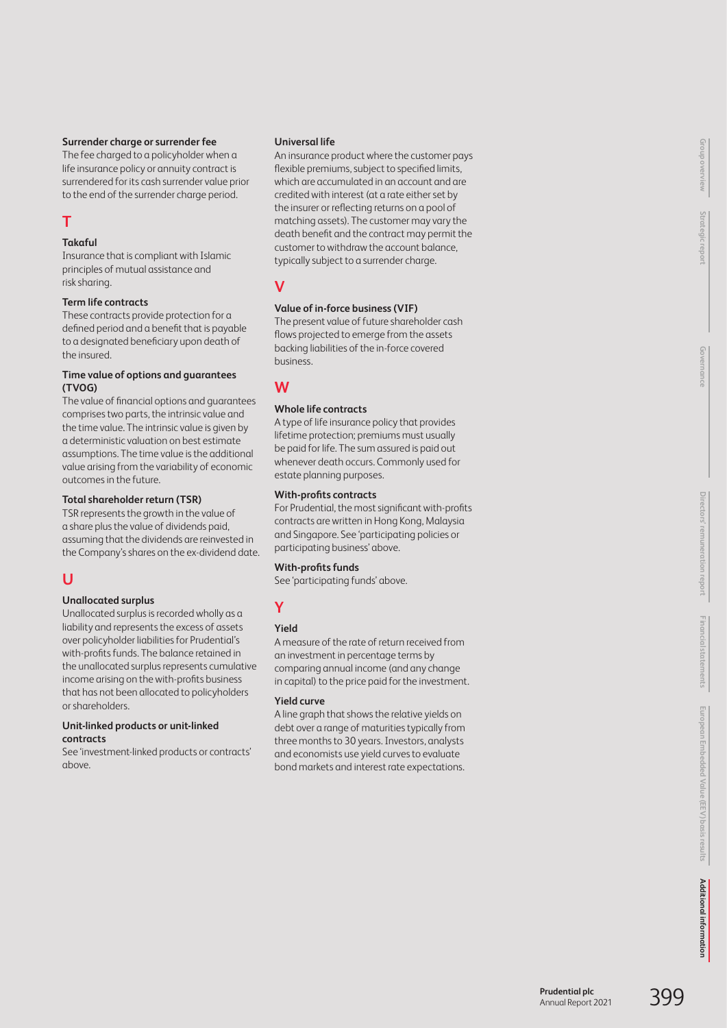**Surrender charge or surrender fee**

The fee charged to a policyholder when a life insurance policy or annuity contract is surrendered for its cash surrender value prior to the end of the surrender charge period.

## T

**Takaful**

Insurance that is compliant with Islamic principles of mutual assistance and risk sharing.

**Term life contracts**

These contracts provide protection for a defined period and a benefit that is payable to a designated beneficiary upon death of the insured.

**Time value of options and guarantees (TVOG)**

The value of financial options and guarantees comprises two parts, the intrinsic value and the time value. The intrinsic value is given by a deterministic valuation on best estimate assumptions. The time value is the additional value arising from the variability of economic outcomes in the future.

**Total shareholder return (TSR)**

TSR represents the growth in the value of a share plus the value of dividends paid, assuming that the dividends are reinvested in the Company's shares on the ex-dividend date.

## U

**Unallocated surplus**

Unallocated surplus is recorded wholly as a liability and represents the excess of assets over policyholder liabilities for Prudential's with-profits funds. The balance retained in the unallocated surplus represents cumulative income arising on the with-profits business that has not been allocated to policyholders or shareholders.

**Unit-linked products or unit-linked contracts**

See 'investment-linked products or contracts' above.

**Universal life**

An insurance product where the customer pays flexible premiums, subject to specified limits, which are accumulated in an account and are credited with interest (at a rate either set by the insurer or reflecting returns on a pool of matching assets). The customer may vary the death benefit and the contract may permit the customer to withdraw the account balance, typically subject to a surrender charge.

## V

**Value of in-force business (VIF)**

The present value of future shareholder cash flows projected to emerge from the assets backing liabilities of the in-force covered business.

## W

**Whole life contracts**

A type of life insurance policy that provides lifetime protection; premiums must usually be paid for life. The sum assured is paid out whenever death occurs. Commonly used for estate planning purposes.

**With-profits contracts**

For Prudential, the most significant with-profits contracts are written in Hong Kong, Malaysia and Singapore. See 'participating policies or participating business' above.

**With-profits funds**

See 'participating funds' above.

## Y

**Yield**

A measure of the rate of return received from an investment in percentage terms by comparing annual income (and any change in capital) to the price paid for the investment.

**Yield curve**

A line graph that shows the relative yields on debt over a range of maturities typically from three months to 30 years. Investors, analysts and economists use yield curves to evaluate bond markets and interest rate expectations.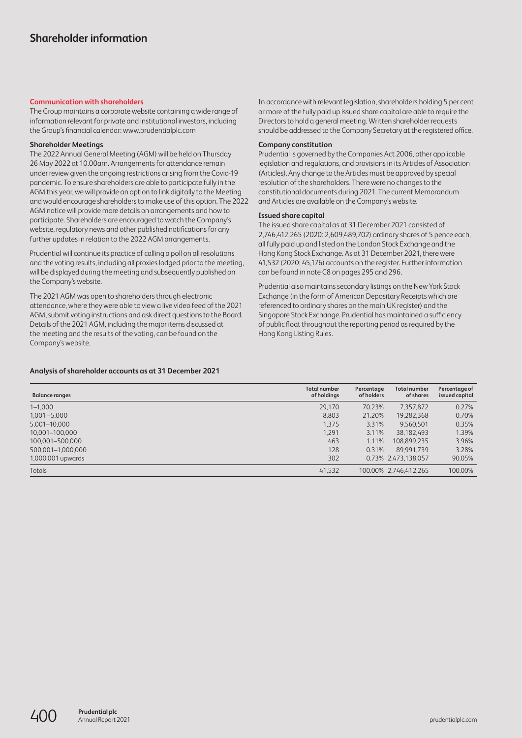# Shareholder information

## Communication with shareholders

The Group maintains a corporate website containing a wide range of information relevant for private and institutional investors, including the Group's financial calendar: www.prudentialplc.com

### Shareholder Meetings

The 2022 Annual General Meeting (AGM) will be held on Thursday 26 May 2022 at 10.00am. Arrangements for attendance remain under review given the ongoing restrictions arising from the Covid-19 pandemic. To ensure shareholders are able to participate fully in the AGM this year, we will provide an option to link digitally to the Meeting and would encourage shareholders to make use of this option. The 2022 AGM notice will provide more details on arrangements and how to participate. Shareholders are encouraged to watch the Company's website, regulatory news and other published notifications for any further updates in relation to the 2022 AGM arrangements.

Prudential will continue its practice of calling a poll on all resolutions and the voting results, including all proxies lodged prior to the meeting, will be displayed during the meeting and subsequently published on the Company's website.

The 2021 AGM was open to shareholders through electronic attendance, where they were able to view a live video feed of the 2021 AGM, submit voting instructions and ask direct questions to the Board. Details of the 2021 AGM, including the major items discussed at the meeting and the results of the voting, can be found on the Company's website.

In accordance with relevant legislation, shareholders holding 5 per cent or more of the fully paid up issued share capital are able to require the Directors to hold a general meeting. Written shareholder requests should be addressed to the Company Secretary at the registered office.

### Company constitution

Prudential is governed by the Companies Act 2006, other applicable legislation and regulations, and provisions in its Articles of Association (Articles). Any change to the Articles must be approved by special resolution of the shareholders. There were no changes to the constitutional documents during 2021. The current Memorandum and Articles are available on the Company's website.

### Issued share capital

The issued share capital as at 31 December 2021 consisted of 2,746,412,265 (2020: 2,609,489,702) ordinary shares of 5 pence each, all fully paid up and listed on the London Stock Exchange and the Hong Kong Stock Exchange. As at 31 December 2021, there were 41,532 (2020: 45,176) accounts on the register. Further information can be found in note C8 on pages 295 and 296.

Prudential also maintains secondary listings on the New York Stock Exchange (in the form of American Depositary Receipts which are referenced to ordinary shares on the main UK register) and the Singapore Stock Exchange. Prudential has maintained a sufficiency of public float throughout the reporting period as required by the Hong Kong Listing Rules.

### Analysis of shareholder accounts as at 31 December 2021

| Balance ranges | Total number of holdings | Percentage of holders | Total number of shares | Percentage of issued capital |
|---|---|---|---|---|
| 1–1,000 | 29,170 | 70.23% | 7,357,872 | 0.27% |
| 1,001 –5,000 | 8,803 | 21.20% | 19,282,368 | 0.70% |
| 5,001–10,000 | 1,375 | 3.31% | 9,560,501 | 0.35% |
| 10,001–100,000 | 1,291 | 3.11% | 38,182,493 | 1.39% |
| 100,001–500,000 | 463 | 1.11% | 108,899,235 | 3.96% |
| 500,001–1,000,000 | 128 | 0.31% | 89,991,739 | 3.28% |
| 1,000,001 upwards | 302 | 0.73% | 2,473,138,057 | 90.05% |
| Totals | 41,532 | 100.00% | 2,746,412,265 | 100.00% |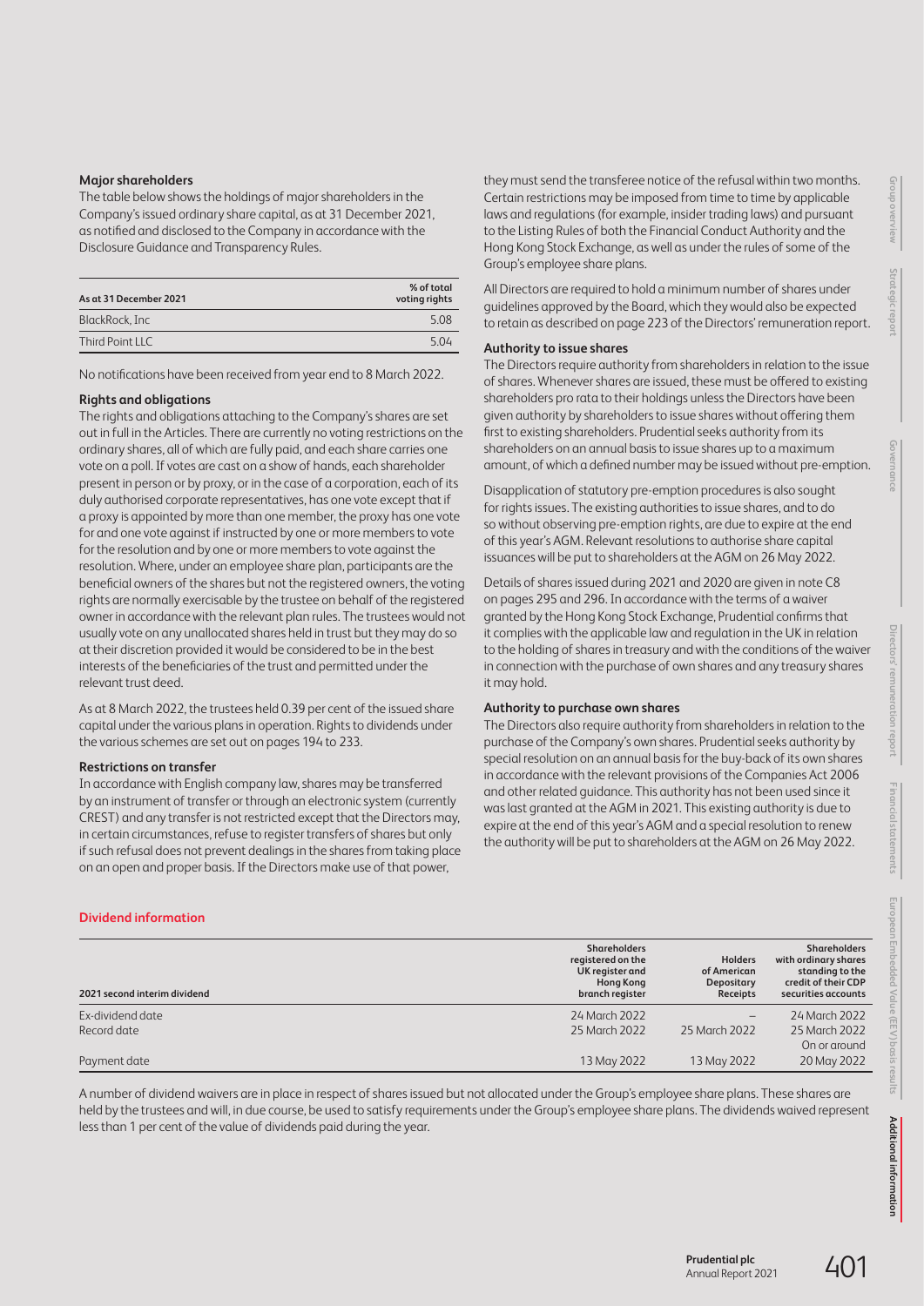### Major shareholders

The table below shows the holdings of major shareholders in the Company's issued ordinary share capital, as at 31 December 2021, as notified and disclosed to the Company in accordance with the Disclosure Guidance and Transparency Rules.

| As at 31 December 2021 | % of total voting rights |
|---|---|
| BlackRock, Inc | 5.08 |
| Third Point LLC | 5.04 |

No notifications have been received from year end to 8 March 2022.

### Rights and obligations

The rights and obligations attaching to the Company's shares are set out in full in the Articles. There are currently no voting restrictions on the ordinary shares, all of which are fully paid, and each share carries one vote on a poll. If votes are cast on a show of hands, each shareholder present in person or by proxy, or in the case of a corporation, each of its duly authorised corporate representatives, has one vote except that if a proxy is appointed by more than one member, the proxy has one vote for and one vote against if instructed by one or more members to vote for the resolution and by one or more members to vote against the resolution. Where, under an employee share plan, participants are the beneficial owners of the shares but not the registered owners, the voting rights are normally exercisable by the trustee on behalf of the registered owner in accordance with the relevant plan rules. The trustees would not usually vote on any unallocated shares held in trust but they may do so at their discretion provided it would be considered to be in the best interests of the beneficiaries of the trust and permitted under the relevant trust deed.

As at 8 March 2022, the trustees held 0.39 per cent of the issued share capital under the various plans in operation. Rights to dividends under the various schemes are set out on pages 194 to 233.

### Restrictions on transfer

In accordance with English company law, shares may be transferred by an instrument of transfer or through an electronic system (currently CREST) and any transfer is not restricted except that the Directors may, in certain circumstances, refuse to register transfers of shares but only if such refusal does not prevent dealings in the shares from taking place on an open and proper basis. If the Directors make use of that power, they must send the transferee notice of the refusal within two months. Certain restrictions may be imposed from time to time by applicable laws and regulations (for example, insider trading laws) and pursuant to the Listing Rules of both the Financial Conduct Authority and the Hong Kong Stock Exchange, as well as under the rules of some of the Group's employee share plans.

All Directors are required to hold a minimum number of shares under guidelines approved by the Board, which they would also be expected to retain as described on page 223 of the Directors' remuneration report.

### Authority to issue shares

The Directors require authority from shareholders in relation to the issue of shares. Whenever shares are issued, these must be offered to existing shareholders pro rata to their holdings unless the Directors have been given authority by shareholders to issue shares without offering them first to existing shareholders. Prudential seeks authority from its shareholders on an annual basis to issue shares up to a maximum amount, of which a defined number may be issued without pre-emption.

Disapplication of statutory pre-emption procedures is also sought for rights issues. The existing authorities to issue shares, and to do so without observing pre-emption rights, are due to expire at the end of this year's AGM. Relevant resolutions to authorise share capital issuances will be put to shareholders at the AGM on 26 May 2022.

Details of shares issued during 2021 and 2020 are given in note C8 on pages 295 and 296. In accordance with the terms of a waiver granted by the Hong Kong Stock Exchange, Prudential confirms that it complies with the applicable law and regulation in the UK in relation to the holding of shares in treasury and with the conditions of the waiver in connection with the purchase of own shares and any treasury shares it may hold.

### Authority to purchase own shares

The Directors also require authority from shareholders in relation to the purchase of the Company's own shares. Prudential seeks authority by special resolution on an annual basis for the buy-back of its own shares in accordance with the relevant provisions of the Companies Act 2006 and other related guidance. This authority has not been used since it was last granted at the AGM in 2021. This existing authority is due to expire at the end of this year's AGM and a special resolution to renew the authority will be put to shareholders at the AGM on 26 May 2022.

## Dividend information

| 2021 second interim dividend | Shareholders registered on the UK register and Hong Kong branch register | Holders of American Depositary Receipts | Shareholders with ordinary shares standing to the credit of their CDP securities accounts |
|---|---|---|---|
| Ex-dividend date | 24 March 2022 | – | 24 March 2022 |
| Record date | 25 March 2022 | 25 March 2022 | 25 March 2022 |
| Payment date | 13 May 2022 | 13 May 2022 | On or around 20 May 2022 |

A number of dividend waivers are in place in respect of shares issued but not allocated under the Group's employee share plans. These shares are held by the trustees and will, in due course, be used to satisfy requirements under the Group's employee share plans. The dividends waived represent less than 1 per cent of the value of dividends paid during the year.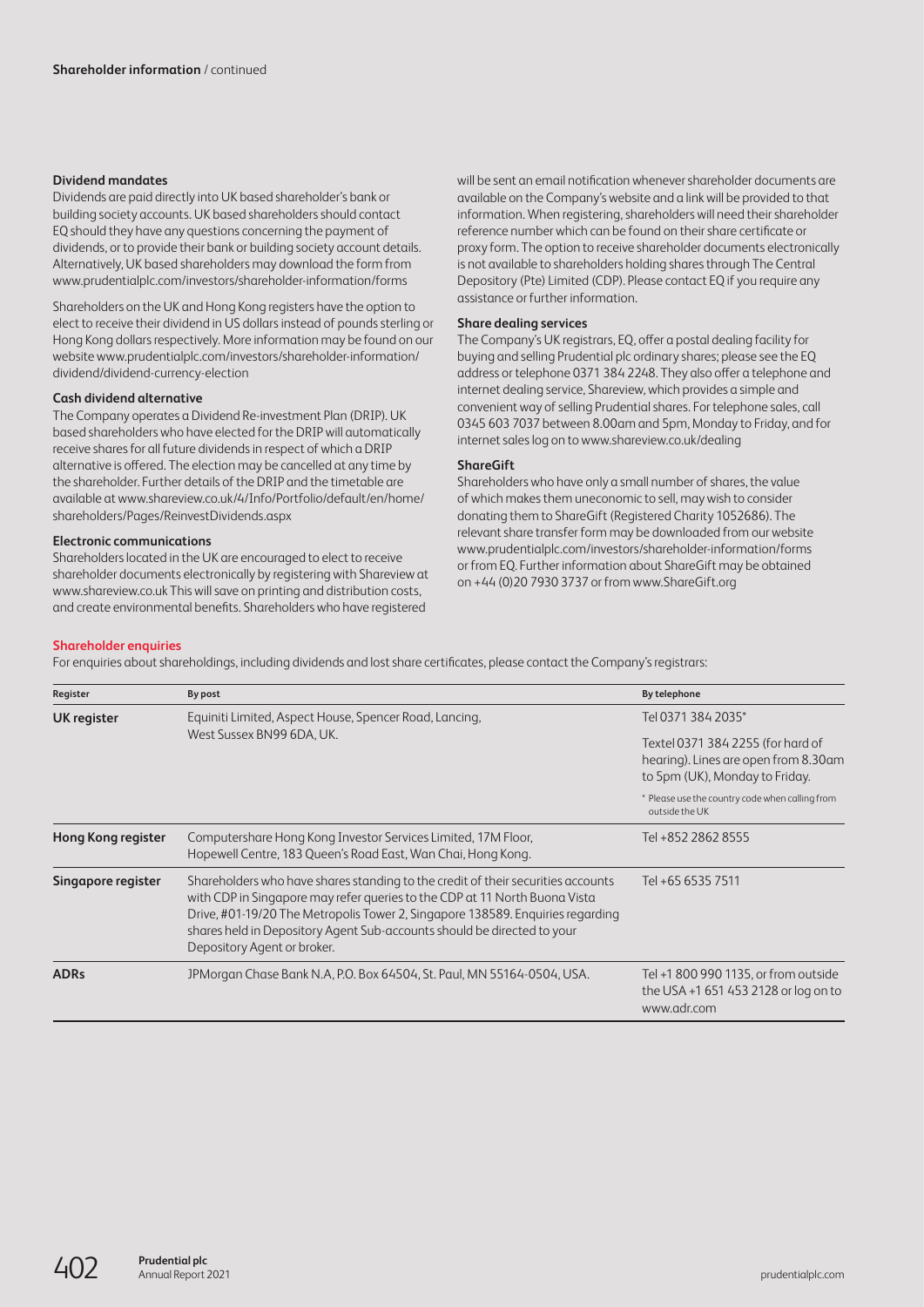### Dividend mandates

Dividends are paid directly into UK based shareholder's bank or building society accounts. UK based shareholders should contact EQ should they have any questions concerning the payment of dividends, or to provide their bank or building society account details. Alternatively, UK based shareholders may download the form from www.prudentialplc.com/investors/shareholder-information/forms

Shareholders on the UK and Hong Kong registers have the option to elect to receive their dividend in US dollars instead of pounds sterling or Hong Kong dollars respectively. More information may be found on our website www.prudentialplc.com/investors/shareholder-information/dividend/dividend-currency-election

### Cash dividend alternative

The Company operates a Dividend Re-investment Plan (DRIP). UK based shareholders who have elected for the DRIP will automatically receive shares for all future dividends in respect of which a DRIP alternative is offered. The election may be cancelled at any time by the shareholder. Further details of the DRIP and the timetable are available at www.shareview.co.uk/4/Info/Portfolio/default/en/home/shareholders/Pages/ReinvestDividends.aspx

### Electronic communications

Shareholders located in the UK are encouraged to elect to receive shareholder documents electronically by registering with Shareview at www.shareview.co.uk This will save on printing and distribution costs, and create environmental benefits. Shareholders who have registered will be sent an email notification whenever shareholder documents are available on the Company's website and a link will be provided to that information. When registering, shareholders will need their shareholder reference number which can be found on their share certificate or proxy form. The option to receive shareholder documents electronically is not available to shareholders holding shares through The Central Depository (Pte) Limited (CDP). Please contact EQ if you require any assistance or further information.

### Share dealing services

The Company's UK registrars, EQ, offer a postal dealing facility for buying and selling Prudential plc ordinary shares; please see the EQ address or telephone 0371 384 2248. They also offer a telephone and internet dealing service, Shareview, which provides a simple and convenient way of selling Prudential shares. For telephone sales, call 0345 603 7037 between 8.00am and 5pm, Monday to Friday, and for internet sales log on to www.shareview.co.uk/dealing

### ShareGift

Shareholders who have only a small number of shares, the value of which makes them uneconomic to sell, may wish to consider donating them to ShareGift (Registered Charity 1052686). The relevant share transfer form may be downloaded from our website www.prudentialplc.com/investors/shareholder-information/forms or from EQ. Further information about ShareGift may be obtained on +44 (0)20 7930 3737 or from www.ShareGift.org

## Shareholder enquiries

For enquiries about shareholdings, including dividends and lost share certificates, please contact the Company's registrars:

| Register | By post | By telephone |
|---|---|---|
| **UK register** | Equiniti Limited, Aspect House, Spencer Road, Lancing, West Sussex BN99 6DA, UK. | Tel 0371 384 2035* <br> Textel 0371 384 2255 (for hard of hearing). Lines are open from 8.30am to 5pm (UK), Monday to Friday. <br> * Please use the country code when calling from outside the UK |
| **Hong Kong register** | Computershare Hong Kong Investor Services Limited, 17M Floor, Hopewell Centre, 183 Queen's Road East, Wan Chai, Hong Kong. | Tel +852 2862 8555 |
| **Singapore register** | Shareholders who have shares standing to the credit of their securities accounts with CDP in Singapore may refer queries to the CDP at 11 North Buona Vista Drive, #01-19/20 The Metropolis Tower 2, Singapore 138589. Enquiries regarding shares held in Depository Agent Sub-accounts should be directed to your Depository Agent or broker. | Tel +65 6535 7511 |
| **ADRs** | JPMorgan Chase Bank N.A, P.O. Box 64504, St. Paul, MN 55164-0504, USA. | Tel +1 800 990 1135, or from outside the USA +1 651 453 2128 or log on to www.adr.com |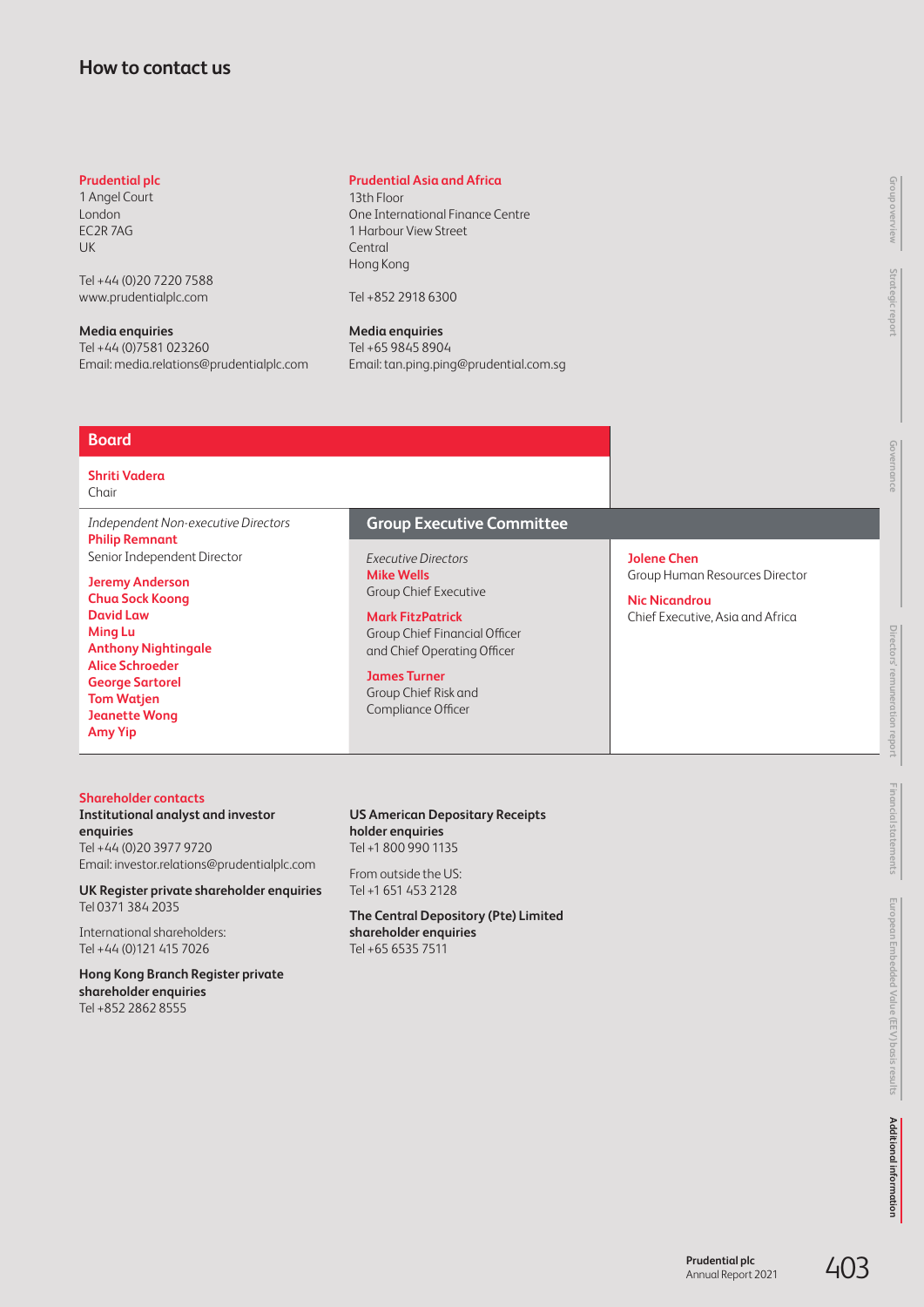# How to contact us

**Prudential plc**
1 Angel Court
London
EC2R 7AG
UK

Tel +44 (0)20 7220 7588
www.prudentialplc.com

**Media enquiries**
Tel +44 (0)7581 023260
Email: media.relations@prudentialplc.com

**Prudential Asia and Africa**
13th Floor
One International Finance Centre
1 Harbour View Street
Central
Hong Kong

Tel +852 2918 6300

**Media enquiries**
Tel +65 9845 8904
Email: tan.ping.ping@prudential.com.sg

## Board

**Shriti Vadera**
Chair

*Independent Non-executive Directors*

**Philip Remnant**
Senior Independent Director

**Jeremy Anderson**
**Chua Sock Koong**
**David Law**
**Ming Lu**
**Anthony Nightingale**
**Alice Schroeder**
**George Sartorel**
**Tom Watjen**
**Jeanette Wong**
**Amy Yip**

## Group Executive Committee

*Executive Directors*

**Mike Wells**
Group Chief Executive

**Mark FitzPatrick**
Group Chief Financial Officer and Chief Operating Officer

**James Turner**
Group Chief Risk and Compliance Officer

**Jolene Chen**
Group Human Resources Director

**Nic Nicandrou**
Chief Executive, Asia and Africa

## Shareholder contacts

**Institutional analyst and investor enquiries**
Tel +44 (0)20 3977 9720
Email: investor.relations@prudentialplc.com

**UK Register private shareholder enquiries**
Tel 0371 384 2035

International shareholders:
Tel +44 (0)121 415 7026

**Hong Kong Branch Register private shareholder enquiries**
Tel +852 2862 8555

**US American Depositary Receipts holder enquiries**
Tel +1 800 990 1135

From outside the US:
Tel +1 651 453 2128

**The Central Depository (Pte) Limited shareholder enquiries**
Tel +65 6535 7511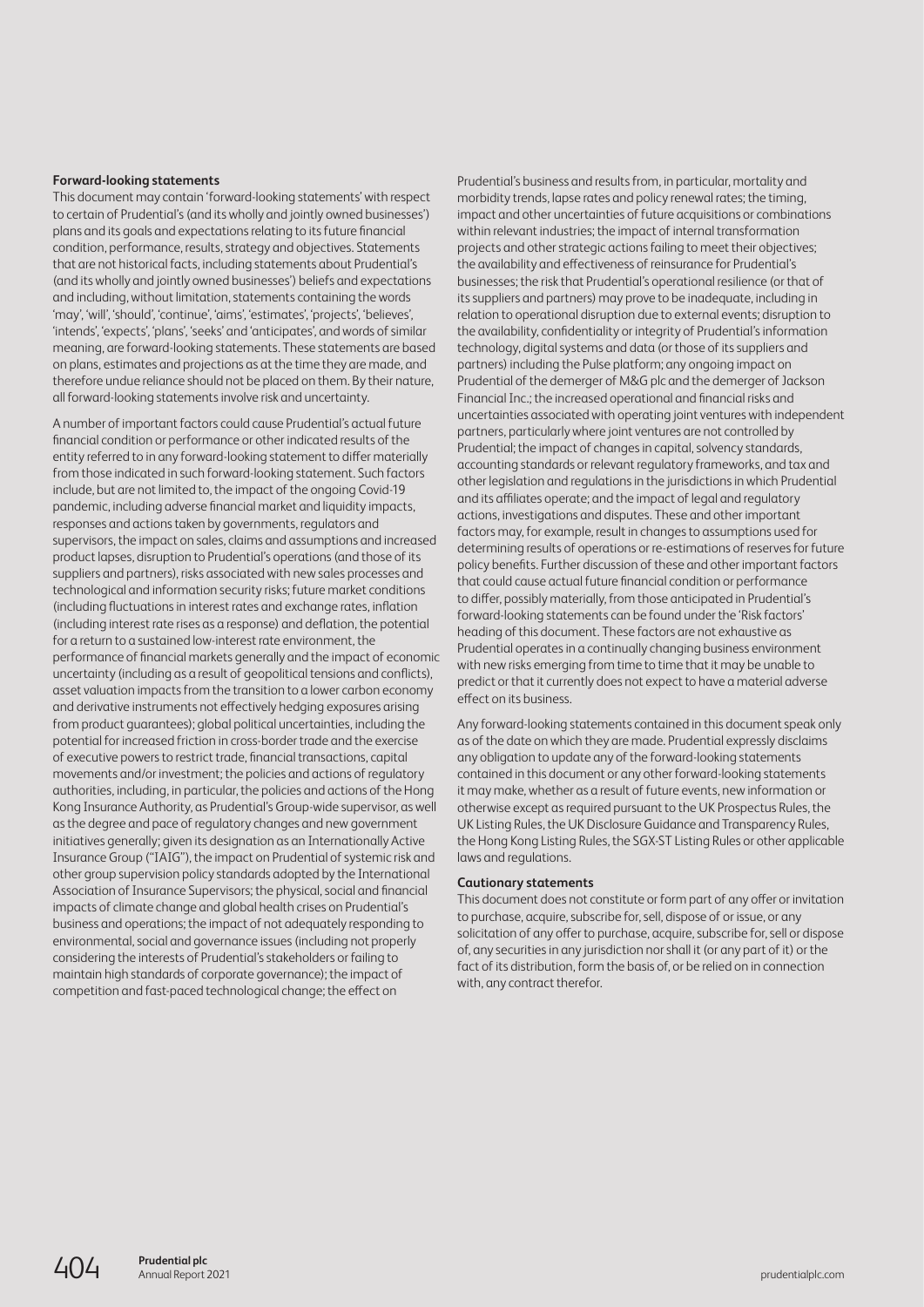### Forward-looking statements

This document may contain 'forward-looking statements' with respect to certain of Prudential's (and its wholly and jointly owned businesses') plans and its goals and expectations relating to its future financial condition, performance, results, strategy and objectives. Statements that are not historical facts, including statements about Prudential's (and its wholly and jointly owned businesses') beliefs and expectations and including, without limitation, statements containing the words 'may', 'will', 'should', 'continue', 'aims', 'estimates', 'projects', 'believes', 'intends', 'expects', 'plans', 'seeks' and 'anticipates', and words of similar meaning, are forward-looking statements. These statements are based on plans, estimates and projections as at the time they are made, and therefore undue reliance should not be placed on them. By their nature, all forward-looking statements involve risk and uncertainty.

A number of important factors could cause Prudential's actual future financial condition or performance or other indicated results of the entity referred to in any forward-looking statement to differ materially from those indicated in such forward-looking statement. Such factors include, but are not limited to, the impact of the ongoing Covid-19 pandemic, including adverse financial market and liquidity impacts, responses and actions taken by governments, regulators and supervisors, the impact on sales, claims and assumptions and increased product lapses, disruption to Prudential's operations (and those of its suppliers and partners), risks associated with new sales processes and technological and information security risks; future market conditions (including fluctuations in interest rates and exchange rates, inflation (including interest rate rises as a response) and deflation, the potential for a return to a sustained low-interest rate environment, the performance of financial markets generally and the impact of economic uncertainty (including as a result of geopolitical tensions and conflicts), asset valuation impacts from the transition to a lower carbon economy and derivative instruments not effectively hedging exposures arising from product guarantees); global political uncertainties, including the potential for increased friction in cross-border trade and the exercise of executive powers to restrict trade, financial transactions, capital movements and/or investment; the policies and actions of regulatory authorities, including, in particular, the policies and actions of the Hong Kong Insurance Authority, as Prudential's Group-wide supervisor, as well as the degree and pace of regulatory changes and new government initiatives generally; given its designation as an Internationally Active Insurance Group ("IAIG"), the impact on Prudential of systemic risk and other group supervision policy standards adopted by the International Association of Insurance Supervisors; the physical, social and financial impacts of climate change and global health crises on Prudential's business and operations; the impact of not adequately responding to environmental, social and governance issues (including not properly considering the interests of Prudential's stakeholders or failing to maintain high standards of corporate governance); the impact of competition and fast-paced technological change; the effect on Prudential's business and results from, in particular, mortality and morbidity trends, lapse rates and policy renewal rates; the timing, impact and other uncertainties of future acquisitions or combinations within relevant industries; the impact of internal transformation projects and other strategic actions failing to meet their objectives; the availability and effectiveness of reinsurance for Prudential's businesses; the risk that Prudential's operational resilience (or that of its suppliers and partners) may prove to be inadequate, including in relation to operational disruption due to external events; disruption to the availability, confidentiality or integrity of Prudential's information technology, digital systems and data (or those of its suppliers and partners) including the Pulse platform; any ongoing impact on Prudential of the demerger of M&G plc and the demerger of Jackson Financial Inc.; the increased operational and financial risks and uncertainties associated with operating joint ventures with independent partners, particularly where joint ventures are not controlled by Prudential; the impact of changes in capital, solvency standards, accounting standards or relevant regulatory frameworks, and tax and other legislation and regulations in the jurisdictions in which Prudential and its affiliates operate; and the impact of legal and regulatory actions, investigations and disputes. These and other important factors may, for example, result in changes to assumptions used for determining results of operations or re-estimations of reserves for future policy benefits. Further discussion of these and other important factors that could cause actual future financial condition or performance to differ, possibly materially, from those anticipated in Prudential's forward-looking statements can be found under the 'Risk factors' heading of this document. These factors are not exhaustive as Prudential operates in a continually changing business environment with new risks emerging from time to time that it may be unable to predict or that it currently does not expect to have a material adverse effect on its business.

Any forward-looking statements contained in this document speak only as of the date on which they are made. Prudential expressly disclaims any obligation to update any of the forward-looking statements contained in this document or any other forward-looking statements it may make, whether as a result of future events, new information or otherwise except as required pursuant to the UK Prospectus Rules, the UK Listing Rules, the UK Disclosure Guidance and Transparency Rules, the Hong Kong Listing Rules, the SGX-ST Listing Rules or other applicable laws and regulations.

### Cautionary statements

This document does not constitute or form part of any offer or invitation to purchase, acquire, subscribe for, sell, dispose of or issue, or any solicitation of any offer to purchase, acquire, subscribe for, sell or dispose of, any securities in any jurisdiction nor shall it (or any part of it) or the fact of its distribution, form the basis of, or be relied on in connection with, any contract therefor.